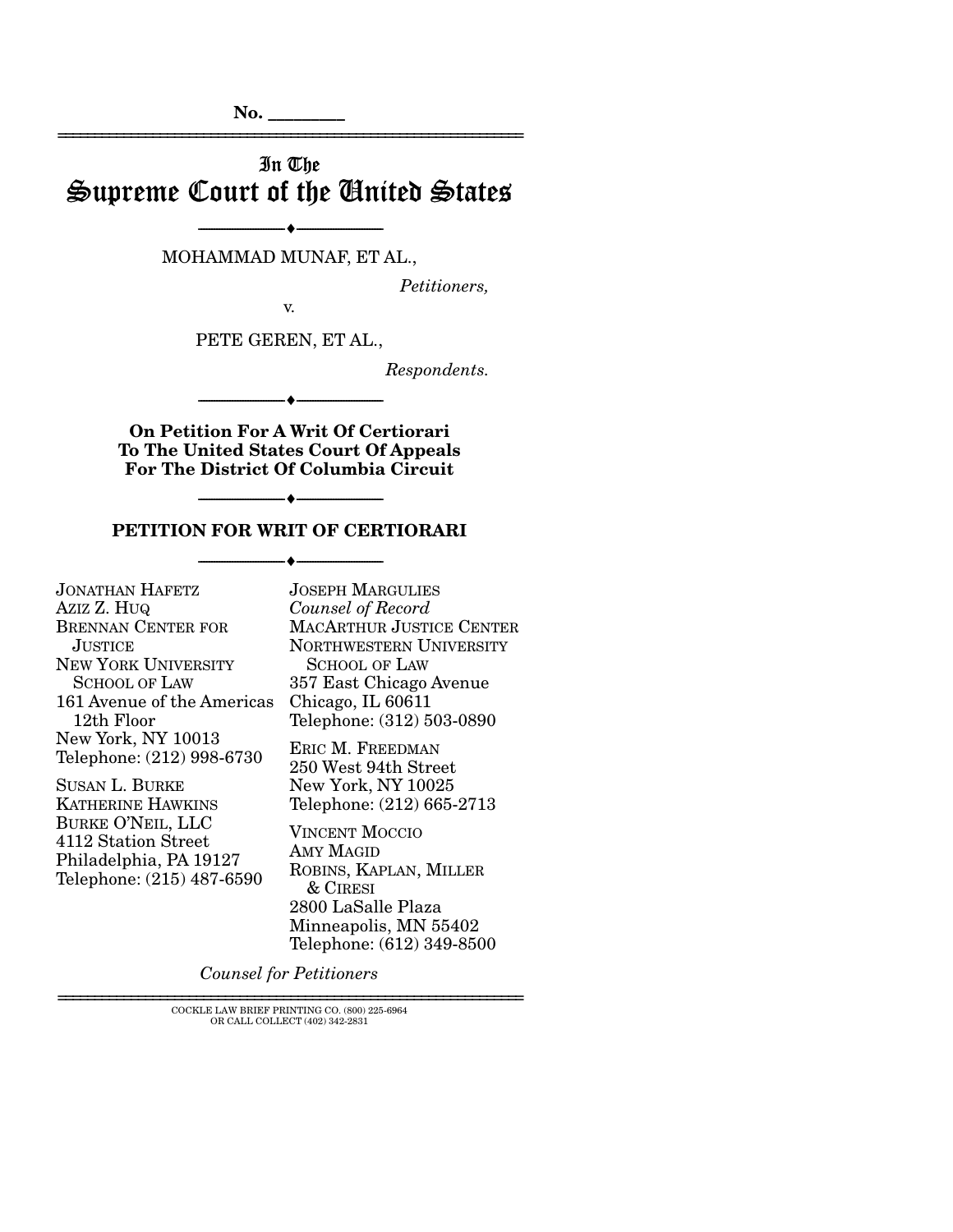No. ________

# In The Supreme Court of the United States

---

MOHAMMAD MUNAF, ET AL.,

*Petitioners,*

v.

PETE GEREN, ET AL.,

*Respondents.*

---

**On Petition For A Writ Of Certiorari To The United States Court Of Appeals For The District Of Columbia Circuit**

---

## PETITION FOR WRIT OF CERTIORARI

---

JONATHAN HAFETZ
AZIZ Z. HUQ
BRENNAN CENTER FOR JUSTICE
NEW YORK UNIVERSITY SCHOOL OF LAW
161 Avenue of the Americas 12th Floor
New York, NY 10013
Telephone: (212) 998-6730

SUSAN L. BURKE
KATHERINE HAWKINS
BURKE O'NEIL, LLC
4112 Station Street
Philadelphia, PA 19127
Telephone: (215) 487-6590

JOSEPH MARGULIES
*Counsel of Record*
MACARTHUR JUSTICE CENTER
NORTHWESTERN UNIVERSITY SCHOOL OF LAW
357 East Chicago Avenue
Chicago, IL 60611
Telephone: (312) 503-0890

ERIC M. FREEDMAN
250 West 94th Street
New York, NY 10025
Telephone: (212) 665-2713

VINCENT MOCCIO
AMY MAGID
ROBINS, KAPLAN, MILLER & CIRESI
2800 LaSalle Plaza
Minneapolis, MN 55402
Telephone: (612) 349-8500

*Counsel for Petitioners*

---

COCKLE LAW BRIEF PRINTING CO. (800) 225-6964
OR CALL COLLECT (402) 342-2831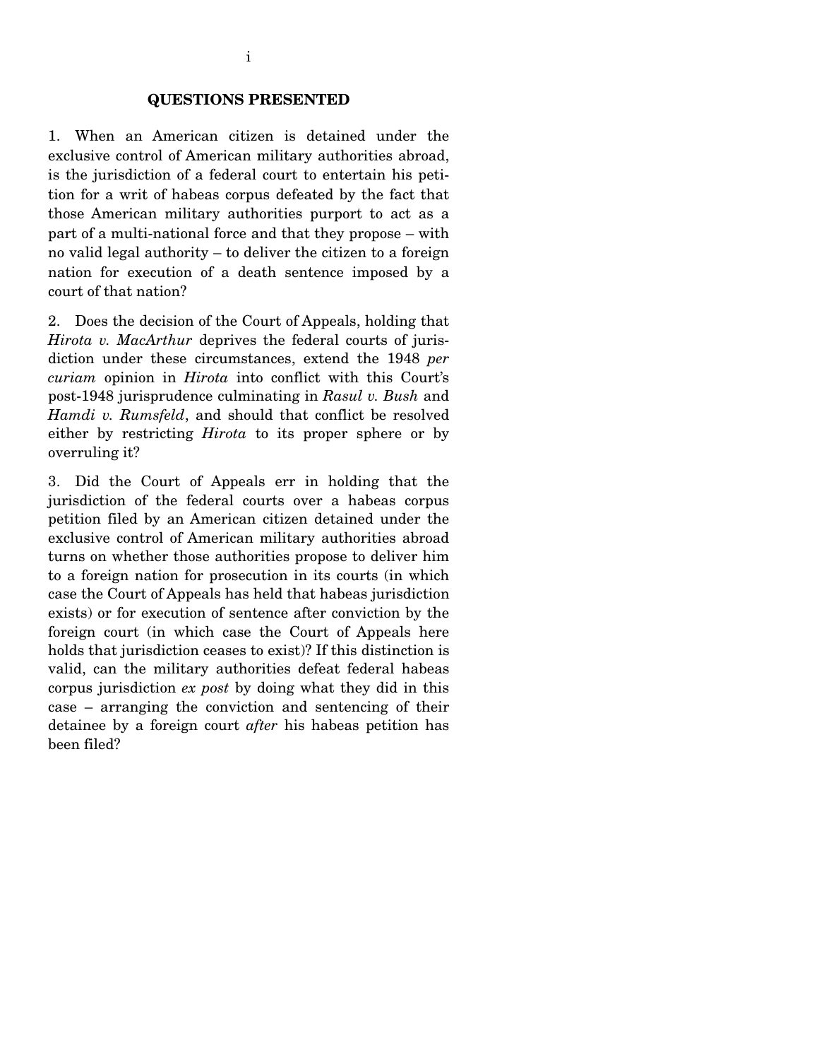## QUESTIONS PRESENTED

1. When an American citizen is detained under the exclusive control of American military authorities abroad, is the jurisdiction of a federal court to entertain his petition for a writ of habeas corpus defeated by the fact that those American military authorities purport to act as a part of a multi-national force and that they propose – with no valid legal authority – to deliver the citizen to a foreign nation for execution of a death sentence imposed by a court of that nation?

2. Does the decision of the Court of Appeals, holding that *Hirota v. MacArthur* deprives the federal courts of jurisdiction under these circumstances, extend the 1948 *per curiam* opinion in *Hirota* into conflict with this Court's post-1948 jurisprudence culminating in *Rasul v. Bush* and *Hamdi v. Rumsfeld*, and should that conflict be resolved either by restricting *Hirota* to its proper sphere or by overruling it?

3. Did the Court of Appeals err in holding that the jurisdiction of the federal courts over a habeas corpus petition filed by an American citizen detained under the exclusive control of American military authorities abroad turns on whether those authorities propose to deliver him to a foreign nation for prosecution in its courts (in which case the Court of Appeals has held that habeas jurisdiction exists) or for execution of sentence after conviction by the foreign court (in which case the Court of Appeals here holds that jurisdiction ceases to exist)? If this distinction is valid, can the military authorities defeat federal habeas corpus jurisdiction *ex post* by doing what they did in this case – arranging the conviction and sentencing of their detainee by a foreign court *after* his habeas petition has been filed?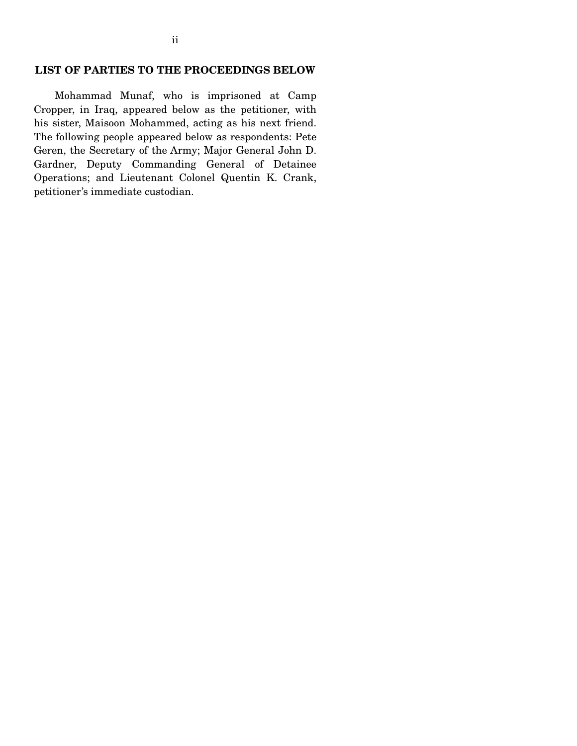## LIST OF PARTIES TO THE PROCEEDINGS BELOW

Mohammad Munaf, who is imprisoned at Camp Cropper, in Iraq, appeared below as the petitioner, with his sister, Maisoon Mohammed, acting as his next friend. The following people appeared below as respondents: Pete Geren, the Secretary of the Army; Major General John D. Gardner, Deputy Commanding General of Detainee Operations; and Lieutenant Colonel Quentin K. Crank, petitioner's immediate custodian.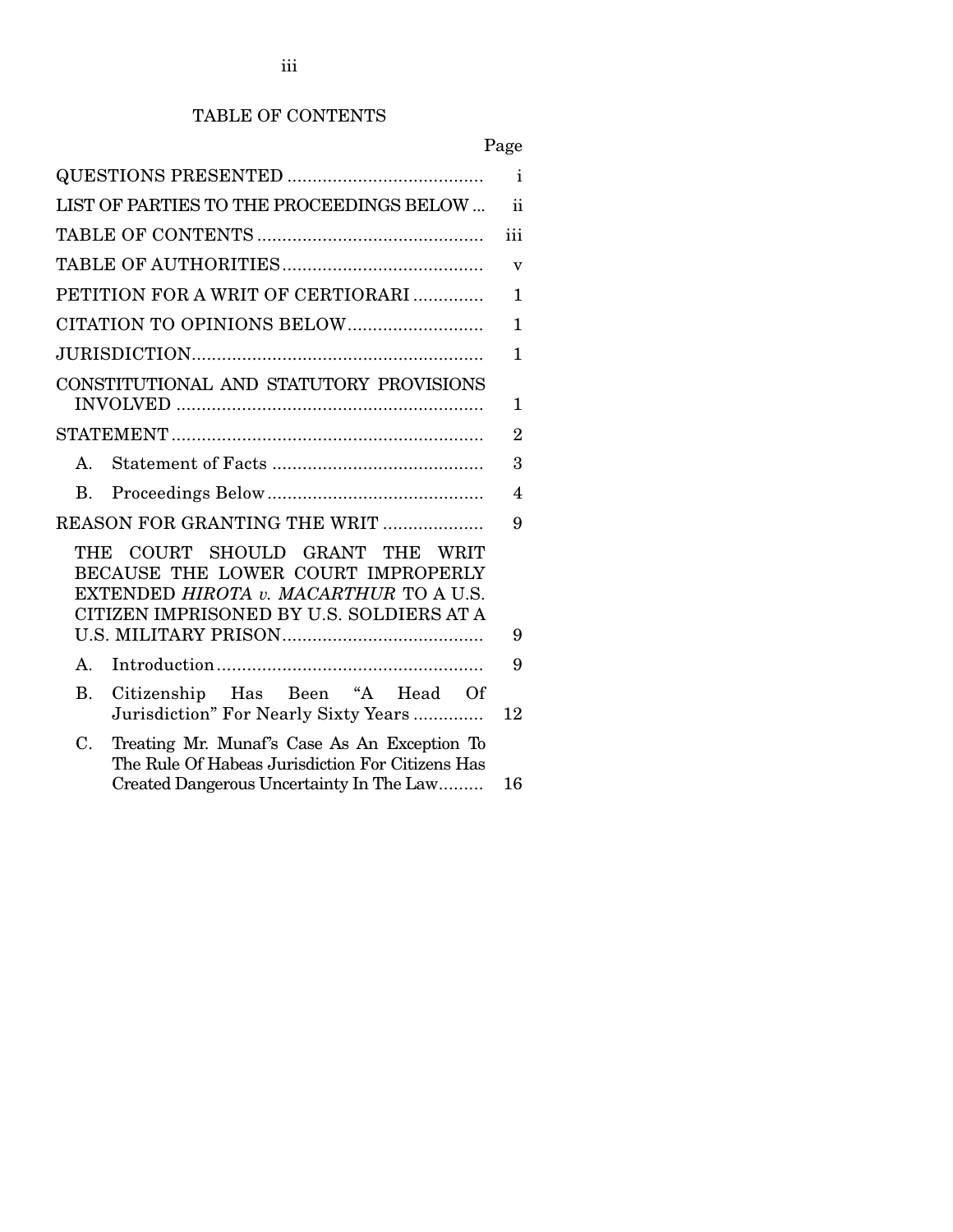# TABLE OF CONTENTS

| | Page |
|---|---|
| QUESTIONS PRESENTED | i |
| LIST OF PARTIES TO THE PROCEEDINGS BELOW | ii |
| TABLE OF CONTENTS | iii |
| TABLE OF AUTHORITIES | v |
| PETITION FOR A WRIT OF CERTIORARI | 1 |
| CITATION TO OPINIONS BELOW | 1 |
| JURISDICTION | 1 |
| CONSTITUTIONAL AND STATUTORY PROVISIONS INVOLVED | 1 |
| STATEMENT | 2 |
| A. Statement of Facts | 3 |
| B. Proceedings Below | 4 |
| REASON FOR GRANTING THE WRIT | 9 |
| THE COURT SHOULD GRANT THE WRIT BECAUSE THE LOWER COURT IMPROPERLY EXTENDED *HIROTA v. MACARTHUR* TO A U.S. CITIZEN IMPRISONED BY U.S. SOLDIERS AT A U.S. MILITARY PRISON | 9 |
| A. Introduction | 9 |
| B. Citizenship Has Been "A Head Of Jurisdiction" For Nearly Sixty Years | 12 |
| C. Treating Mr. Munaf's Case As An Exception To The Rule Of Habeas Jurisdiction For Citizens Has Created Dangerous Uncertainty In The Law | 16 |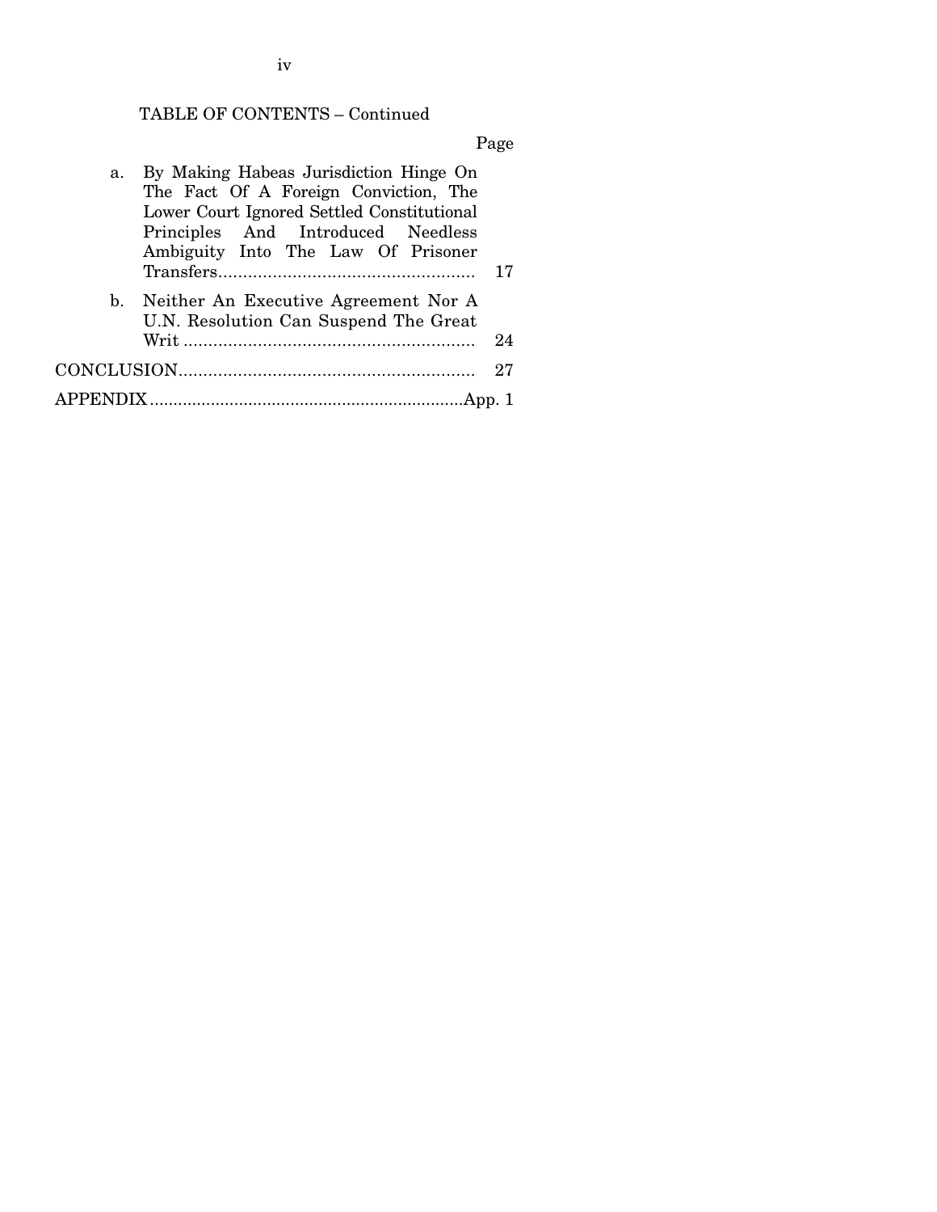TABLE OF CONTENTS – Continued

| | Page |
|---|---|
| a. By Making Habeas Jurisdiction Hinge On The Fact Of A Foreign Conviction, The Lower Court Ignored Settled Constitutional Principles And Introduced Needless Ambiguity Into The Law Of Prisoner Transfers | 17 |
| b. Neither An Executive Agreement Nor A U.N. Resolution Can Suspend The Great Writ | 24 |
| CONCLUSION | 27 |
| APPENDIX | App. 1 |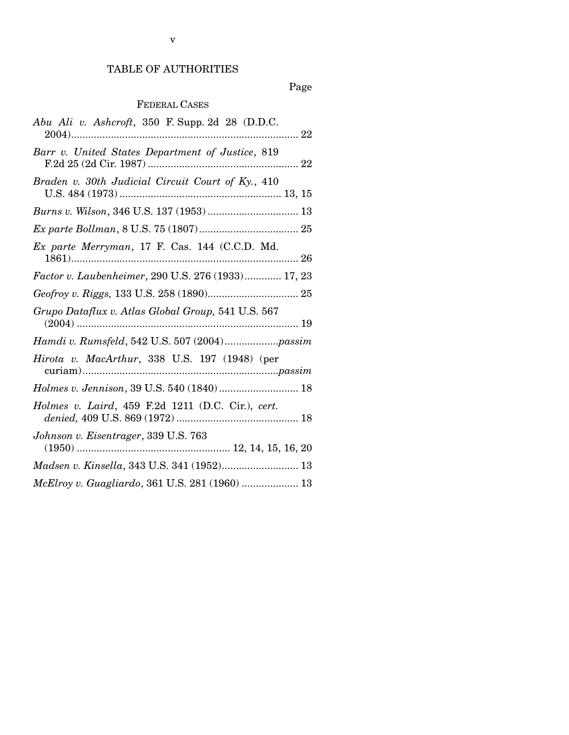# TABLE OF AUTHORITIES

Page

## FEDERAL CASES

*Abu Ali v. Ashcroft*, 350 F. Supp. 2d 28 (D.D.C. 2004)........................................................................ 22

*Barr v. United States Department of Justice*, 819 F.2d 25 (2d Cir. 1987)..................................................... 22

*Braden v. 30th Judicial Circuit Court of Ky.*, 410 U.S. 484 (1973)......................................................... 13, 15

*Burns v. Wilson*, 346 U.S. 137 (1953)................................ 13

*Ex parte Bollman*, 8 U.S. 75 (1807)................................... 25

*Ex parte Merryman*, 17 F. Cas. 144 (C.C.D. Md. 1861)........................................................................ 26

*Factor v. Laubenheimer*, 290 U.S. 276 (1933)............. 17, 23

*Geofroy v. Riggs,* 133 U.S. 258 (1890)................................ 25

*Grupo Dataflux v. Atlas Global Group,* 541 U.S. 567 (2004)........................................................................ 19

*Hamdi v. Rumsfeld*, 542 U.S. 507 (2004)...................*passim*

*Hirota v. MacArthur*, 338 U.S. 197 (1948) (per curiam)....................................................................*passim*

*Holmes v. Jennison*, 39 U.S. 540 (1840)............................ 18

*Holmes v. Laird*, 459 F.2d 1211 (D.C. Cir.), *cert. denied,* 409 U.S. 869 (1972)........................................... 18

*Johnson v. Eisentrager*, 339 U.S. 763 (1950)...................................................... 12, 14, 15, 16, 20

*Madsen v. Kinsella*, 343 U.S. 341 (1952)........................... 13

*McElroy v. Guagliardo*, 361 U.S. 281 (1960).................... 13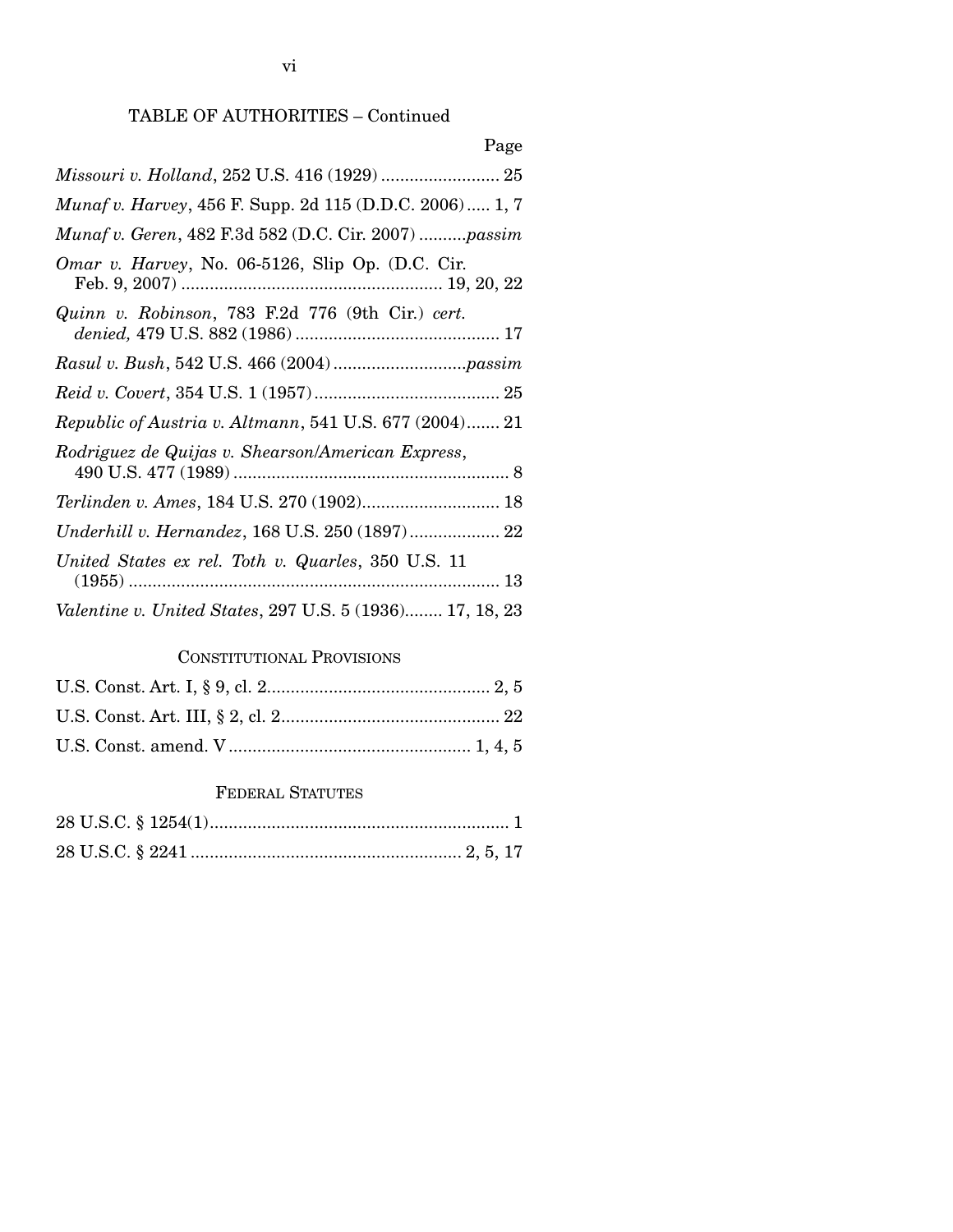TABLE OF AUTHORITIES – Continued

Page

*Missouri v. Holland*, 252 U.S. 416 (1929) ......................... 25

*Munaf v. Harvey*, 456 F. Supp. 2d 115 (D.D.C. 2006) ..... 1, 7

*Munaf v. Geren*, 482 F.3d 582 (D.C. Cir. 2007) ..........*passim*

*Omar v. Harvey*, No. 06-5126, Slip Op. (D.C. Cir. Feb. 9, 2007) ...................................................... 19, 20, 22

*Quinn v. Robinson*, 783 F.2d 776 (9th Cir.) *cert. denied,* 479 U.S. 882 (1986) ........................................... 17

*Rasul v. Bush*, 542 U.S. 466 (2004) ............................*passim*

*Reid v. Covert*, 354 U.S. 1 (1957) ....................................... 25

*Republic of Austria v. Altmann*, 541 U.S. 677 (2004) ....... 21

*Rodriguez de Quijas v. Shearson/American Express*, 490 U.S. 477 (1989) .......................................................... 8

*Terlinden v. Ames*, 184 U.S. 270 (1902) ............................. 18

*Underhill v. Hernandez*, 168 U.S. 250 (1897) ................... 22

*United States ex rel. Toth v. Quarles*, 350 U.S. 11 (1955) .............................................................................. 13

*Valentine v. United States*, 297 U.S. 5 (1936) ........ 17, 18, 23

## Constitutional Provisions

U.S. Const. Art. I, § 9, cl. 2 .............................................. 2, 5

U.S. Const. Art. III, § 2, cl. 2 .............................................. 22

U.S. Const. amend. V .................................................. 1, 4, 5

## Federal Statutes

28 U.S.C. § 1254(1) ............................................................... 1

28 U.S.C. § 2241 ........................................................ 2, 5, 17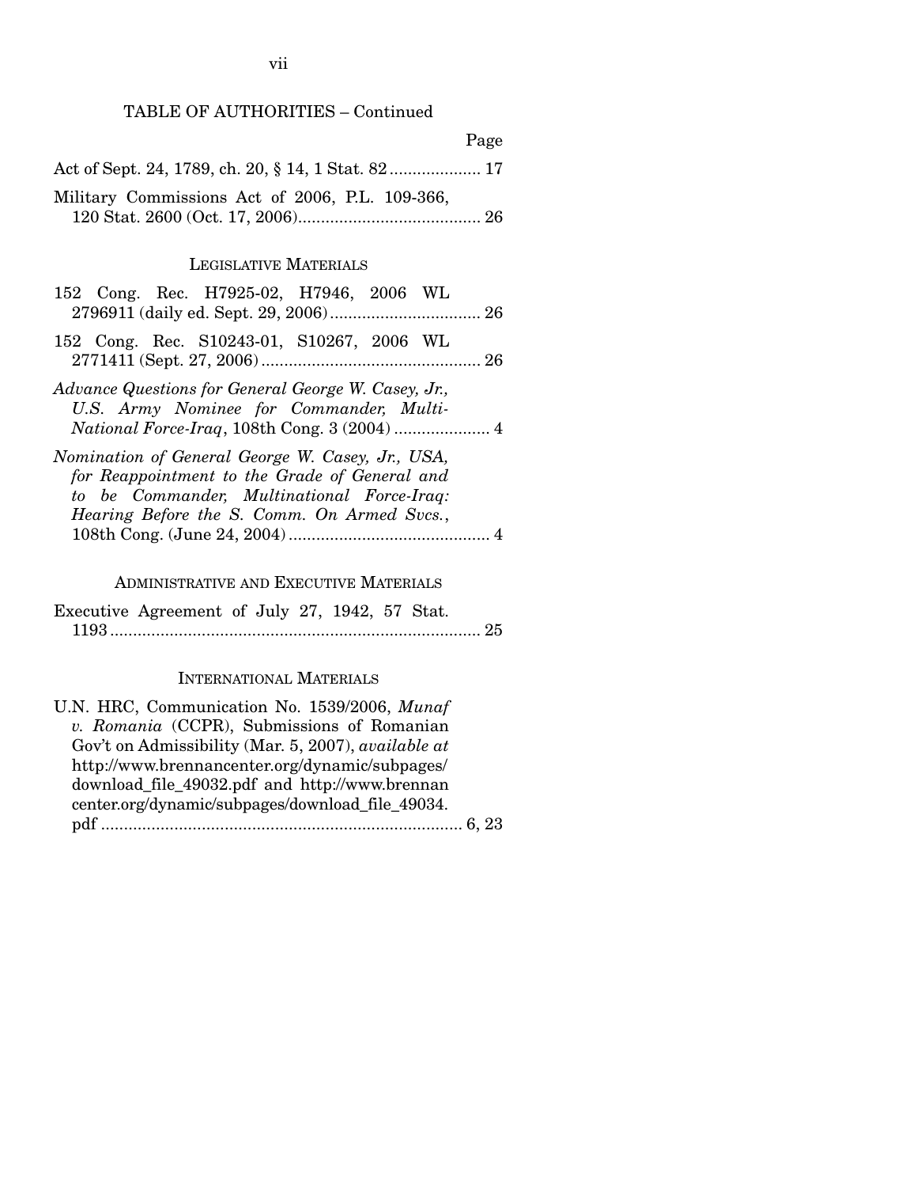TABLE OF AUTHORITIES – Continued

Page

Act of Sept. 24, 1789, ch. 20, § 14, 1 Stat. 82 .................... 17

Military Commissions Act of 2006, P.L. 109-366, 120 Stat. 2600 (Oct. 17, 2006)........................................ 26

LEGISLATIVE MATERIALS

152 Cong. Rec. H7925-02, H7946, 2006 WL 2796911 (daily ed. Sept. 29, 2006)................................. 26

152 Cong. Rec. S10243-01, S10267, 2006 WL 2771411 (Sept. 27, 2006)................................................ 26

*Advance Questions for General George W. Casey, Jr., U.S. Army Nominee for Commander, Multi-National Force-Iraq*, 108th Cong. 3 (2004) ..................... 4

*Nomination of General George W. Casey, Jr., USA, for Reappointment to the Grade of General and to be Commander, Multinational Force-Iraq: Hearing Before the S. Comm. On Armed Svcs.*, 108th Cong. (June 24, 2004)............................................ 4

ADMINISTRATIVE AND EXECUTIVE MATERIALS

Executive Agreement of July 27, 1942, 57 Stat. 1193................................................................................. 25

INTERNATIONAL MATERIALS

U.N. HRC, Communication No. 1539/2006, *Munaf v. Romania* (CCPR), Submissions of Romanian Gov't on Admissibility (Mar. 5, 2007), *available at* http://www.brennancenter.org/dynamic/subpages/download_file_49032.pdf and http://www.brennancenter.org/dynamic/subpages/download_file_49034.pdf ............................................................................... 6, 23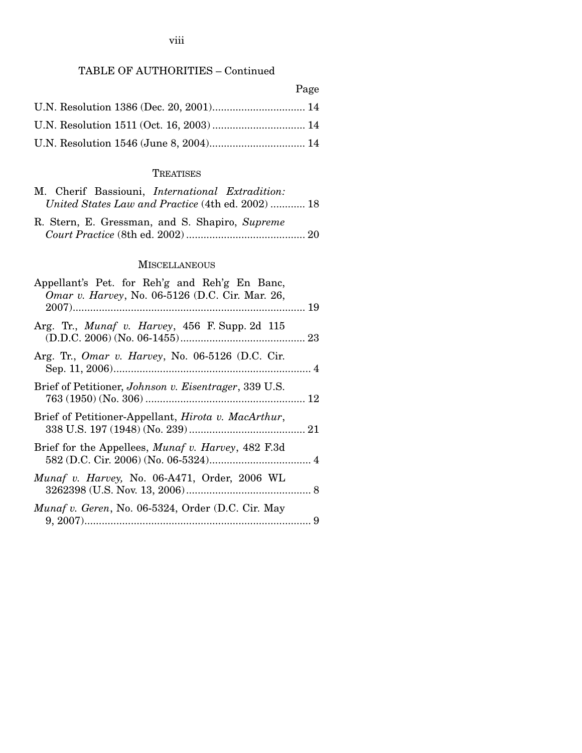TABLE OF AUTHORITIES – Continued

Page

U.N. Resolution 1386 (Dec. 20, 2001)................................ 14

U.N. Resolution 1511 (Oct. 16, 2003)................................ 14

U.N. Resolution 1546 (June 8, 2004)................................. 14

### TREATISES

M. Cherif Bassiouni, *International Extradition: United States Law and Practice* (4th ed. 2002) ............ 18

R. Stern, E. Gressman, and S. Shapiro, *Supreme Court Practice* (8th ed. 2002) ......................................... 20

### MISCELLANEOUS

Appellant's Pet. for Reh'g and Reh'g En Banc, *Omar v. Harvey*, No. 06-5126 (D.C. Cir. Mar. 26, 2007)................................................................................ 19

Arg. Tr., *Munaf v. Harvey*, 456 F. Supp. 2d 115 (D.D.C. 2006) (No. 06-1455)........................................... 23

Arg. Tr., *Omar v. Harvey*, No. 06-5126 (D.C. Cir. Sep. 11, 2006).................................................................... 4

Brief of Petitioner, *Johnson v. Eisentrager*, 339 U.S. 763 (1950) (No. 306) ....................................................... 12

Brief of Petitioner-Appellant, *Hirota v. MacArthur*, 338 U.S. 197 (1948) (No. 239)........................................ 21

Brief for the Appellees, *Munaf v. Harvey*, 482 F.3d 582 (D.C. Cir. 2006) (No. 06-5324)................................... 4

*Munaf v. Harvey,* No. 06-A471, Order, 2006 WL 3262398 (U.S. Nov. 13, 2006)........................................... 8

*Munaf v. Geren*, No. 06-5324, Order (D.C. Cir. May 9, 2007).............................................................................. 9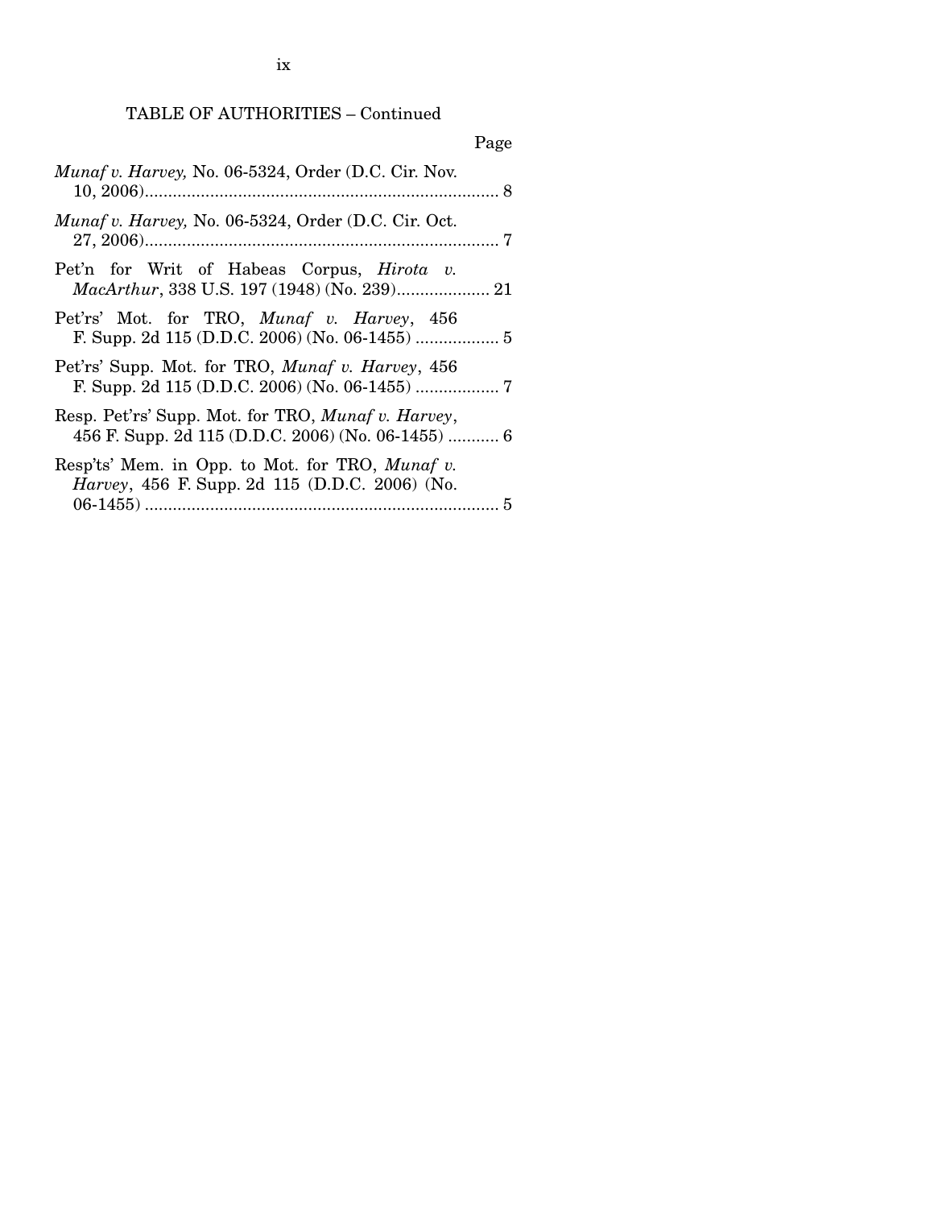TABLE OF AUTHORITIES – Continued

| | Page |
|---|---|
| *Munaf v. Harvey,* No. 06-5324, Order (D.C. Cir. Nov. 10, 2006) | 8 |
| *Munaf v. Harvey,* No. 06-5324, Order (D.C. Cir. Oct. 27, 2006) | 7 |
| Pet'n for Writ of Habeas Corpus, *Hirota v. MacArthur*, 338 U.S. 197 (1948) (No. 239) | 21 |
| Pet'rs' Mot. for TRO, *Munaf v. Harvey*, 456 F. Supp. 2d 115 (D.D.C. 2006) (No. 06-1455) | 5 |
| Pet'rs' Supp. Mot. for TRO, *Munaf v. Harvey*, 456 F. Supp. 2d 115 (D.D.C. 2006) (No. 06-1455) | 7 |
| Resp. Pet'rs' Supp. Mot. for TRO, *Munaf v. Harvey*, 456 F. Supp. 2d 115 (D.D.C. 2006) (No. 06-1455) | 6 |
| Resp'ts' Mem. in Opp. to Mot. for TRO, *Munaf v. Harvey*, 456 F. Supp. 2d 115 (D.D.C. 2006) (No. 06-1455) | 5 |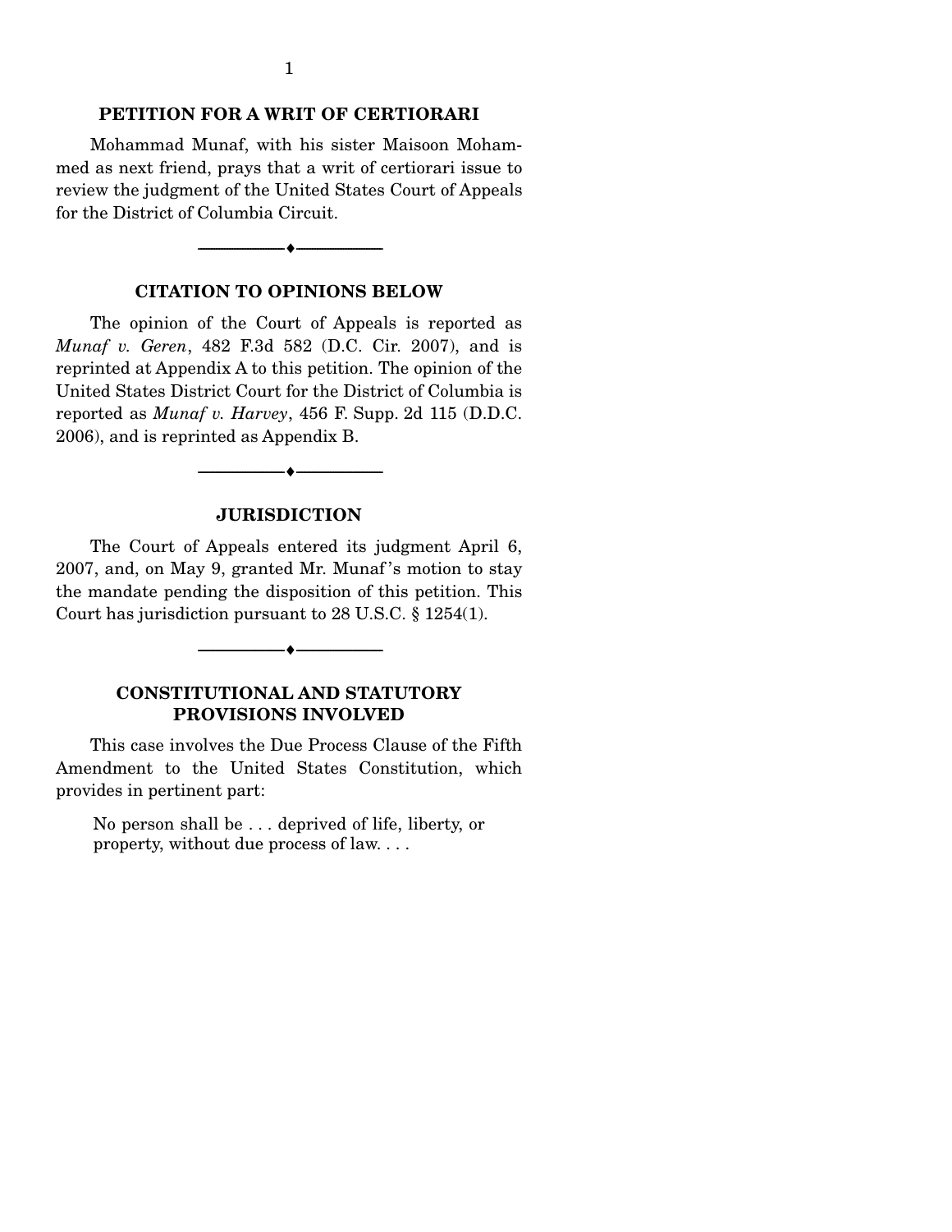## PETITION FOR A WRIT OF CERTIORARI

Mohammad Munaf, with his sister Maisoon Mohammed as next friend, prays that a writ of certiorari issue to review the judgment of the United States Court of Appeals for the District of Columbia Circuit.

---

## CITATION TO OPINIONS BELOW

The opinion of the Court of Appeals is reported as *Munaf v. Geren*, 482 F.3d 582 (D.C. Cir. 2007), and is reprinted at Appendix A to this petition. The opinion of the United States District Court for the District of Columbia is reported as *Munaf v. Harvey*, 456 F. Supp. 2d 115 (D.D.C. 2006), and is reprinted as Appendix B.

---

## JURISDICTION

The Court of Appeals entered its judgment April 6, 2007, and, on May 9, granted Mr. Munaf's motion to stay the mandate pending the disposition of this petition. This Court has jurisdiction pursuant to 28 U.S.C. § 1254(1).

---

## CONSTITUTIONAL AND STATUTORY PROVISIONS INVOLVED

This case involves the Due Process Clause of the Fifth Amendment to the United States Constitution, which provides in pertinent part:

> No person shall be . . . deprived of life, liberty, or property, without due process of law. . . .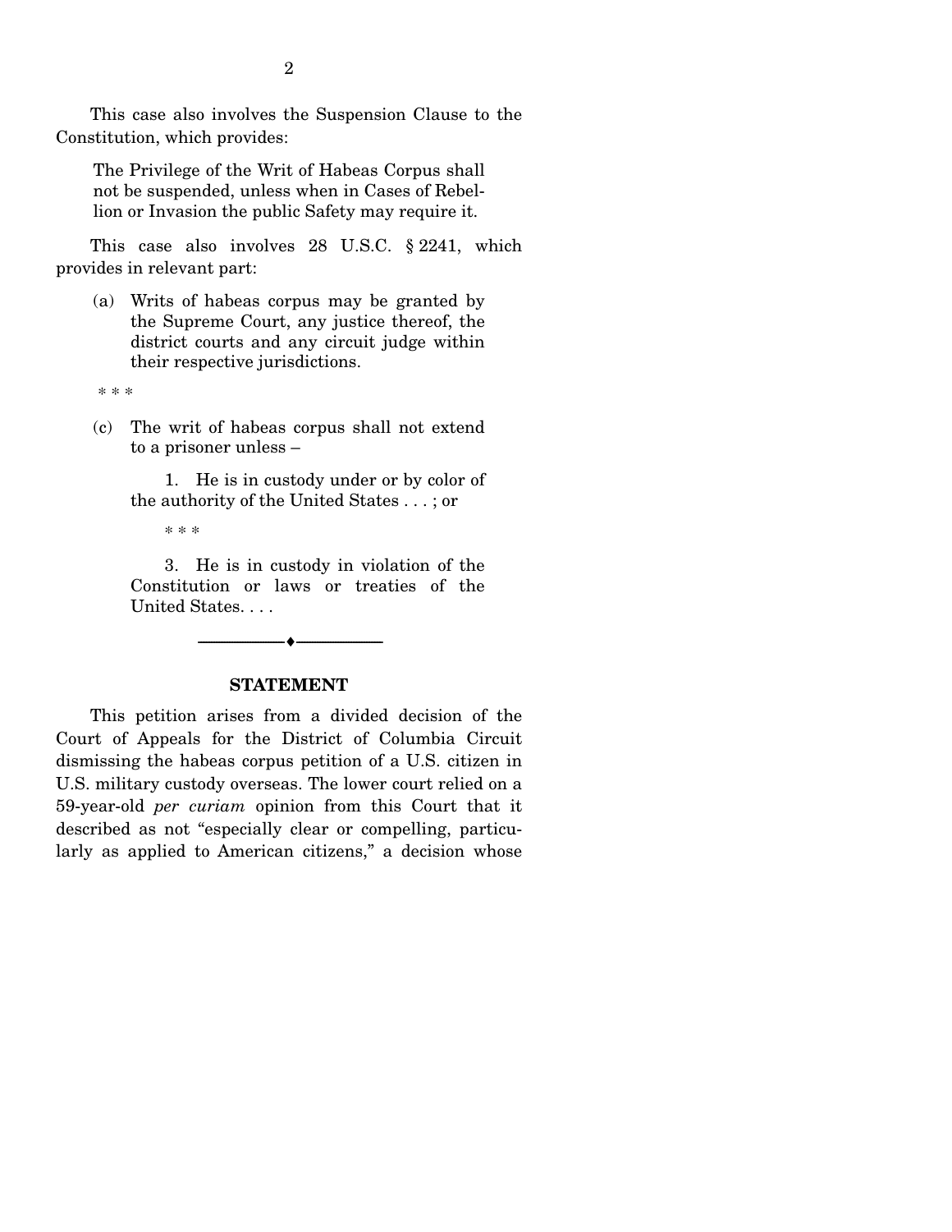This case also involves the Suspension Clause to the Constitution, which provides:

> The Privilege of the Writ of Habeas Corpus shall not be suspended, unless when in Cases of Rebellion or Invasion the public Safety may require it.

This case also involves 28 U.S.C. § 2241, which provides in relevant part:

> (a) Writs of habeas corpus may be granted by the Supreme Court, any justice thereof, the district courts and any circuit judge within their respective jurisdictions.
>
> \* \* \*
>
> (c) The writ of habeas corpus shall not extend to a prisoner unless –
>
> 1. He is in custody under or by color of the authority of the United States . . . ; or
>
> \* \* \*
>
> 3. He is in custody in violation of the Constitution or laws or treaties of the United States. . . .

---

## STATEMENT

This petition arises from a divided decision of the Court of Appeals for the District of Columbia Circuit dismissing the habeas corpus petition of a U.S. citizen in U.S. military custody overseas. The lower court relied on a 59-year-old *per curiam* opinion from this Court that it described as not "especially clear or compelling, particularly as applied to American citizens," a decision whose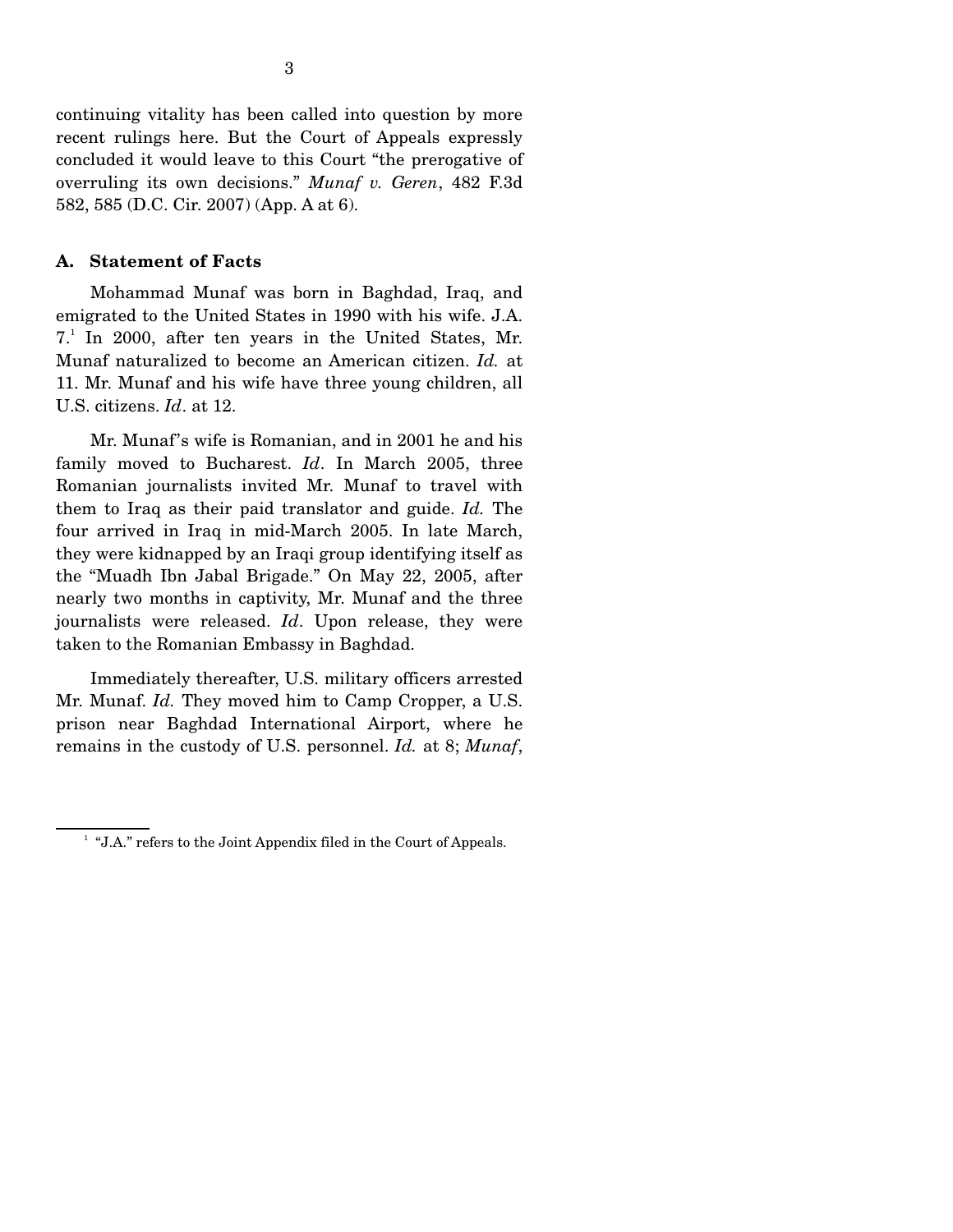continuing vitality has been called into question by more recent rulings here. But the Court of Appeals expressly concluded it would leave to this Court "the prerogative of overruling its own decisions." *Munaf v. Geren*, 482 F.3d 582, 585 (D.C. Cir. 2007) (App. A at 6).

### A. Statement of Facts

Mohammad Munaf was born in Baghdad, Iraq, and emigrated to the United States in 1990 with his wife. J.A. 7.[1] In 2000, after ten years in the United States, Mr. Munaf naturalized to become an American citizen. *Id.* at 11. Mr. Munaf and his wife have three young children, all U.S. citizens. *Id*. at 12.

Mr. Munaf's wife is Romanian, and in 2001 he and his family moved to Bucharest. *Id*. In March 2005, three Romanian journalists invited Mr. Munaf to travel with them to Iraq as their paid translator and guide. *Id.* The four arrived in Iraq in mid-March 2005. In late March, they were kidnapped by an Iraqi group identifying itself as the "Muadh Ibn Jabal Brigade." On May 22, 2005, after nearly two months in captivity, Mr. Munaf and the three journalists were released. *Id*. Upon release, they were taken to the Romanian Embassy in Baghdad.

Immediately thereafter, U.S. military officers arrested Mr. Munaf. *Id.* They moved him to Camp Cropper, a U.S. prison near Baghdad International Airport, where he remains in the custody of U.S. personnel. *Id.* at 8; *Munaf*,

[1] "J.A." refers to the Joint Appendix filed in the Court of Appeals.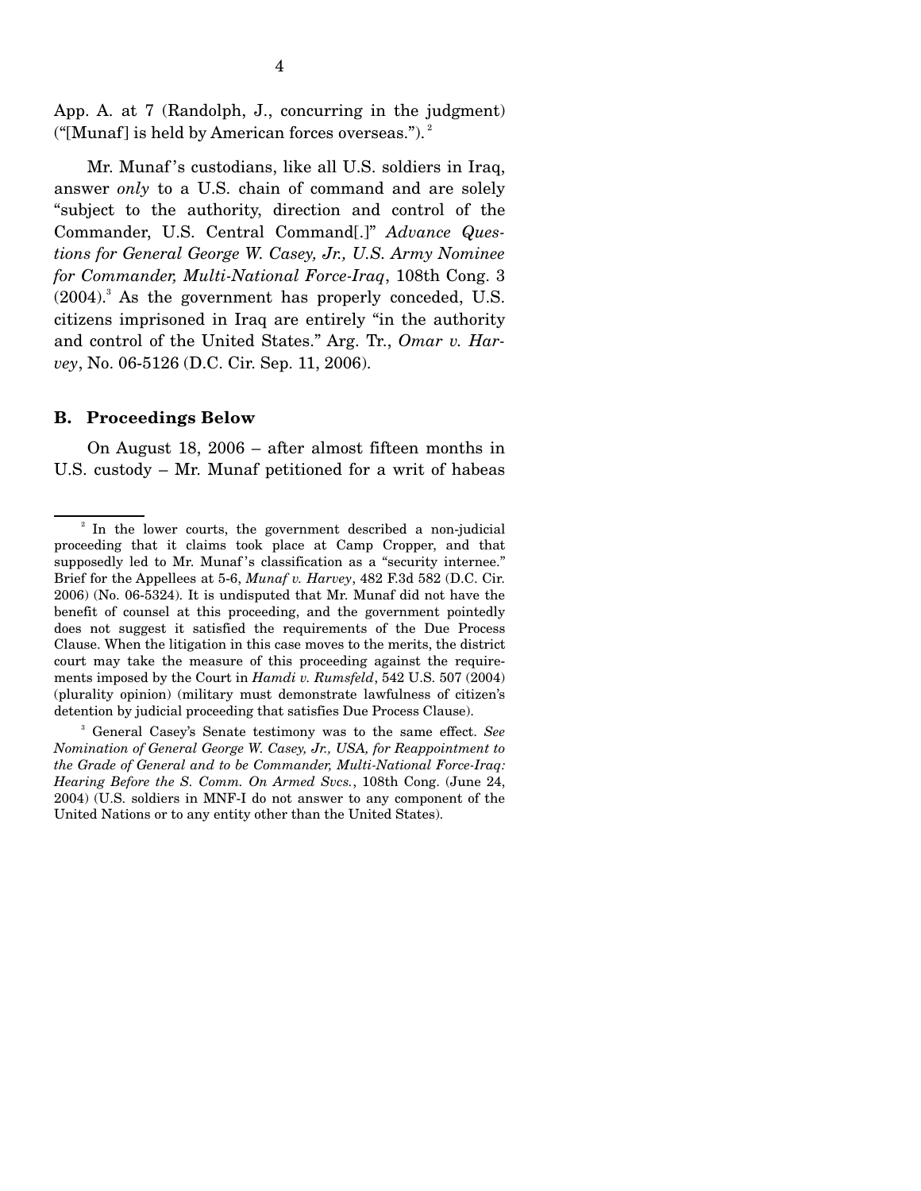App. A. at 7 (Randolph, J., concurring in the judgment) ("[Munaf] is held by American forces overseas.").[2]

Mr. Munaf's custodians, like all U.S. soldiers in Iraq, answer *only* to a U.S. chain of command and are solely "subject to the authority, direction and control of the Commander, U.S. Central Command[.]" *Advance Questions for General George W. Casey, Jr., U.S. Army Nominee for Commander, Multi-National Force-Iraq*, 108th Cong. 3 (2004).[3] As the government has properly conceded, U.S. citizens imprisoned in Iraq are entirely "in the authority and control of the United States." Arg. Tr., *Omar v. Harvey*, No. 06-5126 (D.C. Cir. Sep. 11, 2006).

### B. Proceedings Below

On August 18, 2006 – after almost fifteen months in U.S. custody – Mr. Munaf petitioned for a writ of habeas

---

[2] In the lower courts, the government described a non-judicial proceeding that it claims took place at Camp Cropper, and that supposedly led to Mr. Munaf's classification as a "security internee." Brief for the Appellees at 5-6, *Munaf v. Harvey*, 482 F.3d 582 (D.C. Cir. 2006) (No. 06-5324). It is undisputed that Mr. Munaf did not have the benefit of counsel at this proceeding, and the government pointedly does not suggest it satisfied the requirements of the Due Process Clause. When the litigation in this case moves to the merits, the district court may take the measure of this proceeding against the requirements imposed by the Court in *Hamdi v. Rumsfeld*, 542 U.S. 507 (2004) (plurality opinion) (military must demonstrate lawfulness of citizen's detention by judicial proceeding that satisfies Due Process Clause).

[3] General Casey's Senate testimony was to the same effect. *See Nomination of General George W. Casey, Jr., USA, for Reappointment to the Grade of General and to be Commander, Multi-National Force-Iraq: Hearing Before the S. Comm. On Armed Svcs.*, 108th Cong. (June 24, 2004) (U.S. soldiers in MNF-I do not answer to any component of the United Nations or to any entity other than the United States).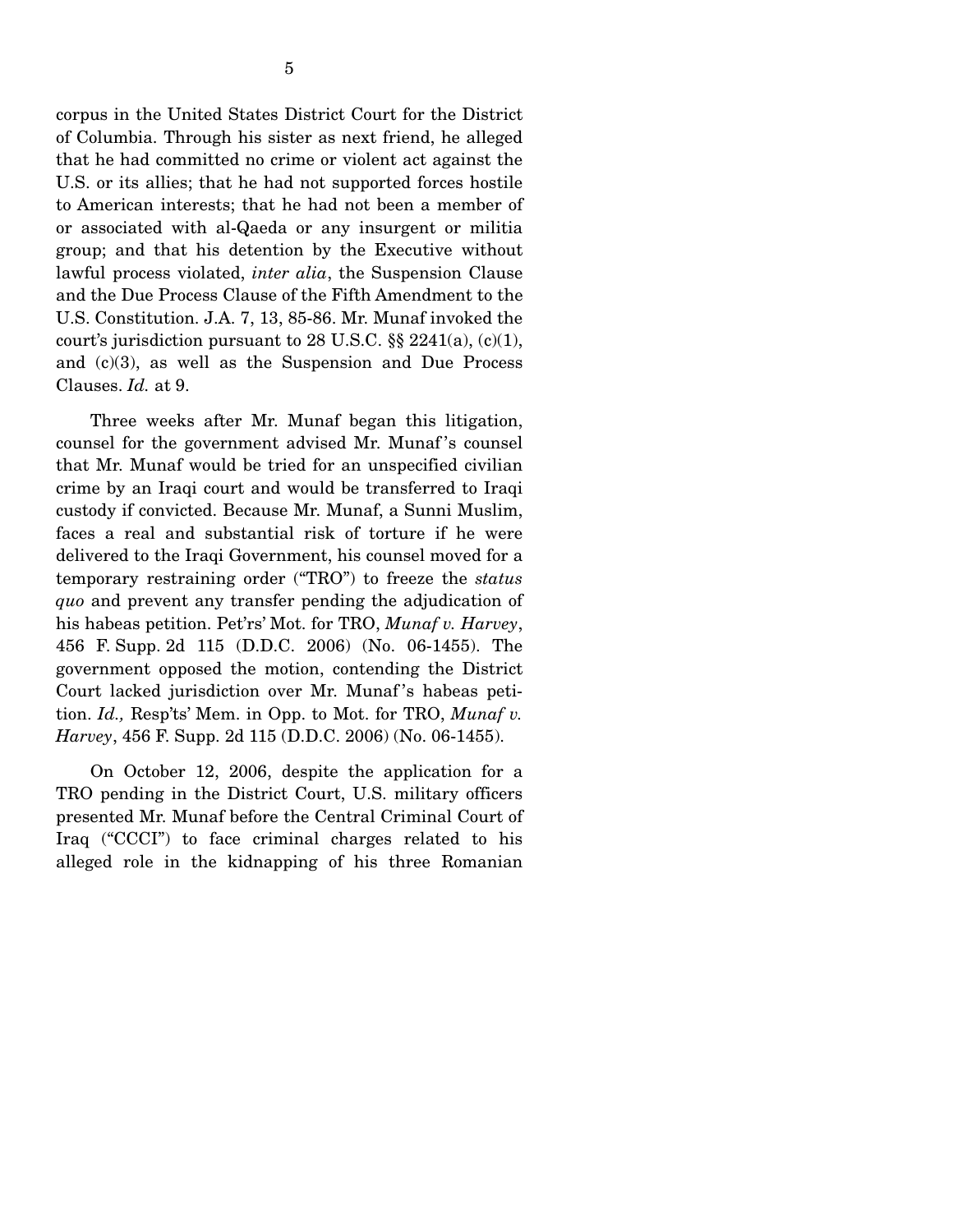corpus in the United States District Court for the District of Columbia. Through his sister as next friend, he alleged that he had committed no crime or violent act against the U.S. or its allies; that he had not supported forces hostile to American interests; that he had not been a member of or associated with al-Qaeda or any insurgent or militia group; and that his detention by the Executive without lawful process violated, *inter alia*, the Suspension Clause and the Due Process Clause of the Fifth Amendment to the U.S. Constitution. J.A. 7, 13, 85-86. Mr. Munaf invoked the court's jurisdiction pursuant to 28 U.S.C. §§ 2241(a), (c)(1), and (c)(3), as well as the Suspension and Due Process Clauses. *Id.* at 9.

Three weeks after Mr. Munaf began this litigation, counsel for the government advised Mr. Munaf's counsel that Mr. Munaf would be tried for an unspecified civilian crime by an Iraqi court and would be transferred to Iraqi custody if convicted. Because Mr. Munaf, a Sunni Muslim, faces a real and substantial risk of torture if he were delivered to the Iraqi Government, his counsel moved for a temporary restraining order ("TRO") to freeze the *status quo* and prevent any transfer pending the adjudication of his habeas petition. Pet'rs' Mot. for TRO, *Munaf v. Harvey*, 456 F. Supp. 2d 115 (D.D.C. 2006) (No. 06-1455). The government opposed the motion, contending the District Court lacked jurisdiction over Mr. Munaf's habeas petition. *Id.,* Resp'ts' Mem. in Opp. to Mot. for TRO, *Munaf v. Harvey*, 456 F. Supp. 2d 115 (D.D.C. 2006) (No. 06-1455).

On October 12, 2006, despite the application for a TRO pending in the District Court, U.S. military officers presented Mr. Munaf before the Central Criminal Court of Iraq ("CCCI") to face criminal charges related to his alleged role in the kidnapping of his three Romanian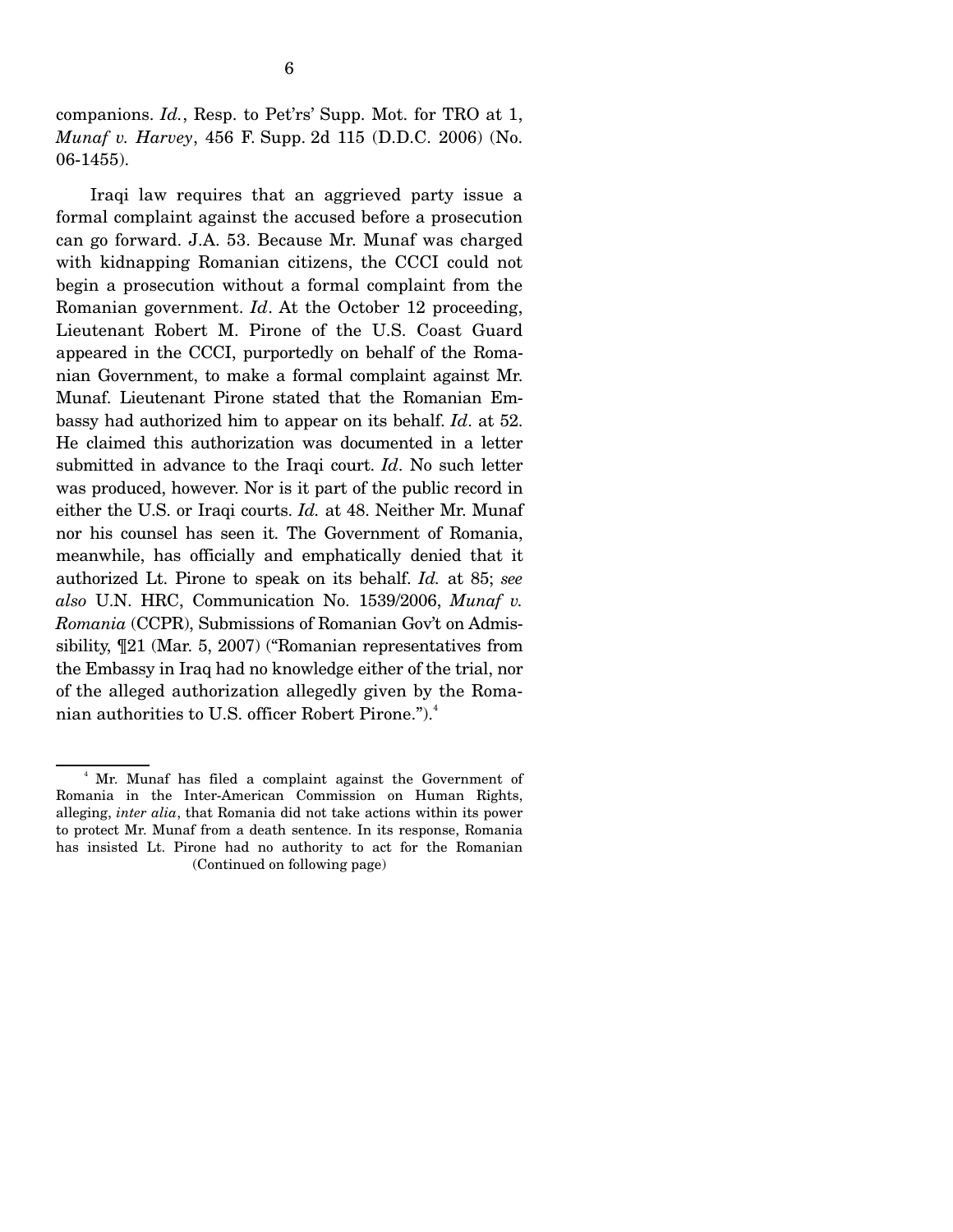companions. *Id.*, Resp. to Pet'rs' Supp. Mot. for TRO at 1, *Munaf v. Harvey*, 456 F. Supp. 2d 115 (D.D.C. 2006) (No. 06-1455).

Iraqi law requires that an aggrieved party issue a formal complaint against the accused before a prosecution can go forward. J.A. 53. Because Mr. Munaf was charged with kidnapping Romanian citizens, the CCCI could not begin a prosecution without a formal complaint from the Romanian government. *Id*. At the October 12 proceeding, Lieutenant Robert M. Pirone of the U.S. Coast Guard appeared in the CCCI, purportedly on behalf of the Romanian Government, to make a formal complaint against Mr. Munaf. Lieutenant Pirone stated that the Romanian Embassy had authorized him to appear on its behalf. *Id*. at 52. He claimed this authorization was documented in a letter submitted in advance to the Iraqi court. *Id*. No such letter was produced, however. Nor is it part of the public record in either the U.S. or Iraqi courts. *Id.* at 48. Neither Mr. Munaf nor his counsel has seen it. The Government of Romania, meanwhile, has officially and emphatically denied that it authorized Lt. Pirone to speak on its behalf. *Id.* at 85; *see also* U.N. HRC, Communication No. 1539/2006, *Munaf v. Romania* (CCPR), Submissions of Romanian Gov't on Admissibility, ¶21 (Mar. 5, 2007) ("Romanian representatives from the Embassy in Iraq had no knowledge either of the trial, nor of the alleged authorization allegedly given by the Romanian authorities to U.S. officer Robert Pirone.").[4]

---

[4] Mr. Munaf has filed a complaint against the Government of Romania in the Inter-American Commission on Human Rights, alleging, *inter alia*, that Romania did not take actions within its power to protect Mr. Munaf from a death sentence. In its response, Romania has insisted Lt. Pirone had no authority to act for the Romanian

(Continued on following page)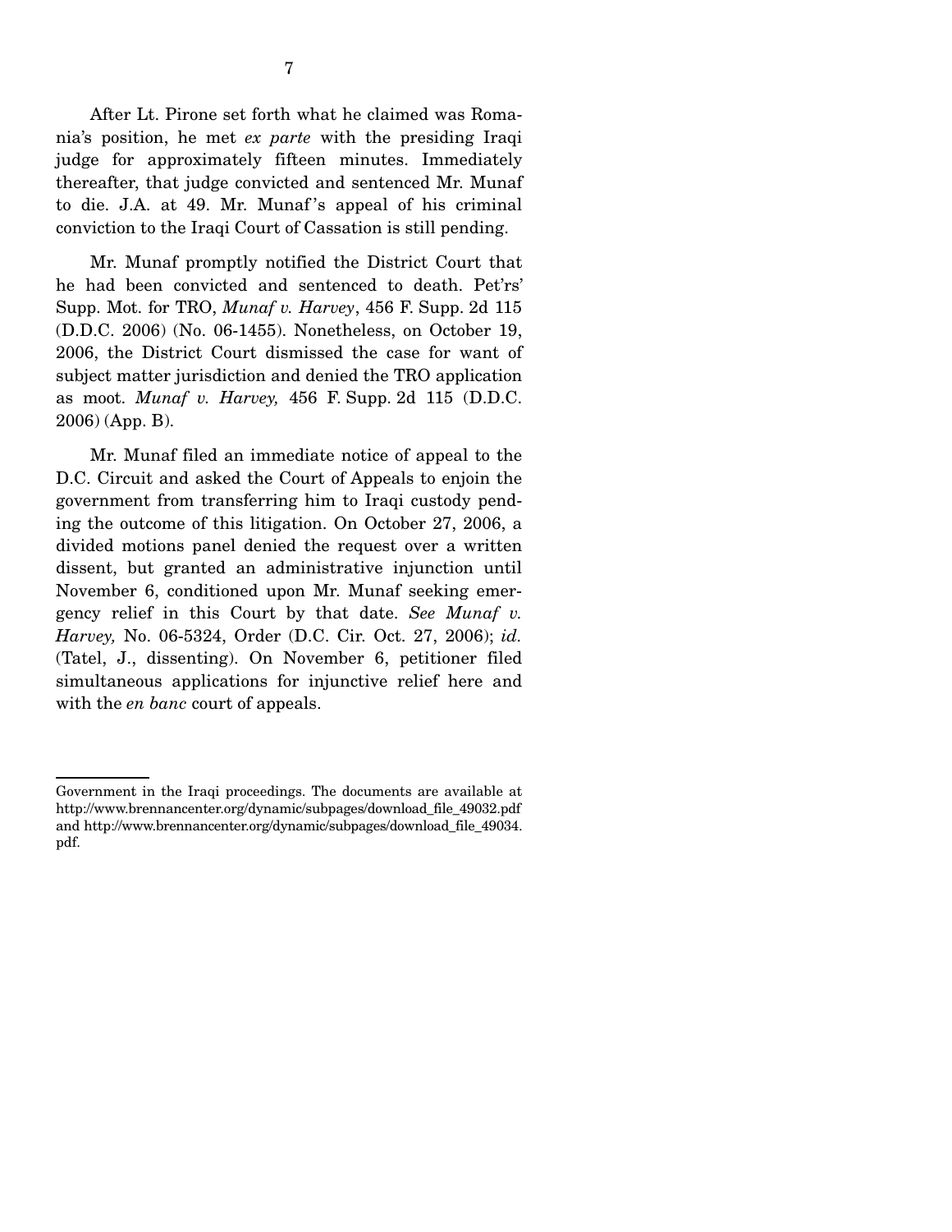After Lt. Pirone set forth what he claimed was Romania's position, he met *ex parte* with the presiding Iraqi judge for approximately fifteen minutes. Immediately thereafter, that judge convicted and sentenced Mr. Munaf to die. J.A. at 49. Mr. Munaf's appeal of his criminal conviction to the Iraqi Court of Cassation is still pending.

Mr. Munaf promptly notified the District Court that he had been convicted and sentenced to death. Pet'rs' Supp. Mot. for TRO, *Munaf v. Harvey*, 456 F. Supp. 2d 115 (D.D.C. 2006) (No. 06-1455). Nonetheless, on October 19, 2006, the District Court dismissed the case for want of subject matter jurisdiction and denied the TRO application as moot. *Munaf v. Harvey,* 456 F. Supp. 2d 115 (D.D.C. 2006) (App. B).

Mr. Munaf filed an immediate notice of appeal to the D.C. Circuit and asked the Court of Appeals to enjoin the government from transferring him to Iraqi custody pending the outcome of this litigation. On October 27, 2006, a divided motions panel denied the request over a written dissent, but granted an administrative injunction until November 6, conditioned upon Mr. Munaf seeking emergency relief in this Court by that date. *See Munaf v. Harvey,* No. 06-5324, Order (D.C. Cir. Oct. 27, 2006); *id.* (Tatel, J., dissenting). On November 6, petitioner filed simultaneous applications for injunctive relief here and with the *en banc* court of appeals.

---

Government in the Iraqi proceedings. The documents are available at http://www.brennancenter.org/dynamic/subpages/download_file_49032.pdf and http://www.brennancenter.org/dynamic/subpages/download_file_49034.pdf.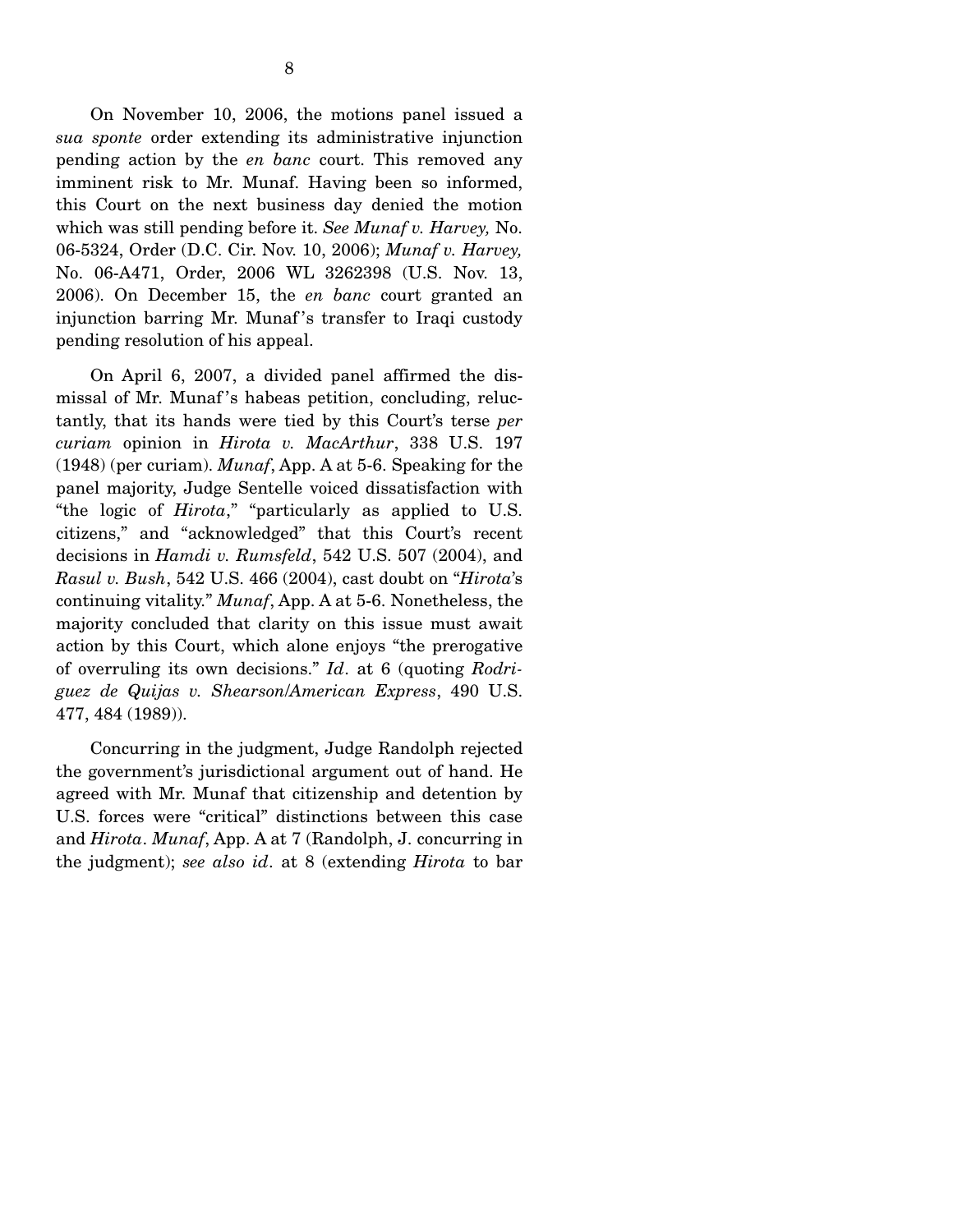On November 10, 2006, the motions panel issued a *sua sponte* order extending its administrative injunction pending action by the *en banc* court. This removed any imminent risk to Mr. Munaf. Having been so informed, this Court on the next business day denied the motion which was still pending before it. *See Munaf v. Harvey,* No. 06-5324, Order (D.C. Cir. Nov. 10, 2006); *Munaf v. Harvey,* No. 06-A471, Order, 2006 WL 3262398 (U.S. Nov. 13, 2006). On December 15, the *en banc* court granted an injunction barring Mr. Munaf's transfer to Iraqi custody pending resolution of his appeal.

On April 6, 2007, a divided panel affirmed the dismissal of Mr. Munaf's habeas petition, concluding, reluctantly, that its hands were tied by this Court's terse *per curiam* opinion in *Hirota v. MacArthur*, 338 U.S. 197 (1948) (per curiam). *Munaf*, App. A at 5-6. Speaking for the panel majority, Judge Sentelle voiced dissatisfaction with "the logic of *Hirota*," "particularly as applied to U.S. citizens," and "acknowledged" that this Court's recent decisions in *Hamdi v. Rumsfeld*, 542 U.S. 507 (2004), and *Rasul v. Bush*, 542 U.S. 466 (2004), cast doubt on "*Hirota*'s continuing vitality." *Munaf*, App. A at 5-6. Nonetheless, the majority concluded that clarity on this issue must await action by this Court, which alone enjoys "the prerogative of overruling its own decisions." *Id*. at 6 (quoting *Rodriguez de Quijas v. Shearson/American Express*, 490 U.S. 477, 484 (1989)).

Concurring in the judgment, Judge Randolph rejected the government's jurisdictional argument out of hand. He agreed with Mr. Munaf that citizenship and detention by U.S. forces were "critical" distinctions between this case and *Hirota*. *Munaf*, App. A at 7 (Randolph, J. concurring in the judgment); *see also id*. at 8 (extending *Hirota* to bar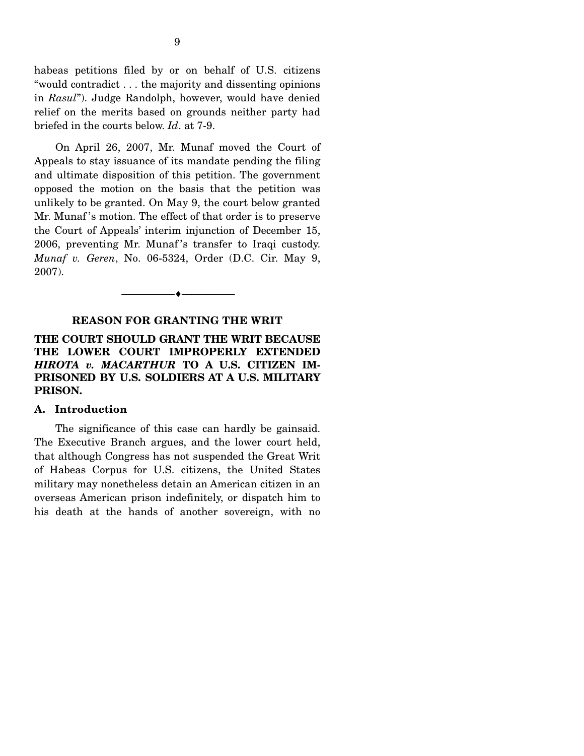habeas petitions filed by or on behalf of U.S. citizens "would contradict . . . the majority and dissenting opinions in *Rasul*"). Judge Randolph, however, would have denied relief on the merits based on grounds neither party had briefed in the courts below. *Id*. at 7-9.

On April 26, 2007, Mr. Munaf moved the Court of Appeals to stay issuance of its mandate pending the filing and ultimate disposition of this petition. The government opposed the motion on the basis that the petition was unlikely to be granted. On May 9, the court below granted Mr. Munaf's motion. The effect of that order is to preserve the Court of Appeals' interim injunction of December 15, 2006, preventing Mr. Munaf's transfer to Iraqi custody. *Munaf v. Geren*, No. 06-5324, Order (D.C. Cir. May 9, 2007).

---

## REASON FOR GRANTING THE WRIT

## THE COURT SHOULD GRANT THE WRIT BECAUSE THE LOWER COURT IMPROPERLY EXTENDED *HIROTA v. MACARTHUR* TO A U.S. CITIZEN IMPRISONED BY U.S. SOLDIERS AT A U.S. MILITARY PRISON.

### A. Introduction

The significance of this case can hardly be gainsaid. The Executive Branch argues, and the lower court held, that although Congress has not suspended the Great Writ of Habeas Corpus for U.S. citizens, the United States military may nonetheless detain an American citizen in an overseas American prison indefinitely, or dispatch him to his death at the hands of another sovereign, with no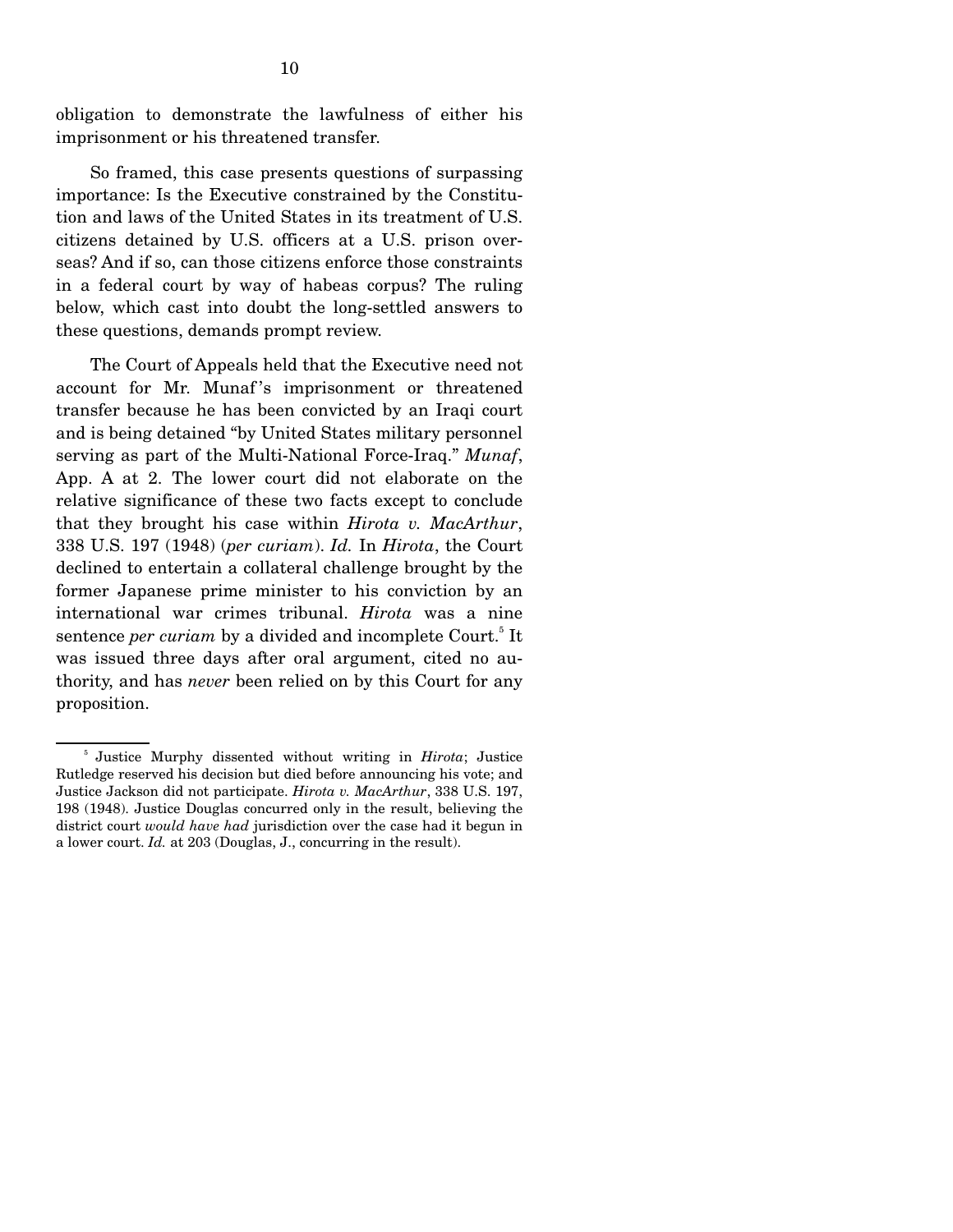obligation to demonstrate the lawfulness of either his imprisonment or his threatened transfer.

So framed, this case presents questions of surpassing importance: Is the Executive constrained by the Constitution and laws of the United States in its treatment of U.S. citizens detained by U.S. officers at a U.S. prison overseas? And if so, can those citizens enforce those constraints in a federal court by way of habeas corpus? The ruling below, which cast into doubt the long-settled answers to these questions, demands prompt review.

The Court of Appeals held that the Executive need not account for Mr. Munaf's imprisonment or threatened transfer because he has been convicted by an Iraqi court and is being detained "by United States military personnel serving as part of the Multi-National Force-Iraq." *Munaf*, App. A at 2. The lower court did not elaborate on the relative significance of these two facts except to conclude that they brought his case within *Hirota v. MacArthur*, 338 U.S. 197 (1948) (*per curiam*). *Id.* In *Hirota*, the Court declined to entertain a collateral challenge brought by the former Japanese prime minister to his conviction by an international war crimes tribunal. *Hirota* was a nine sentence *per curiam* by a divided and incomplete Court.[5] It was issued three days after oral argument, cited no authority, and has *never* been relied on by this Court for any proposition.

[5] Justice Murphy dissented without writing in *Hirota*; Justice Rutledge reserved his decision but died before announcing his vote; and Justice Jackson did not participate. *Hirota v. MacArthur*, 338 U.S. 197, 198 (1948). Justice Douglas concurred only in the result, believing the district court *would have had* jurisdiction over the case had it begun in a lower court. *Id.* at 203 (Douglas, J., concurring in the result).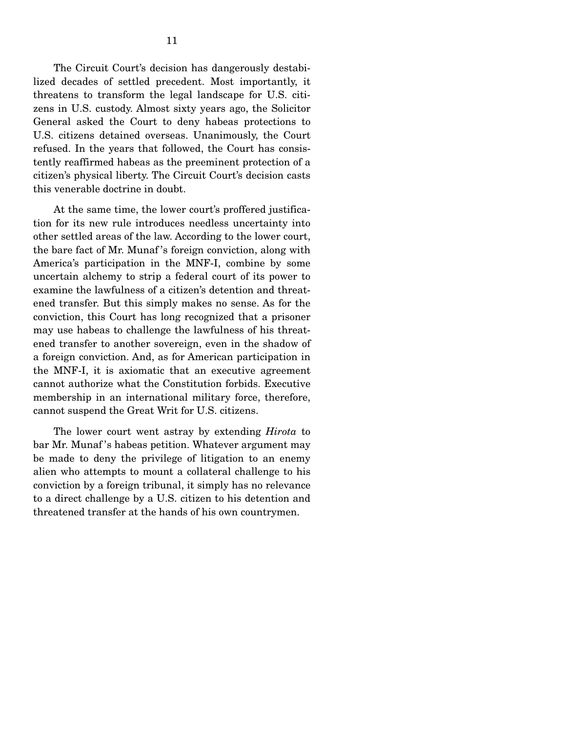The Circuit Court's decision has dangerously destabilized decades of settled precedent. Most importantly, it threatens to transform the legal landscape for U.S. citizens in U.S. custody. Almost sixty years ago, the Solicitor General asked the Court to deny habeas protections to U.S. citizens detained overseas. Unanimously, the Court refused. In the years that followed, the Court has consistently reaffirmed habeas as the preeminent protection of a citizen's physical liberty. The Circuit Court's decision casts this venerable doctrine in doubt.

At the same time, the lower court's proffered justification for its new rule introduces needless uncertainty into other settled areas of the law. According to the lower court, the bare fact of Mr. Munaf's foreign conviction, along with America's participation in the MNF-I, combine by some uncertain alchemy to strip a federal court of its power to examine the lawfulness of a citizen's detention and threatened transfer. But this simply makes no sense. As for the conviction, this Court has long recognized that a prisoner may use habeas to challenge the lawfulness of his threatened transfer to another sovereign, even in the shadow of a foreign conviction. And, as for American participation in the MNF-I, it is axiomatic that an executive agreement cannot authorize what the Constitution forbids. Executive membership in an international military force, therefore, cannot suspend the Great Writ for U.S. citizens.

The lower court went astray by extending *Hirota* to bar Mr. Munaf's habeas petition. Whatever argument may be made to deny the privilege of litigation to an enemy alien who attempts to mount a collateral challenge to his conviction by a foreign tribunal, it simply has no relevance to a direct challenge by a U.S. citizen to his detention and threatened transfer at the hands of his own countrymen.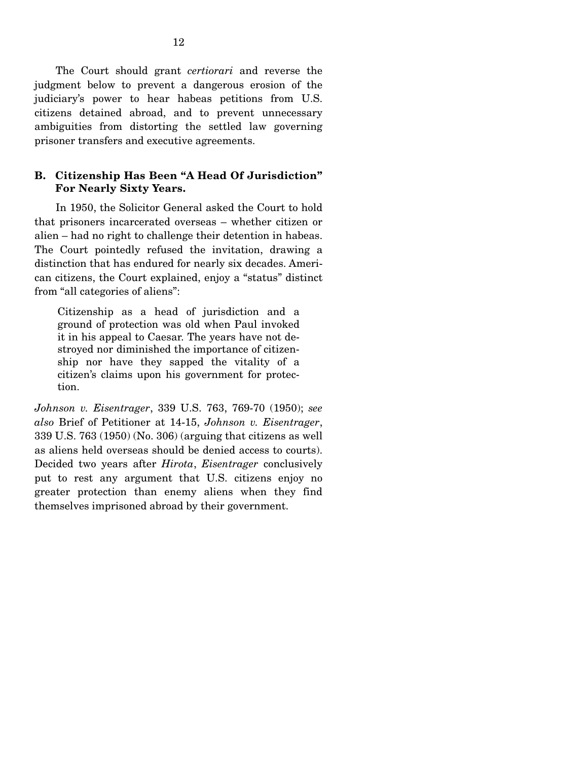The Court should grant *certiorari* and reverse the judgment below to prevent a dangerous erosion of the judiciary's power to hear habeas petitions from U.S. citizens detained abroad, and to prevent unnecessary ambiguities from distorting the settled law governing prisoner transfers and executive agreements.

### B. Citizenship Has Been "A Head Of Jurisdiction" For Nearly Sixty Years.

In 1950, the Solicitor General asked the Court to hold that prisoners incarcerated overseas – whether citizen or alien – had no right to challenge their detention in habeas. The Court pointedly refused the invitation, drawing a distinction that has endured for nearly six decades. American citizens, the Court explained, enjoy a "status" distinct from "all categories of aliens":

> Citizenship as a head of jurisdiction and a ground of protection was old when Paul invoked it in his appeal to Caesar. The years have not destroyed nor diminished the importance of citizenship nor have they sapped the vitality of a citizen's claims upon his government for protection.

*Johnson v. Eisentrager*, 339 U.S. 763, 769-70 (1950); *see also* Brief of Petitioner at 14-15, *Johnson v. Eisentrager*, 339 U.S. 763 (1950) (No. 306) (arguing that citizens as well as aliens held overseas should be denied access to courts). Decided two years after *Hirota*, *Eisentrager* conclusively put to rest any argument that U.S. citizens enjoy no greater protection than enemy aliens when they find themselves imprisoned abroad by their government.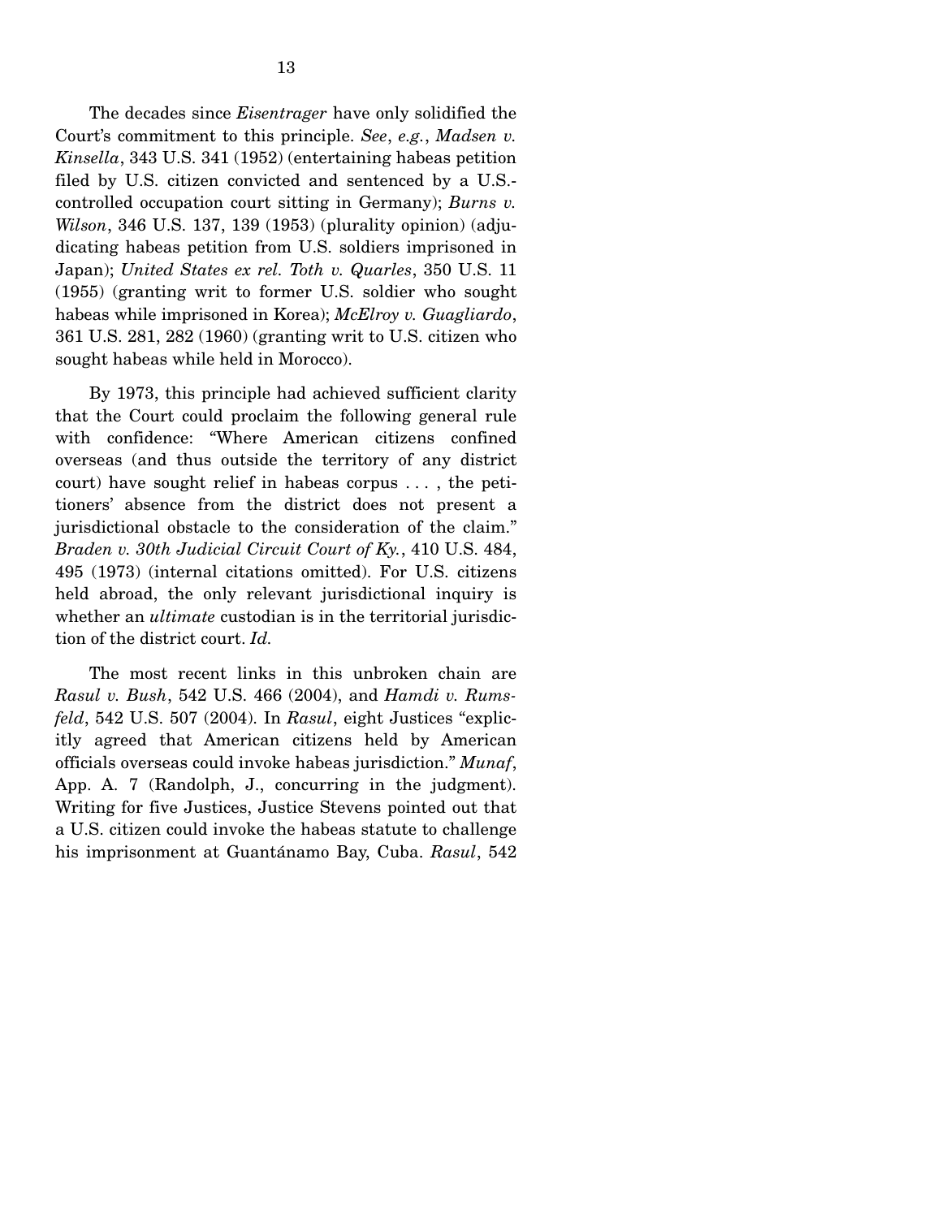The decades since *Eisentrager* have only solidified the Court's commitment to this principle. *See*, *e.g.*, *Madsen v. Kinsella*, 343 U.S. 341 (1952) (entertaining habeas petition filed by U.S. citizen convicted and sentenced by a U.S.-controlled occupation court sitting in Germany); *Burns v. Wilson*, 346 U.S. 137, 139 (1953) (plurality opinion) (adjudicating habeas petition from U.S. soldiers imprisoned in Japan); *United States ex rel. Toth v. Quarles*, 350 U.S. 11 (1955) (granting writ to former U.S. soldier who sought habeas while imprisoned in Korea); *McElroy v. Guagliardo*, 361 U.S. 281, 282 (1960) (granting writ to U.S. citizen who sought habeas while held in Morocco).

By 1973, this principle had achieved sufficient clarity that the Court could proclaim the following general rule with confidence: "Where American citizens confined overseas (and thus outside the territory of any district court) have sought relief in habeas corpus . . . , the petitioners' absence from the district does not present a jurisdictional obstacle to the consideration of the claim." *Braden v. 30th Judicial Circuit Court of Ky.*, 410 U.S. 484, 495 (1973) (internal citations omitted). For U.S. citizens held abroad, the only relevant jurisdictional inquiry is whether an *ultimate* custodian is in the territorial jurisdiction of the district court. *Id.*

The most recent links in this unbroken chain are *Rasul v. Bush*, 542 U.S. 466 (2004), and *Hamdi v. Rumsfeld*, 542 U.S. 507 (2004). In *Rasul*, eight Justices "explicitly agreed that American citizens held by American officials overseas could invoke habeas jurisdiction." *Munaf*, App. A. 7 (Randolph, J., concurring in the judgment). Writing for five Justices, Justice Stevens pointed out that a U.S. citizen could invoke the habeas statute to challenge his imprisonment at Guantánamo Bay, Cuba. *Rasul*, 542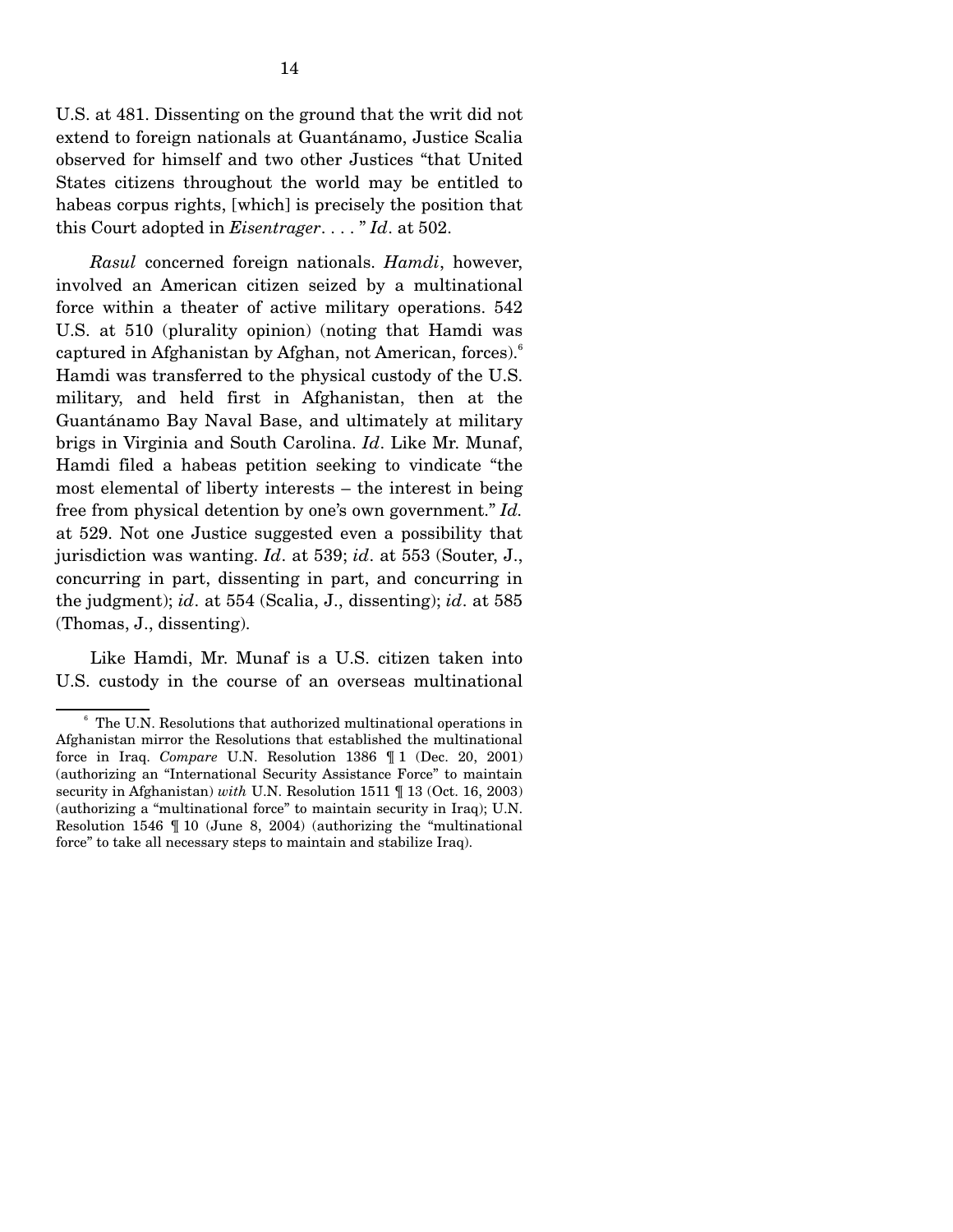U.S. at 481. Dissenting on the ground that the writ did not extend to foreign nationals at Guantánamo, Justice Scalia observed for himself and two other Justices "that United States citizens throughout the world may be entitled to habeas corpus rights, [which] is precisely the position that this Court adopted in *Eisentrager*. . . . " *Id*. at 502.

*Rasul* concerned foreign nationals. *Hamdi*, however, involved an American citizen seized by a multinational force within a theater of active military operations. 542 U.S. at 510 (plurality opinion) (noting that Hamdi was captured in Afghanistan by Afghan, not American, forces).[6] Hamdi was transferred to the physical custody of the U.S. military, and held first in Afghanistan, then at the Guantánamo Bay Naval Base, and ultimately at military brigs in Virginia and South Carolina. *Id*. Like Mr. Munaf, Hamdi filed a habeas petition seeking to vindicate "the most elemental of liberty interests – the interest in being free from physical detention by one's own government." *Id.* at 529. Not one Justice suggested even a possibility that jurisdiction was wanting. *Id*. at 539; *id*. at 553 (Souter, J., concurring in part, dissenting in part, and concurring in the judgment); *id*. at 554 (Scalia, J., dissenting); *id*. at 585 (Thomas, J., dissenting).

Like Hamdi, Mr. Munaf is a U.S. citizen taken into U.S. custody in the course of an overseas multinational

---

[6] The U.N. Resolutions that authorized multinational operations in Afghanistan mirror the Resolutions that established the multinational force in Iraq. *Compare* U.N. Resolution 1386 ¶ 1 (Dec. 20, 2001) (authorizing an "International Security Assistance Force" to maintain security in Afghanistan) *with* U.N. Resolution 1511 ¶ 13 (Oct. 16, 2003) (authorizing a "multinational force" to maintain security in Iraq); U.N. Resolution 1546 ¶ 10 (June 8, 2004) (authorizing the "multinational force" to take all necessary steps to maintain and stabilize Iraq).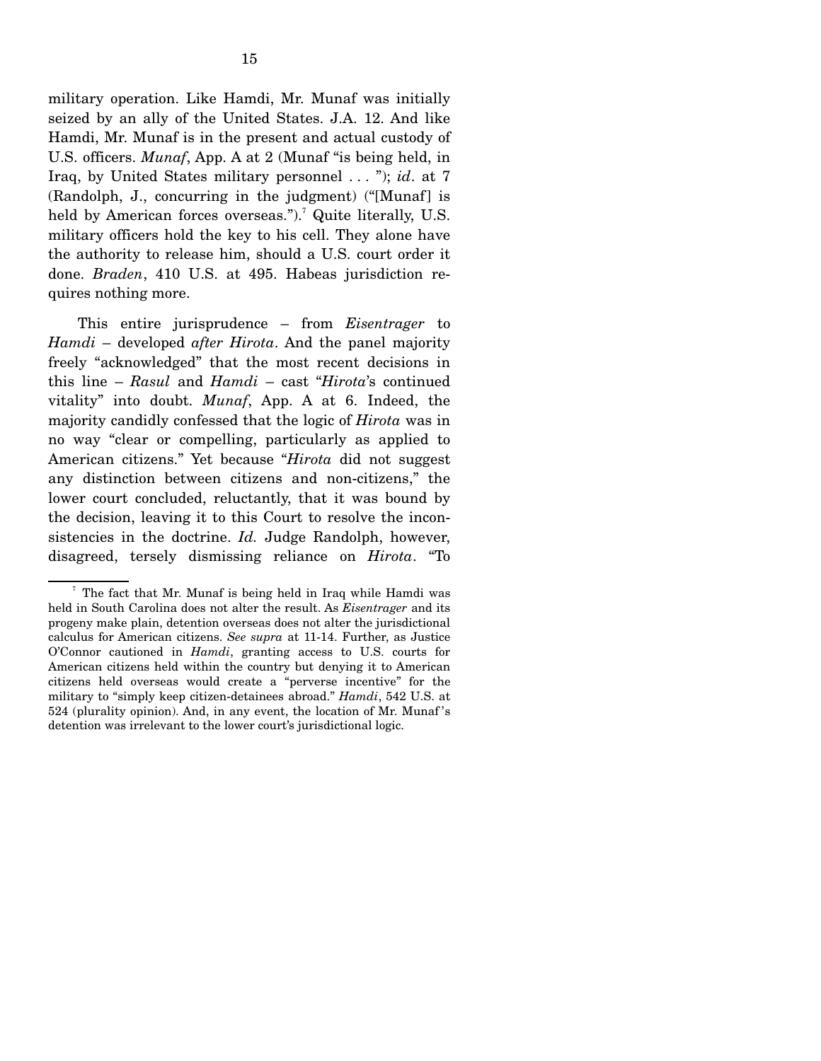military operation. Like Hamdi, Mr. Munaf was initially seized by an ally of the United States. J.A. 12. And like Hamdi, Mr. Munaf is in the present and actual custody of U.S. officers. *Munaf*, App. A at 2 (Munaf "is being held, in Iraq, by United States military personnel . . . "); *id*. at 7 (Randolph, J., concurring in the judgment) ("[Munaf] is held by American forces overseas.").[7] Quite literally, U.S. military officers hold the key to his cell. They alone have the authority to release him, should a U.S. court order it done. *Braden*, 410 U.S. at 495. Habeas jurisdiction requires nothing more.

This entire jurisprudence – from *Eisentrager* to *Hamdi* – developed *after Hirota*. And the panel majority freely "acknowledged" that the most recent decisions in this line – *Rasul* and *Hamdi* – cast "*Hirota*'s continued vitality" into doubt. *Munaf*, App. A at 6. Indeed, the majority candidly confessed that the logic of *Hirota* was in no way "clear or compelling, particularly as applied to American citizens." Yet because "*Hirota* did not suggest any distinction between citizens and non-citizens," the lower court concluded, reluctantly, that it was bound by the decision, leaving it to this Court to resolve the inconsistencies in the doctrine. *Id.* Judge Randolph, however, disagreed, tersely dismissing reliance on *Hirota*. "To

---

[7] The fact that Mr. Munaf is being held in Iraq while Hamdi was held in South Carolina does not alter the result. As *Eisentrager* and its progeny make plain, detention overseas does not alter the jurisdictional calculus for American citizens. *See supra* at 11-14. Further, as Justice O'Connor cautioned in *Hamdi*, granting access to U.S. courts for American citizens held within the country but denying it to American citizens held overseas would create a "perverse incentive" for the military to "simply keep citizen-detainees abroad." *Hamdi*, 542 U.S. at 524 (plurality opinion). And, in any event, the location of Mr. Munaf's detention was irrelevant to the lower court's jurisdictional logic.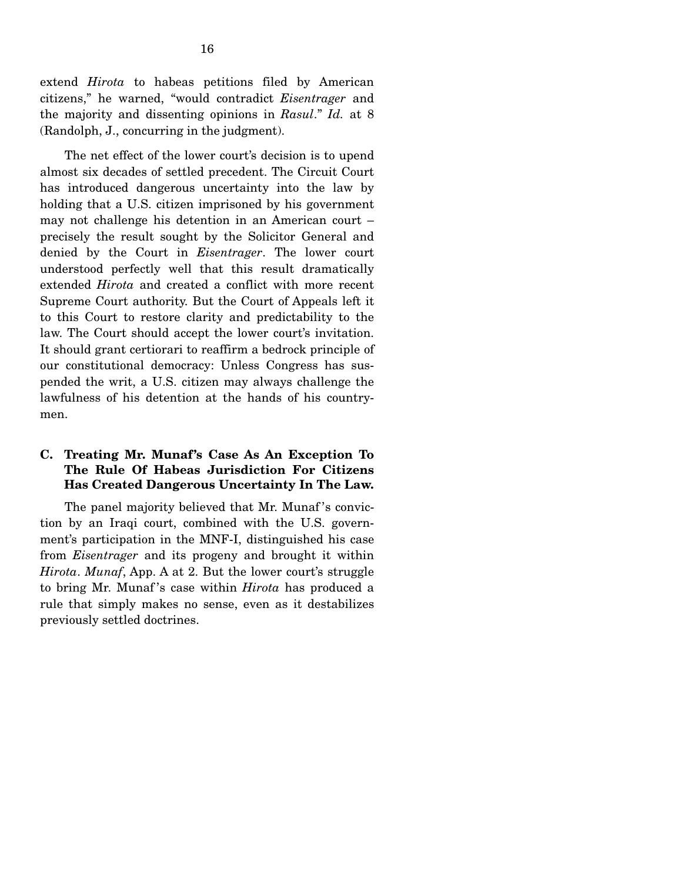extend *Hirota* to habeas petitions filed by American citizens," he warned, "would contradict *Eisentrager* and the majority and dissenting opinions in *Rasul*." *Id.* at 8 (Randolph, J., concurring in the judgment).

The net effect of the lower court's decision is to upend almost six decades of settled precedent. The Circuit Court has introduced dangerous uncertainty into the law by holding that a U.S. citizen imprisoned by his government may not challenge his detention in an American court – precisely the result sought by the Solicitor General and denied by the Court in *Eisentrager*. The lower court understood perfectly well that this result dramatically extended *Hirota* and created a conflict with more recent Supreme Court authority. But the Court of Appeals left it to this Court to restore clarity and predictability to the law. The Court should accept the lower court's invitation. It should grant certiorari to reaffirm a bedrock principle of our constitutional democracy: Unless Congress has suspended the writ, a U.S. citizen may always challenge the lawfulness of his detention at the hands of his countrymen.

### C. Treating Mr. Munaf's Case As An Exception To The Rule Of Habeas Jurisdiction For Citizens Has Created Dangerous Uncertainty In The Law.

The panel majority believed that Mr. Munaf's conviction by an Iraqi court, combined with the U.S. government's participation in the MNF-I, distinguished his case from *Eisentrager* and its progeny and brought it within *Hirota*. *Munaf*, App. A at 2. But the lower court's struggle to bring Mr. Munaf's case within *Hirota* has produced a rule that simply makes no sense, even as it destabilizes previously settled doctrines.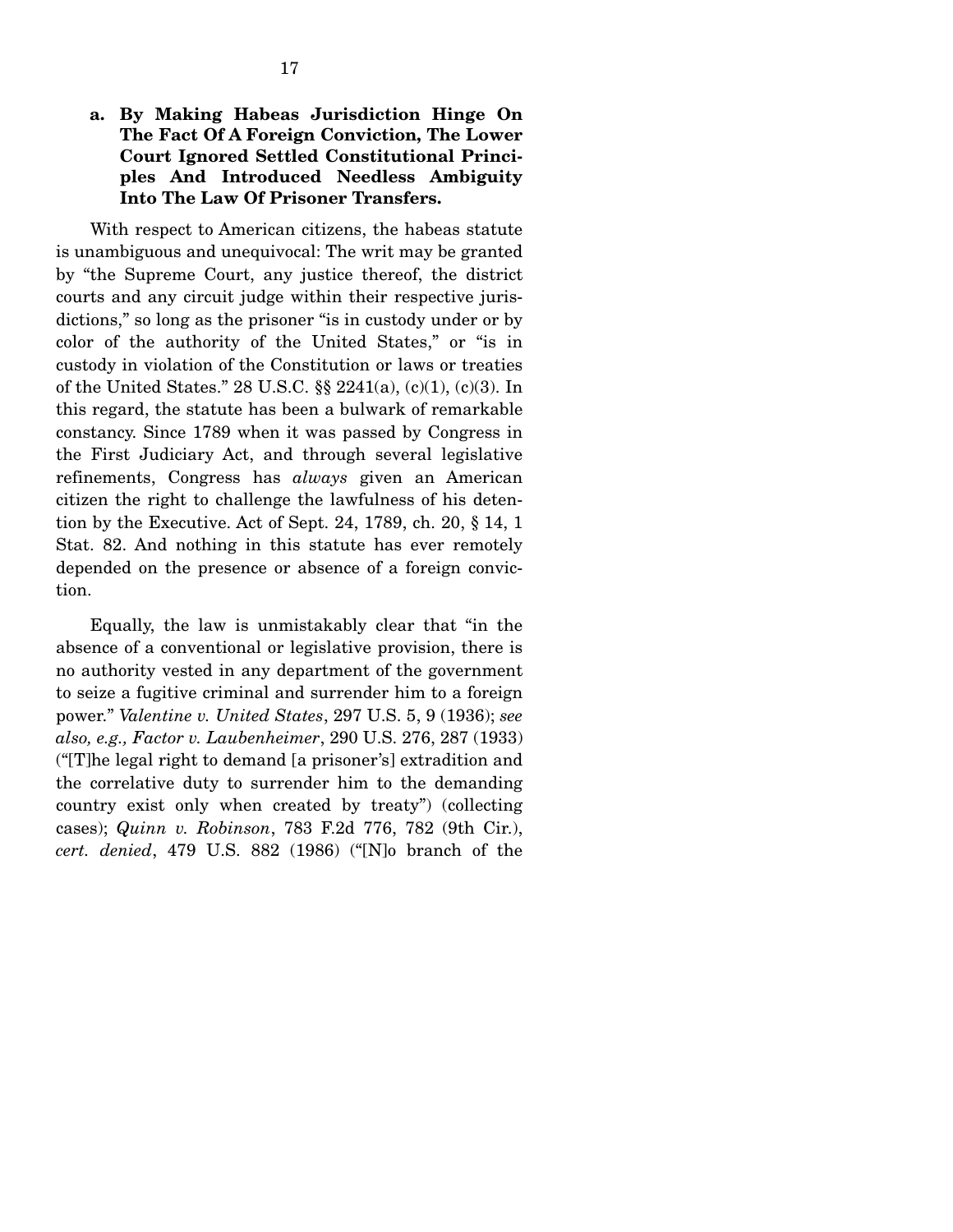### a. By Making Habeas Jurisdiction Hinge On The Fact Of A Foreign Conviction, The Lower Court Ignored Settled Constitutional Principles And Introduced Needless Ambiguity Into The Law Of Prisoner Transfers.

With respect to American citizens, the habeas statute is unambiguous and unequivocal: The writ may be granted by "the Supreme Court, any justice thereof, the district courts and any circuit judge within their respective jurisdictions," so long as the prisoner "is in custody under or by color of the authority of the United States," or "is in custody in violation of the Constitution or laws or treaties of the United States." 28 U.S.C. §§ 2241(a), (c)(1), (c)(3). In this regard, the statute has been a bulwark of remarkable constancy. Since 1789 when it was passed by Congress in the First Judiciary Act, and through several legislative refinements, Congress has *always* given an American citizen the right to challenge the lawfulness of his detention by the Executive. Act of Sept. 24, 1789, ch. 20, § 14, 1 Stat. 82. And nothing in this statute has ever remotely depended on the presence or absence of a foreign conviction.

Equally, the law is unmistakably clear that "in the absence of a conventional or legislative provision, there is no authority vested in any department of the government to seize a fugitive criminal and surrender him to a foreign power." *Valentine v. United States*, 297 U.S. 5, 9 (1936); *see also, e.g., Factor v. Laubenheimer*, 290 U.S. 276, 287 (1933) ("[T]he legal right to demand [a prisoner's] extradition and the correlative duty to surrender him to the demanding country exist only when created by treaty") (collecting cases); *Quinn v. Robinson*, 783 F.2d 776, 782 (9th Cir.), *cert. denied*, 479 U.S. 882 (1986) ("[N]o branch of the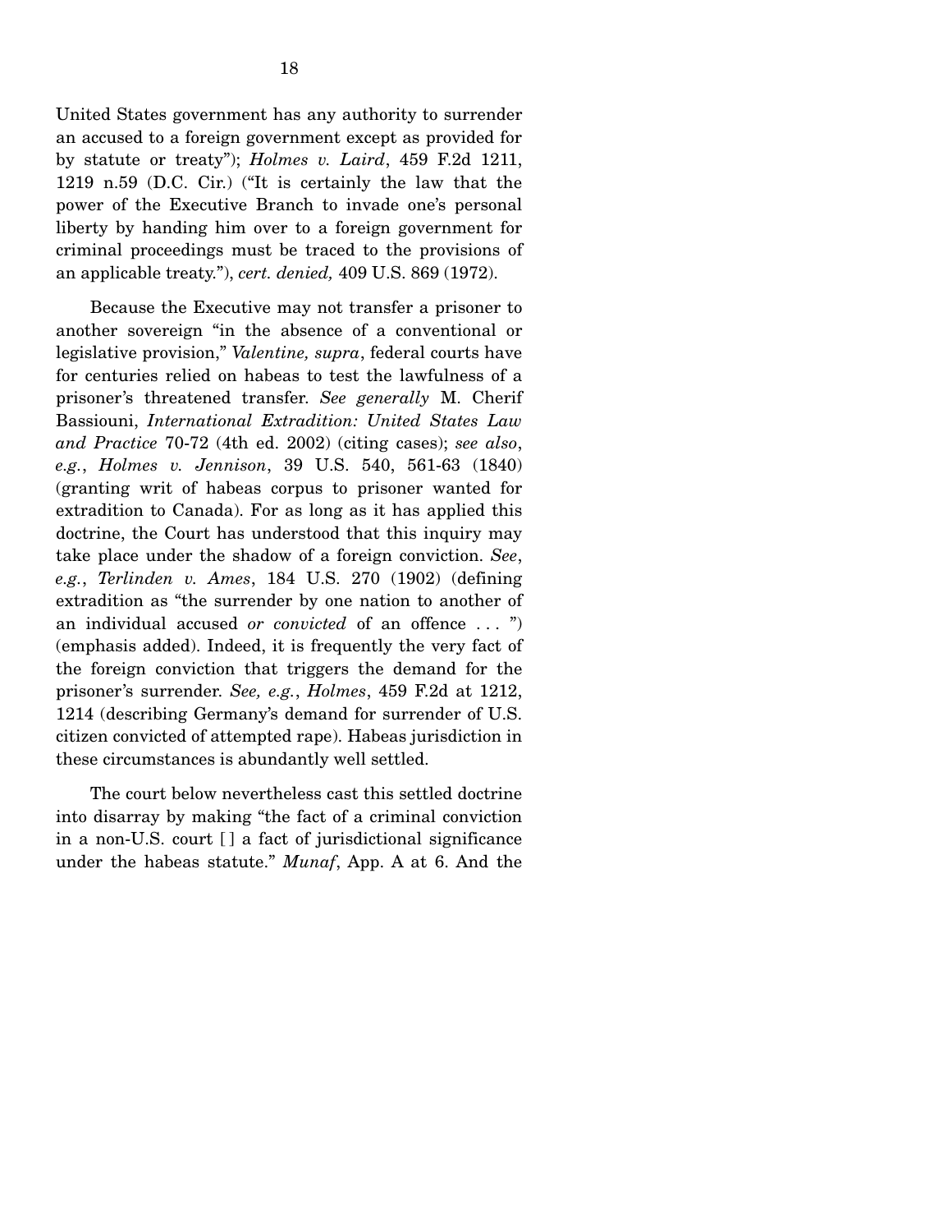United States government has any authority to surrender an accused to a foreign government except as provided for by statute or treaty"); *Holmes v. Laird*, 459 F.2d 1211, 1219 n.59 (D.C. Cir.) ("It is certainly the law that the power of the Executive Branch to invade one's personal liberty by handing him over to a foreign government for criminal proceedings must be traced to the provisions of an applicable treaty."), *cert. denied,* 409 U.S. 869 (1972).

Because the Executive may not transfer a prisoner to another sovereign "in the absence of a conventional or legislative provision," *Valentine, supra*, federal courts have for centuries relied on habeas to test the lawfulness of a prisoner's threatened transfer. *See generally* M. Cherif Bassiouni, *International Extradition: United States Law and Practice* 70-72 (4th ed. 2002) (citing cases); *see also*, *e.g.*, *Holmes v. Jennison*, 39 U.S. 540, 561-63 (1840) (granting writ of habeas corpus to prisoner wanted for extradition to Canada). For as long as it has applied this doctrine, the Court has understood that this inquiry may take place under the shadow of a foreign conviction. *See*, *e.g.*, *Terlinden v. Ames*, 184 U.S. 270 (1902) (defining extradition as "the surrender by one nation to another of an individual accused *or convicted* of an offence . . . ") (emphasis added). Indeed, it is frequently the very fact of the foreign conviction that triggers the demand for the prisoner's surrender. *See, e.g.*, *Holmes*, 459 F.2d at 1212, 1214 (describing Germany's demand for surrender of U.S. citizen convicted of attempted rape). Habeas jurisdiction in these circumstances is abundantly well settled.

The court below nevertheless cast this settled doctrine into disarray by making "the fact of a criminal conviction in a non-U.S. court [ ] a fact of jurisdictional significance under the habeas statute." *Munaf*, App. A at 6. And the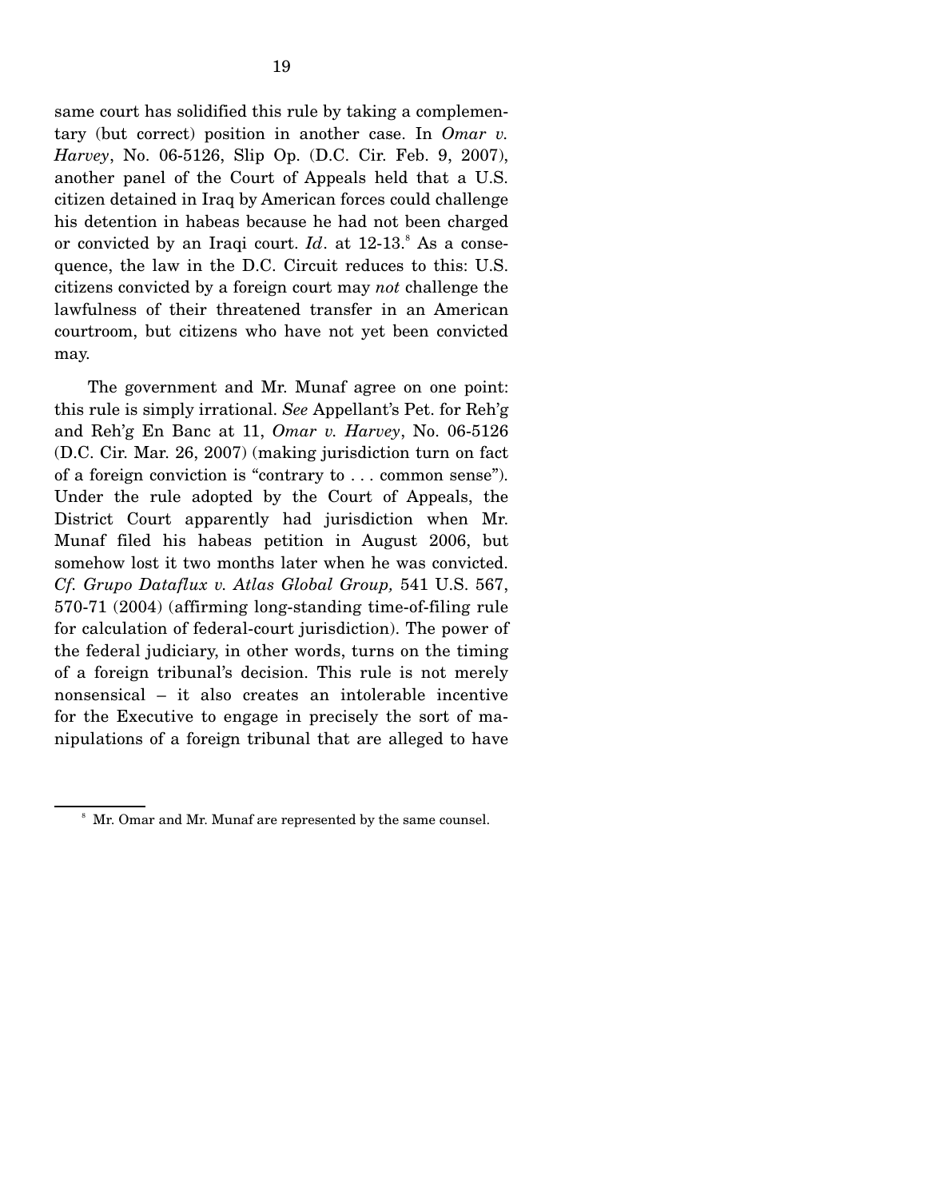same court has solidified this rule by taking a complementary (but correct) position in another case. In *Omar v. Harvey*, No. 06-5126, Slip Op. (D.C. Cir. Feb. 9, 2007), another panel of the Court of Appeals held that a U.S. citizen detained in Iraq by American forces could challenge his detention in habeas because he had not been charged or convicted by an Iraqi court. *Id*. at 12-13.[8] As a consequence, the law in the D.C. Circuit reduces to this: U.S. citizens convicted by a foreign court may *not* challenge the lawfulness of their threatened transfer in an American courtroom, but citizens who have not yet been convicted may.

The government and Mr. Munaf agree on one point: this rule is simply irrational. *See* Appellant's Pet. for Reh'g and Reh'g En Banc at 11, *Omar v. Harvey*, No. 06-5126 (D.C. Cir. Mar. 26, 2007) (making jurisdiction turn on fact of a foreign conviction is "contrary to . . . common sense"). Under the rule adopted by the Court of Appeals, the District Court apparently had jurisdiction when Mr. Munaf filed his habeas petition in August 2006, but somehow lost it two months later when he was convicted. *Cf. Grupo Dataflux v. Atlas Global Group,* 541 U.S. 567, 570-71 (2004) (affirming long-standing time-of-filing rule for calculation of federal-court jurisdiction). The power of the federal judiciary, in other words, turns on the timing of a foreign tribunal's decision. This rule is not merely nonsensical – it also creates an intolerable incentive for the Executive to engage in precisely the sort of manipulations of a foreign tribunal that are alleged to have

[8] Mr. Omar and Mr. Munaf are represented by the same counsel.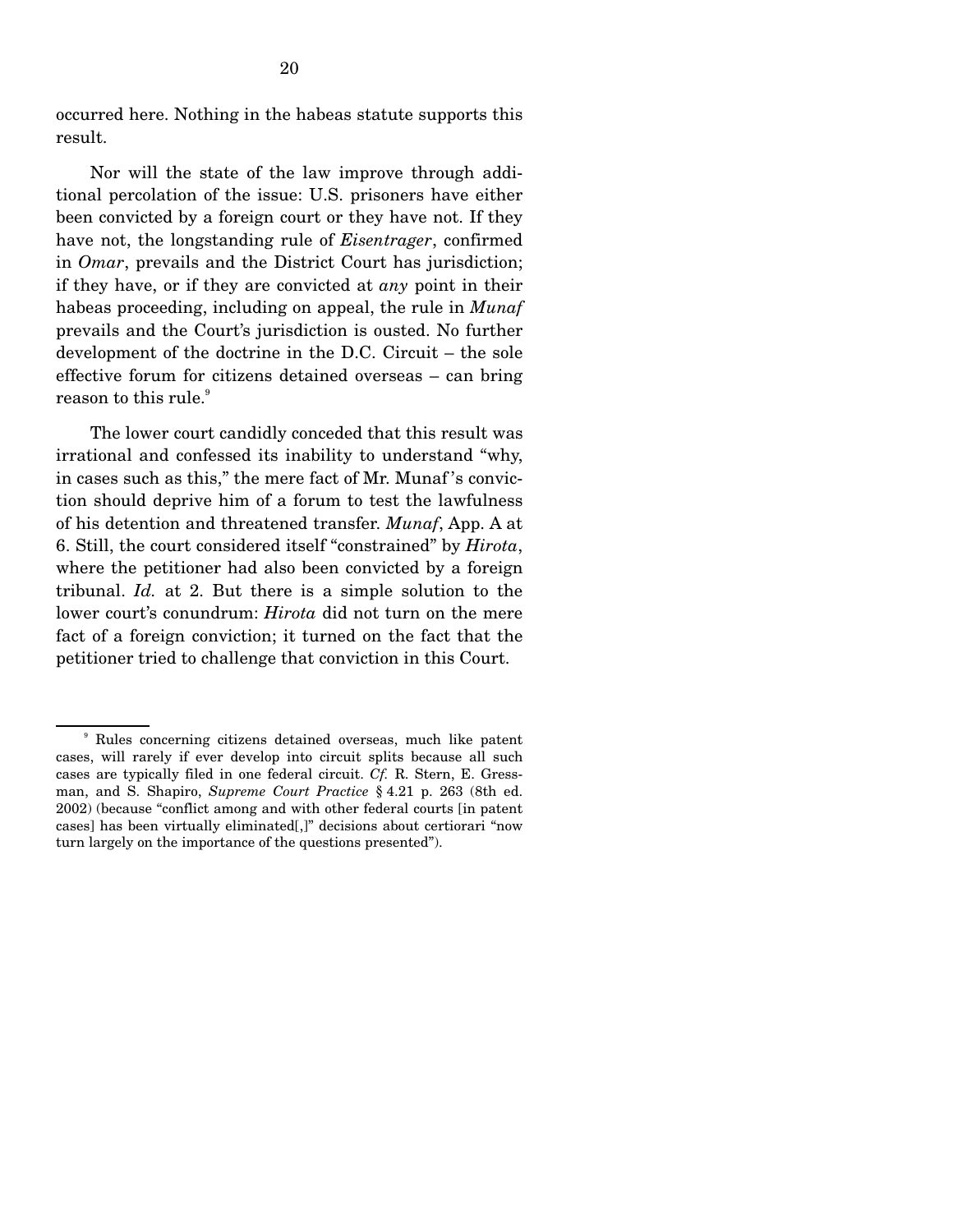occurred here. Nothing in the habeas statute supports this result.

Nor will the state of the law improve through additional percolation of the issue: U.S. prisoners have either been convicted by a foreign court or they have not. If they have not, the longstanding rule of *Eisentrager*, confirmed in *Omar*, prevails and the District Court has jurisdiction; if they have, or if they are convicted at *any* point in their habeas proceeding, including on appeal, the rule in *Munaf* prevails and the Court's jurisdiction is ousted. No further development of the doctrine in the D.C. Circuit – the sole effective forum for citizens detained overseas – can bring reason to this rule.[9]

The lower court candidly conceded that this result was irrational and confessed its inability to understand "why, in cases such as this," the mere fact of Mr. Munaf's conviction should deprive him of a forum to test the lawfulness of his detention and threatened transfer. *Munaf*, App. A at 6. Still, the court considered itself "constrained" by *Hirota*, where the petitioner had also been convicted by a foreign tribunal. *Id.* at 2. But there is a simple solution to the lower court's conundrum: *Hirota* did not turn on the mere fact of a foreign conviction; it turned on the fact that the petitioner tried to challenge that conviction in this Court.

---

[9] Rules concerning citizens detained overseas, much like patent cases, will rarely if ever develop into circuit splits because all such cases are typically filed in one federal circuit. *Cf.* R. Stern, E. Gressman, and S. Shapiro, *Supreme Court Practice* § 4.21 p. 263 (8th ed. 2002) (because "conflict among and with other federal courts [in patent cases] has been virtually eliminated[,]" decisions about certiorari "now turn largely on the importance of the questions presented").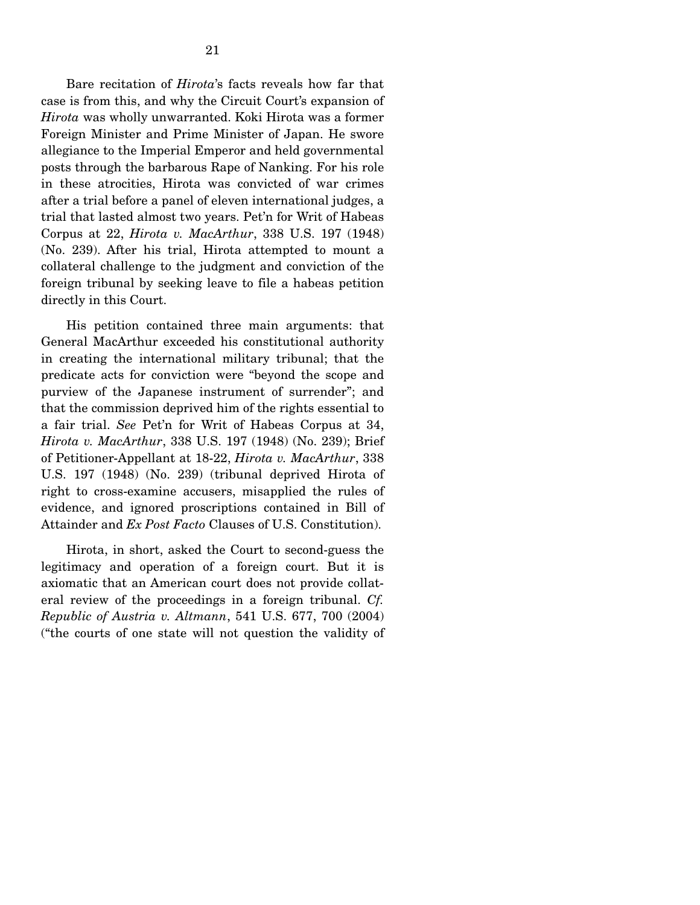Bare recitation of *Hirota*'s facts reveals how far that case is from this, and why the Circuit Court's expansion of *Hirota* was wholly unwarranted. Koki Hirota was a former Foreign Minister and Prime Minister of Japan. He swore allegiance to the Imperial Emperor and held governmental posts through the barbarous Rape of Nanking. For his role in these atrocities, Hirota was convicted of war crimes after a trial before a panel of eleven international judges, a trial that lasted almost two years. Pet'n for Writ of Habeas Corpus at 22, *Hirota v. MacArthur*, 338 U.S. 197 (1948) (No. 239). After his trial, Hirota attempted to mount a collateral challenge to the judgment and conviction of the foreign tribunal by seeking leave to file a habeas petition directly in this Court.

His petition contained three main arguments: that General MacArthur exceeded his constitutional authority in creating the international military tribunal; that the predicate acts for conviction were "beyond the scope and purview of the Japanese instrument of surrender"; and that the commission deprived him of the rights essential to a fair trial. *See* Pet'n for Writ of Habeas Corpus at 34, *Hirota v. MacArthur*, 338 U.S. 197 (1948) (No. 239); Brief of Petitioner-Appellant at 18-22, *Hirota v. MacArthur*, 338 U.S. 197 (1948) (No. 239) (tribunal deprived Hirota of right to cross-examine accusers, misapplied the rules of evidence, and ignored proscriptions contained in Bill of Attainder and *Ex Post Facto* Clauses of U.S. Constitution).

Hirota, in short, asked the Court to second-guess the legitimacy and operation of a foreign court. But it is axiomatic that an American court does not provide collateral review of the proceedings in a foreign tribunal. *Cf. Republic of Austria v. Altmann*, 541 U.S. 677, 700 (2004) ("the courts of one state will not question the validity of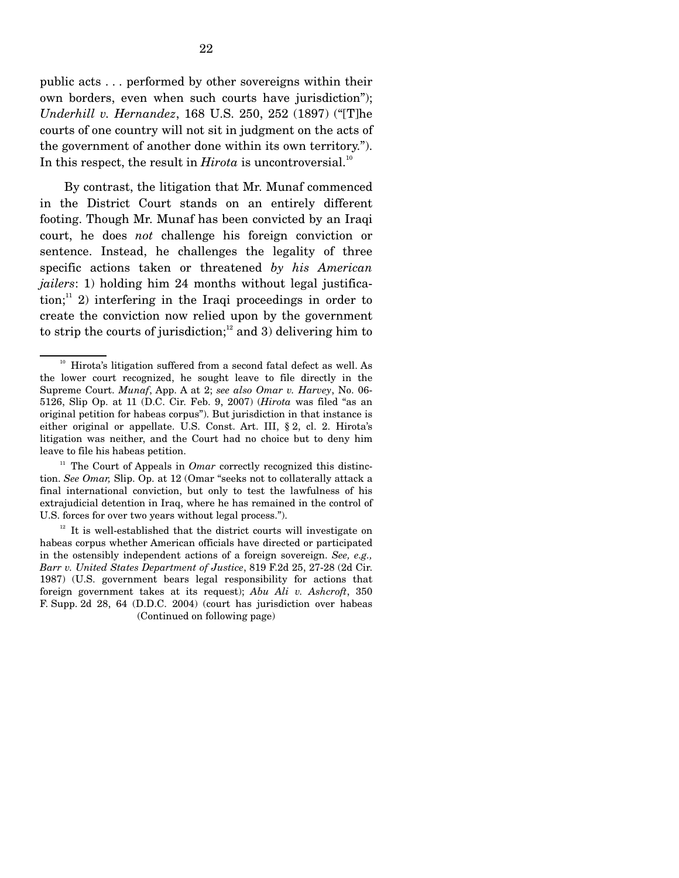public acts . . . performed by other sovereigns within their own borders, even when such courts have jurisdiction"); *Underhill v. Hernandez*, 168 U.S. 250, 252 (1897) ("[T]he courts of one country will not sit in judgment on the acts of the government of another done within its own territory."). In this respect, the result in *Hirota* is uncontroversial.[10]

By contrast, the litigation that Mr. Munaf commenced in the District Court stands on an entirely different footing. Though Mr. Munaf has been convicted by an Iraqi court, he does *not* challenge his foreign conviction or sentence. Instead, he challenges the legality of three specific actions taken or threatened *by his American jailers*: 1) holding him 24 months without legal justification;[11] 2) interfering in the Iraqi proceedings in order to create the conviction now relied upon by the government to strip the courts of jurisdiction;[12] and 3) delivering him to

---

[10] Hirota's litigation suffered from a second fatal defect as well. As the lower court recognized, he sought leave to file directly in the Supreme Court. *Munaf*, App. A at 2; *see also Omar v. Harvey*, No. 06-5126, Slip Op. at 11 (D.C. Cir. Feb. 9, 2007) (*Hirota* was filed "as an original petition for habeas corpus"). But jurisdiction in that instance is either original or appellate. U.S. Const. Art. III, § 2, cl. 2. Hirota's litigation was neither, and the Court had no choice but to deny him leave to file his habeas petition.

[11] The Court of Appeals in *Omar* correctly recognized this distinction. *See Omar,* Slip. Op. at 12 (Omar "seeks not to collaterally attack a final international conviction, but only to test the lawfulness of his extrajudicial detention in Iraq, where he has remained in the control of U.S. forces for over two years without legal process.").

[12] It is well-established that the district courts will investigate on habeas corpus whether American officials have directed or participated in the ostensibly independent actions of a foreign sovereign. *See, e.g., Barr v. United States Department of Justice*, 819 F.2d 25, 27-28 (2d Cir. 1987) (U.S. government bears legal responsibility for actions that foreign government takes at its request); *Abu Ali v. Ashcroft*, 350 F. Supp. 2d 28, 64 (D.D.C. 2004) (court has jurisdiction over habeas

(Continued on following page)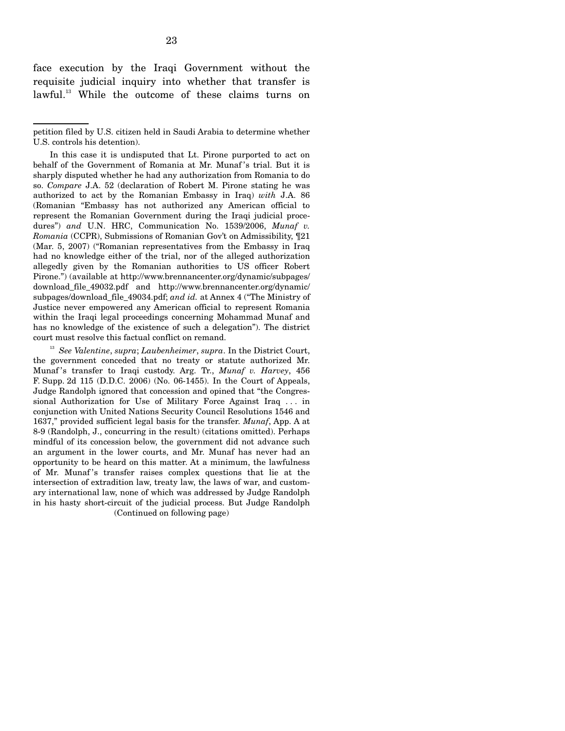face execution by the Iraqi Government without the requisite judicial inquiry into whether that transfer is lawful.[13] While the outcome of these claims turns on

---

petition filed by U.S. citizen held in Saudi Arabia to determine whether U.S. controls his detention).

In this case it is undisputed that Lt. Pirone purported to act on behalf of the Government of Romania at Mr. Munaf's trial. But it is sharply disputed whether he had any authorization from Romania to do so. *Compare* J.A. 52 (declaration of Robert M. Pirone stating he was authorized to act by the Romanian Embassy in Iraq) *with* J.A. 86 (Romanian "Embassy has not authorized any American official to represent the Romanian Government during the Iraqi judicial procedures") *and* U.N. HRC, Communication No. 1539/2006, *Munaf v. Romania* (CCPR), Submissions of Romanian Gov't on Admissibility, ¶21 (Mar. 5, 2007) ("Romanian representatives from the Embassy in Iraq had no knowledge either of the trial, nor of the alleged authorization allegedly given by the Romanian authorities to US officer Robert Pirone.") (available at http://www.brennancenter.org/dynamic/subpages/download_file_49032.pdf and http://www.brennancenter.org/dynamic/subpages/download_file_49034.pdf; *and id.* at Annex 4 ("The Ministry of Justice never empowered any American official to represent Romania within the Iraqi legal proceedings concerning Mohammad Munaf and has no knowledge of the existence of such a delegation"). The district court must resolve this factual conflict on remand.

[13] *See Valentine*, *supra*; *Laubenheimer*, *supra*. In the District Court, the government conceded that no treaty or statute authorized Mr. Munaf's transfer to Iraqi custody. Arg. Tr., *Munaf v. Harvey*, 456 F. Supp. 2d 115 (D.D.C. 2006) (No. 06-1455). In the Court of Appeals, Judge Randolph ignored that concession and opined that "the Congressional Authorization for Use of Military Force Against Iraq . . . in conjunction with United Nations Security Council Resolutions 1546 and 1637," provided sufficient legal basis for the transfer. *Munaf*, App. A at 8-9 (Randolph, J., concurring in the result) (citations omitted). Perhaps mindful of its concession below, the government did not advance such an argument in the lower courts, and Mr. Munaf has never had an opportunity to be heard on this matter. At a minimum, the lawfulness of Mr. Munaf's transfer raises complex questions that lie at the intersection of extradition law, treaty law, the laws of war, and customary international law, none of which was addressed by Judge Randolph in his hasty short-circuit of the judicial process. But Judge Randolph

(Continued on following page)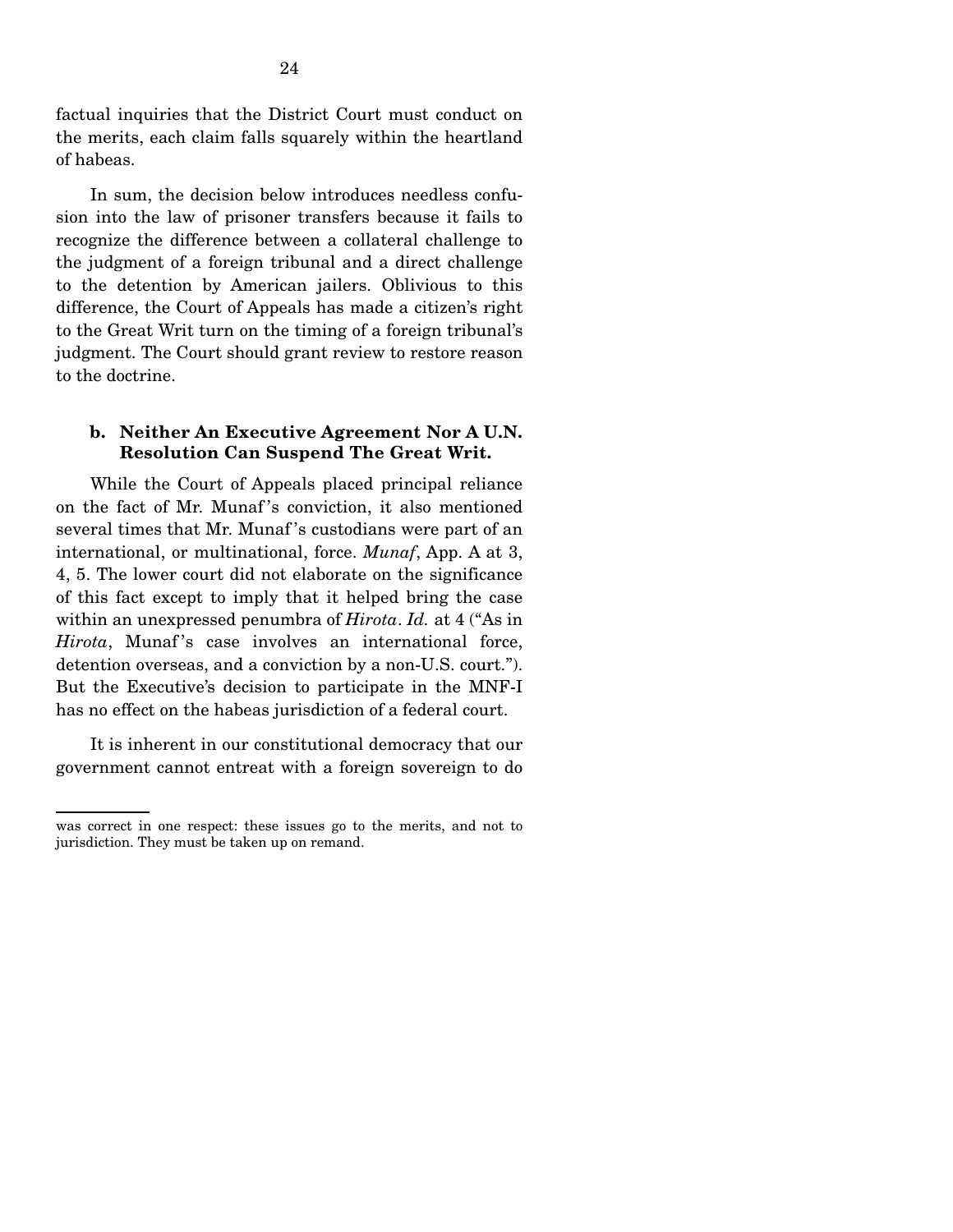factual inquiries that the District Court must conduct on the merits, each claim falls squarely within the heartland of habeas.

In sum, the decision below introduces needless confusion into the law of prisoner transfers because it fails to recognize the difference between a collateral challenge to the judgment of a foreign tribunal and a direct challenge to the detention by American jailers. Oblivious to this difference, the Court of Appeals has made a citizen's right to the Great Writ turn on the timing of a foreign tribunal's judgment. The Court should grant review to restore reason to the doctrine.

**b. Neither An Executive Agreement Nor A U.N. Resolution Can Suspend The Great Writ.**

While the Court of Appeals placed principal reliance on the fact of Mr. Munaf's conviction, it also mentioned several times that Mr. Munaf's custodians were part of an international, or multinational, force. *Munaf*, App. A at 3, 4, 5. The lower court did not elaborate on the significance of this fact except to imply that it helped bring the case within an unexpressed penumbra of *Hirota*. *Id.* at 4 ("As in *Hirota*, Munaf's case involves an international force, detention overseas, and a conviction by a non-U.S. court."). But the Executive's decision to participate in the MNF-I has no effect on the habeas jurisdiction of a federal court.

It is inherent in our constitutional democracy that our government cannot entreat with a foreign sovereign to do

---

was correct in one respect: these issues go to the merits, and not to jurisdiction. They must be taken up on remand.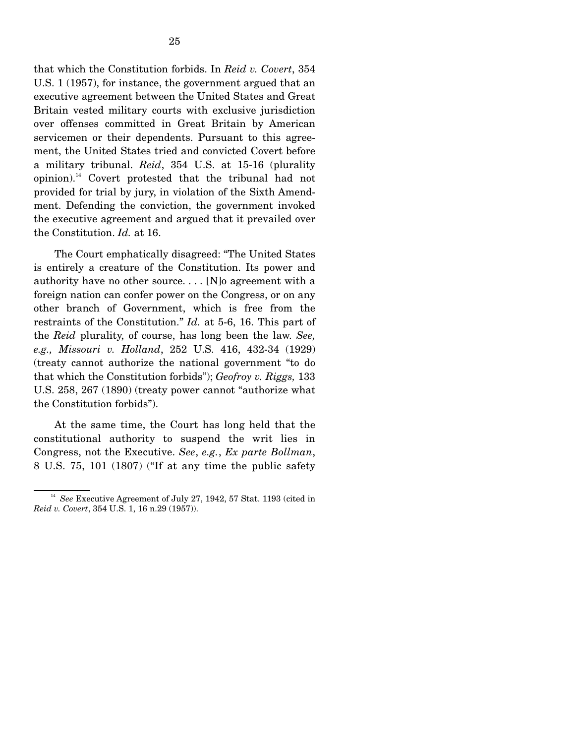that which the Constitution forbids. In *Reid v. Covert*, 354 U.S. 1 (1957), for instance, the government argued that an executive agreement between the United States and Great Britain vested military courts with exclusive jurisdiction over offenses committed in Great Britain by American servicemen or their dependents. Pursuant to this agreement, the United States tried and convicted Covert before a military tribunal. *Reid*, 354 U.S. at 15-16 (plurality opinion).[14] Covert protested that the tribunal had not provided for trial by jury, in violation of the Sixth Amendment. Defending the conviction, the government invoked the executive agreement and argued that it prevailed over the Constitution. *Id.* at 16.

The Court emphatically disagreed: "The United States is entirely a creature of the Constitution. Its power and authority have no other source. . . . [N]o agreement with a foreign nation can confer power on the Congress, or on any other branch of Government, which is free from the restraints of the Constitution." *Id.* at 5-6, 16. This part of the *Reid* plurality, of course, has long been the law. *See, e.g., Missouri v. Holland*, 252 U.S. 416, 432-34 (1929) (treaty cannot authorize the national government "to do that which the Constitution forbids"); *Geofroy v. Riggs,* 133 U.S. 258, 267 (1890) (treaty power cannot "authorize what the Constitution forbids").

At the same time, the Court has long held that the constitutional authority to suspend the writ lies in Congress, not the Executive. *See*, *e.g.*, *Ex parte Bollman*, 8 U.S. 75, 101 (1807) ("If at any time the public safety

[14] *See* Executive Agreement of July 27, 1942, 57 Stat. 1193 (cited in *Reid v. Covert*, 354 U.S. 1, 16 n.29 (1957)).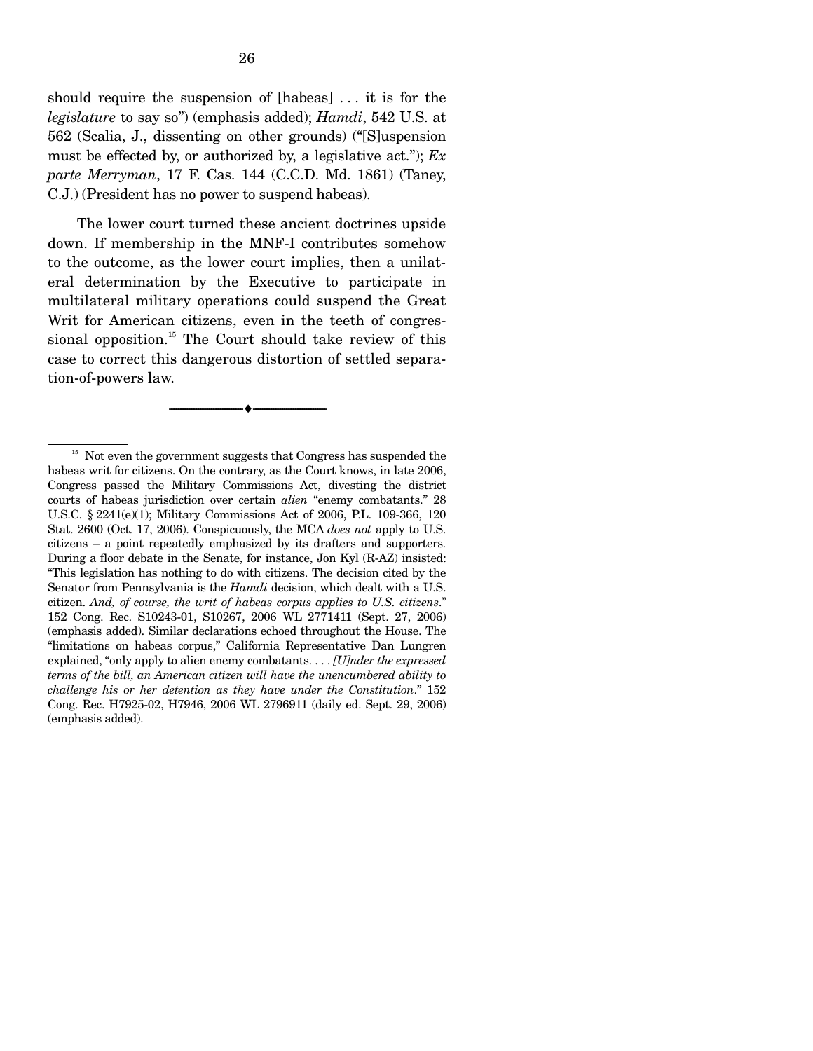should require the suspension of [habeas] . . . it is for the *legislature* to say so") (emphasis added); *Hamdi*, 542 U.S. at 562 (Scalia, J., dissenting on other grounds) ("[S]uspension must be effected by, or authorized by, a legislative act."); *Ex parte Merryman*, 17 F. Cas. 144 (C.C.D. Md. 1861) (Taney, C.J.) (President has no power to suspend habeas).

The lower court turned these ancient doctrines upside down. If membership in the MNF-I contributes somehow to the outcome, as the lower court implies, then a unilateral determination by the Executive to participate in multilateral military operations could suspend the Great Writ for American citizens, even in the teeth of congressional opposition.[15] The Court should take review of this case to correct this dangerous distortion of settled separation-of-powers law.

---

[15] Not even the government suggests that Congress has suspended the habeas writ for citizens. On the contrary, as the Court knows, in late 2006, Congress passed the Military Commissions Act, divesting the district courts of habeas jurisdiction over certain *alien* "enemy combatants." 28 U.S.C. § 2241(e)(1); Military Commissions Act of 2006, P.L. 109-366, 120 Stat. 2600 (Oct. 17, 2006). Conspicuously, the MCA *does not* apply to U.S. citizens – a point repeatedly emphasized by its drafters and supporters. During a floor debate in the Senate, for instance, Jon Kyl (R-AZ) insisted: "This legislation has nothing to do with citizens. The decision cited by the Senator from Pennsylvania is the *Hamdi* decision, which dealt with a U.S. citizen. *And, of course, the writ of habeas corpus applies to U.S. citizens*." 152 Cong. Rec. S10243-01, S10267, 2006 WL 2771411 (Sept. 27, 2006) (emphasis added). Similar declarations echoed throughout the House. The "limitations on habeas corpus," California Representative Dan Lungren explained, "only apply to alien enemy combatants. . . . *[U]nder the expressed terms of the bill, an American citizen will have the unencumbered ability to challenge his or her detention as they have under the Constitution*." 152 Cong. Rec. H7925-02, H7946, 2006 WL 2796911 (daily ed. Sept. 29, 2006) (emphasis added).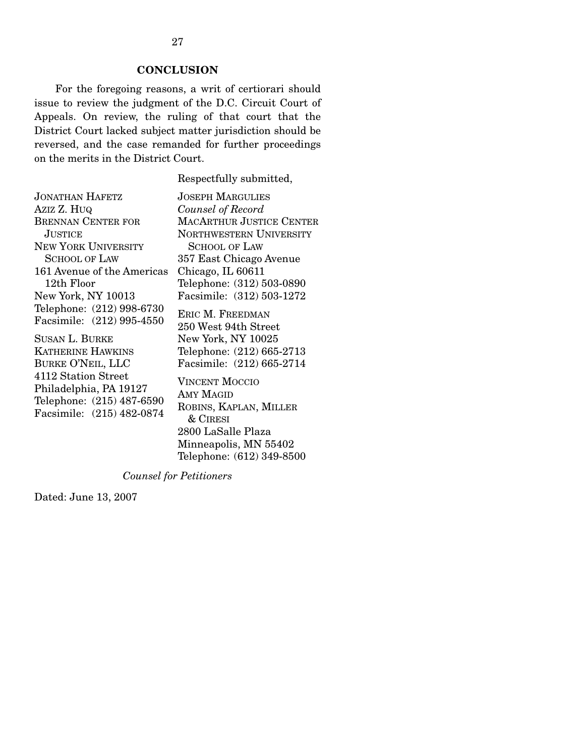## CONCLUSION

For the foregoing reasons, a writ of certiorari should issue to review the judgment of the D.C. Circuit Court of Appeals. On review, the ruling of that court that the District Court lacked subject matter jurisdiction should be reversed, and the case remanded for further proceedings on the merits in the District Court.

Respectfully submitted,

JOSEPH MARGULIES
*Counsel of Record*
MACARTHUR JUSTICE CENTER
NORTHWESTERN UNIVERSITY SCHOOL OF LAW
357 East Chicago Avenue
Chicago, IL 60611
Telephone: (312) 503-0890
Facsimile: (312) 503-1272

ERIC M. FREEDMAN
250 West 94th Street
New York, NY 10025
Telephone: (212) 665-2713
Facsimile: (212) 665-2714

VINCENT MOCCIO
AMY MAGID
ROBINS, KAPLAN, MILLER & CIRESI
2800 LaSalle Plaza
Minneapolis, MN 55402
Telephone: (612) 349-8500

JONATHAN HAFETZ
AZIZ Z. HUQ
BRENNAN CENTER FOR JUSTICE
NEW YORK UNIVERSITY SCHOOL OF LAW
161 Avenue of the Americas
12th Floor
New York, NY 10013
Telephone: (212) 998-6730
Facsimile: (212) 995-4550

SUSAN L. BURKE
KATHERINE HAWKINS
BURKE O'NEIL, LLC
4112 Station Street
Philadelphia, PA 19127
Telephone: (215) 487-6590
Facsimile: (215) 482-0874

*Counsel for Petitioners*

Dated: June 13, 2007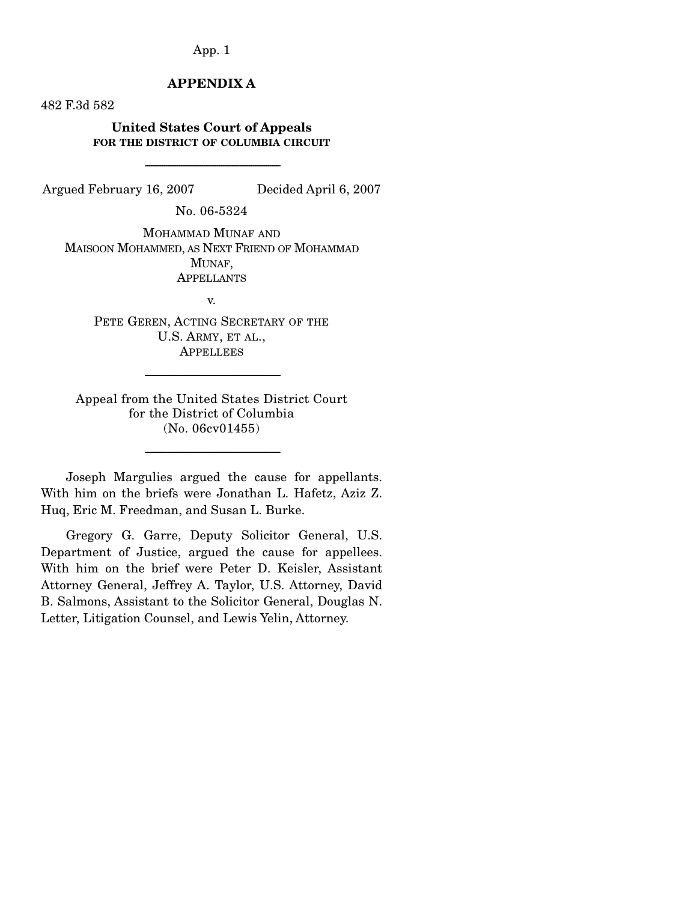## APPENDIX A

482 F.3d 582

**United States Court of Appeals**
**FOR THE DISTRICT OF COLUMBIA CIRCUIT**

---

Argued February 16, 2007 Decided April 6, 2007

No. 06-5324

MOHAMMAD MUNAF AND
MAISOON MOHAMMED, AS NEXT FRIEND OF MOHAMMAD MUNAF,
APPELLANTS

v.

PETE GEREN, ACTING SECRETARY OF THE U.S. ARMY, ET AL.,
APPELLEES

---

Appeal from the United States District Court
for the District of Columbia
(No. 06cv01455)

---

Joseph Margulies argued the cause for appellants. With him on the briefs were Jonathan L. Hafetz, Aziz Z. Huq, Eric M. Freedman, and Susan L. Burke.

Gregory G. Garre, Deputy Solicitor General, U.S. Department of Justice, argued the cause for appellees. With him on the brief were Peter D. Keisler, Assistant Attorney General, Jeffrey A. Taylor, U.S. Attorney, David B. Salmons, Assistant to the Solicitor General, Douglas N. Letter, Litigation Counsel, and Lewis Yelin, Attorney.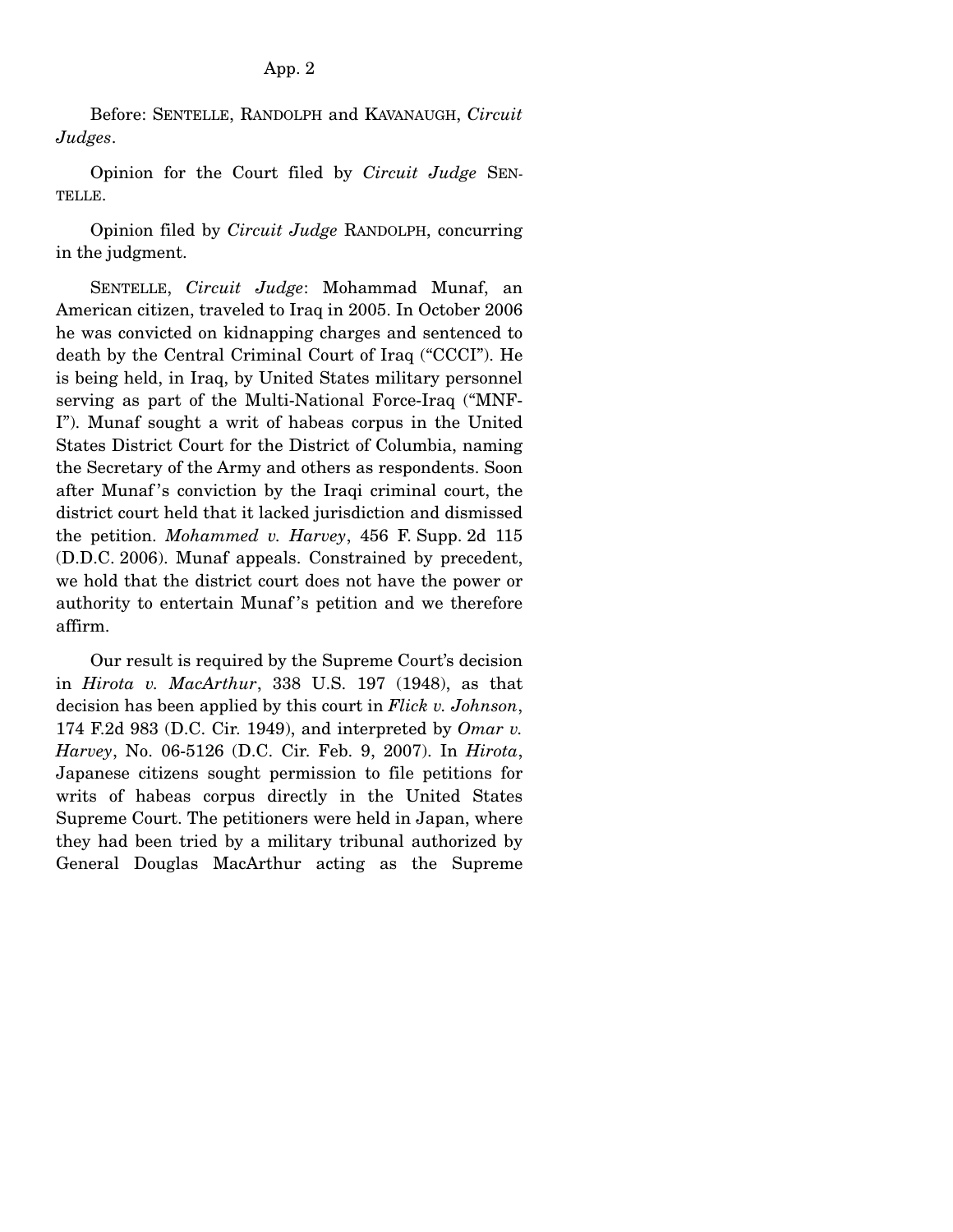Before: SENTELLE, RANDOLPH and KAVANAUGH, *Circuit Judges*.

Opinion for the Court filed by *Circuit Judge* SENTELLE.

Opinion filed by *Circuit Judge* RANDOLPH, concurring in the judgment.

SENTELLE, *Circuit Judge*: Mohammad Munaf, an American citizen, traveled to Iraq in 2005. In October 2006 he was convicted on kidnapping charges and sentenced to death by the Central Criminal Court of Iraq ("CCCI"). He is being held, in Iraq, by United States military personnel serving as part of the Multi-National Force-Iraq ("MNF-I"). Munaf sought a writ of habeas corpus in the United States District Court for the District of Columbia, naming the Secretary of the Army and others as respondents. Soon after Munaf's conviction by the Iraqi criminal court, the district court held that it lacked jurisdiction and dismissed the petition. *Mohammed v. Harvey*, 456 F. Supp. 2d 115 (D.D.C. 2006). Munaf appeals. Constrained by precedent, we hold that the district court does not have the power or authority to entertain Munaf's petition and we therefore affirm.

Our result is required by the Supreme Court's decision in *Hirota v. MacArthur*, 338 U.S. 197 (1948), as that decision has been applied by this court in *Flick v. Johnson*, 174 F.2d 983 (D.C. Cir. 1949), and interpreted by *Omar v. Harvey*, No. 06-5126 (D.C. Cir. Feb. 9, 2007). In *Hirota*, Japanese citizens sought permission to file petitions for writs of habeas corpus directly in the United States Supreme Court. The petitioners were held in Japan, where they had been tried by a military tribunal authorized by General Douglas MacArthur acting as the Supreme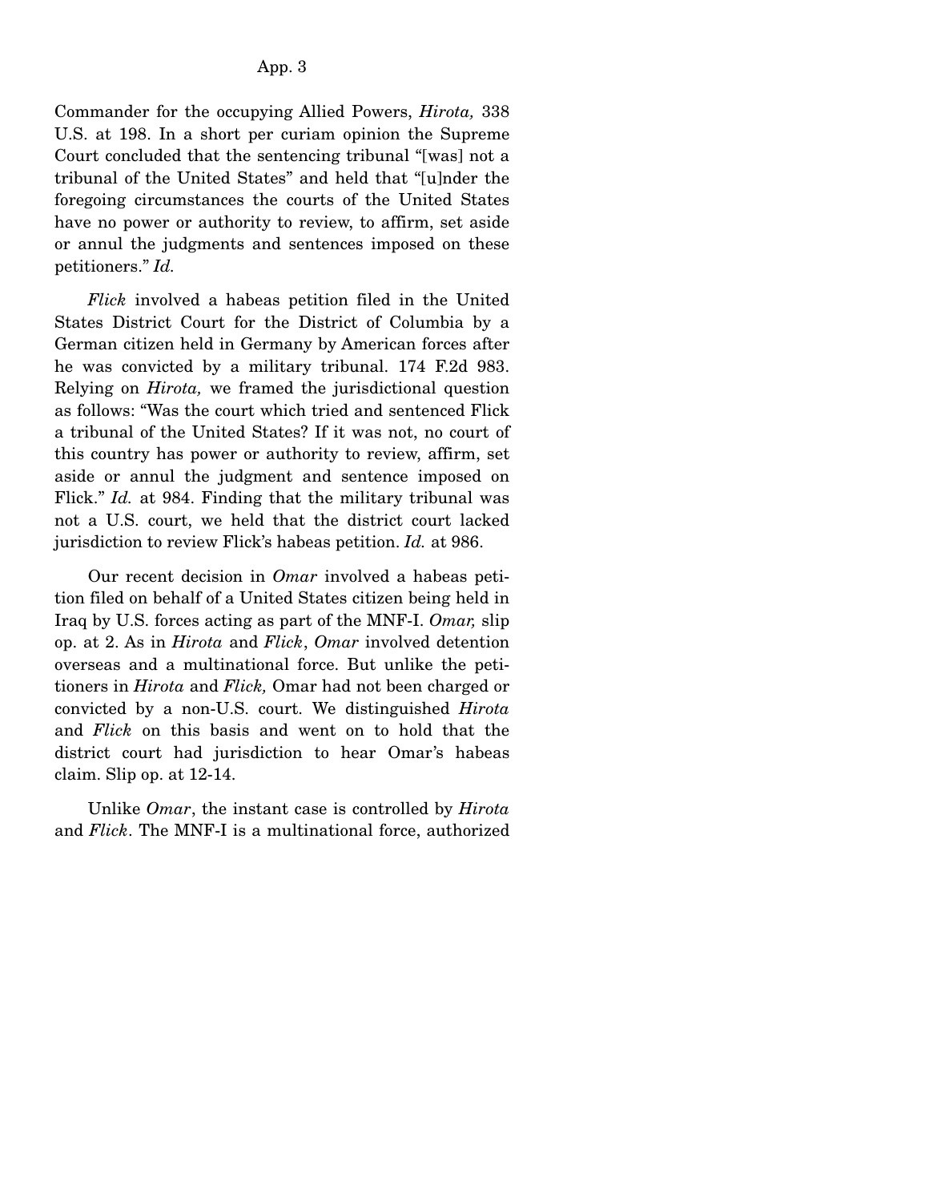Commander for the occupying Allied Powers, *Hirota,* 338 U.S. at 198. In a short per curiam opinion the Supreme Court concluded that the sentencing tribunal "[was] not a tribunal of the United States" and held that "[u]nder the foregoing circumstances the courts of the United States have no power or authority to review, to affirm, set aside or annul the judgments and sentences imposed on these petitioners." *Id.*

*Flick* involved a habeas petition filed in the United States District Court for the District of Columbia by a German citizen held in Germany by American forces after he was convicted by a military tribunal. 174 F.2d 983. Relying on *Hirota,* we framed the jurisdictional question as follows: "Was the court which tried and sentenced Flick a tribunal of the United States? If it was not, no court of this country has power or authority to review, affirm, set aside or annul the judgment and sentence imposed on Flick." *Id.* at 984. Finding that the military tribunal was not a U.S. court, we held that the district court lacked jurisdiction to review Flick's habeas petition. *Id.* at 986.

Our recent decision in *Omar* involved a habeas petition filed on behalf of a United States citizen being held in Iraq by U.S. forces acting as part of the MNF-I. *Omar,* slip op. at 2. As in *Hirota* and *Flick*, *Omar* involved detention overseas and a multinational force. But unlike the petitioners in *Hirota* and *Flick,* Omar had not been charged or convicted by a non-U.S. court. We distinguished *Hirota* and *Flick* on this basis and went on to hold that the district court had jurisdiction to hear Omar's habeas claim. Slip op. at 12-14.

Unlike *Omar*, the instant case is controlled by *Hirota* and *Flick*. The MNF-I is a multinational force, authorized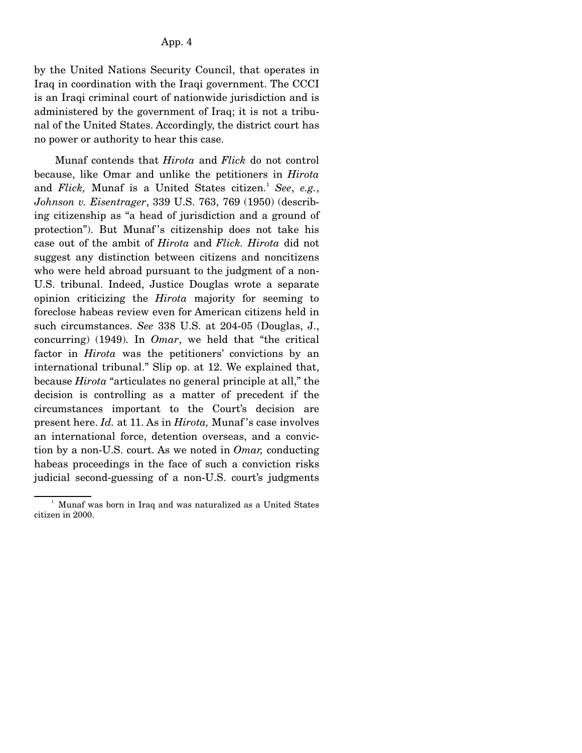by the United Nations Security Council, that operates in Iraq in coordination with the Iraqi government. The CCCI is an Iraqi criminal court of nationwide jurisdiction and is administered by the government of Iraq; it is not a tribunal of the United States. Accordingly, the district court has no power or authority to hear this case.

Munaf contends that *Hirota* and *Flick* do not control because, like Omar and unlike the petitioners in *Hirota* and *Flick,* Munaf is a United States citizen.[1] *See*, *e.g.*, *Johnson v. Eisentrager*, 339 U.S. 763, 769 (1950) (describing citizenship as "a head of jurisdiction and a ground of protection"). But Munaf's citizenship does not take his case out of the ambit of *Hirota* and *Flick. Hirota* did not suggest any distinction between citizens and noncitizens who were held abroad pursuant to the judgment of a non-U.S. tribunal. Indeed, Justice Douglas wrote a separate opinion criticizing the *Hirota* majority for seeming to foreclose habeas review even for American citizens held in such circumstances. *See* 338 U.S. at 204-05 (Douglas, J., concurring) (1949). In *Omar*, we held that "the critical factor in *Hirota* was the petitioners' convictions by an international tribunal." Slip op. at 12. We explained that, because *Hirota* "articulates no general principle at all," the decision is controlling as a matter of precedent if the circumstances important to the Court's decision are present here. *Id.* at 11. As in *Hirota,* Munaf's case involves an international force, detention overseas, and a conviction by a non-U.S. court. As we noted in *Omar,* conducting habeas proceedings in the face of such a conviction risks judicial second-guessing of a non-U.S. court's judgments

[1] Munaf was born in Iraq and was naturalized as a United States citizen in 2000.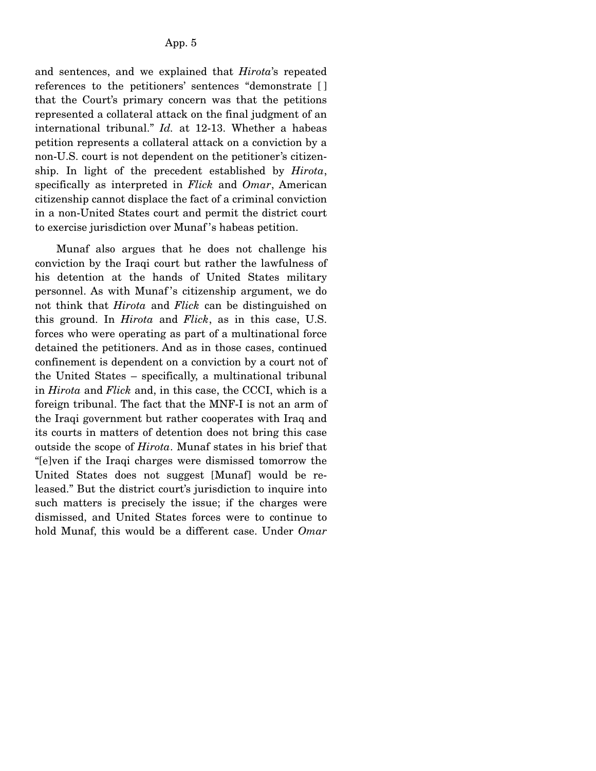and sentences, and we explained that *Hirota*'s repeated references to the petitioners' sentences "demonstrate [ ] that the Court's primary concern was that the petitions represented a collateral attack on the final judgment of an international tribunal." *Id.* at 12-13. Whether a habeas petition represents a collateral attack on a conviction by a non-U.S. court is not dependent on the petitioner's citizenship. In light of the precedent established by *Hirota*, specifically as interpreted in *Flick* and *Omar*, American citizenship cannot displace the fact of a criminal conviction in a non-United States court and permit the district court to exercise jurisdiction over Munaf's habeas petition.

Munaf also argues that he does not challenge his conviction by the Iraqi court but rather the lawfulness of his detention at the hands of United States military personnel. As with Munaf's citizenship argument, we do not think that *Hirota* and *Flick* can be distinguished on this ground. In *Hirota* and *Flick*, as in this case, U.S. forces who were operating as part of a multinational force detained the petitioners. And as in those cases, continued confinement is dependent on a conviction by a court not of the United States – specifically, a multinational tribunal in *Hirota* and *Flick* and, in this case, the CCCI, which is a foreign tribunal. The fact that the MNF-I is not an arm of the Iraqi government but rather cooperates with Iraq and its courts in matters of detention does not bring this case outside the scope of *Hirota*. Munaf states in his brief that "[e]ven if the Iraqi charges were dismissed tomorrow the United States does not suggest [Munaf] would be released." But the district court's jurisdiction to inquire into such matters is precisely the issue; if the charges were dismissed, and United States forces were to continue to hold Munaf, this would be a different case. Under *Omar*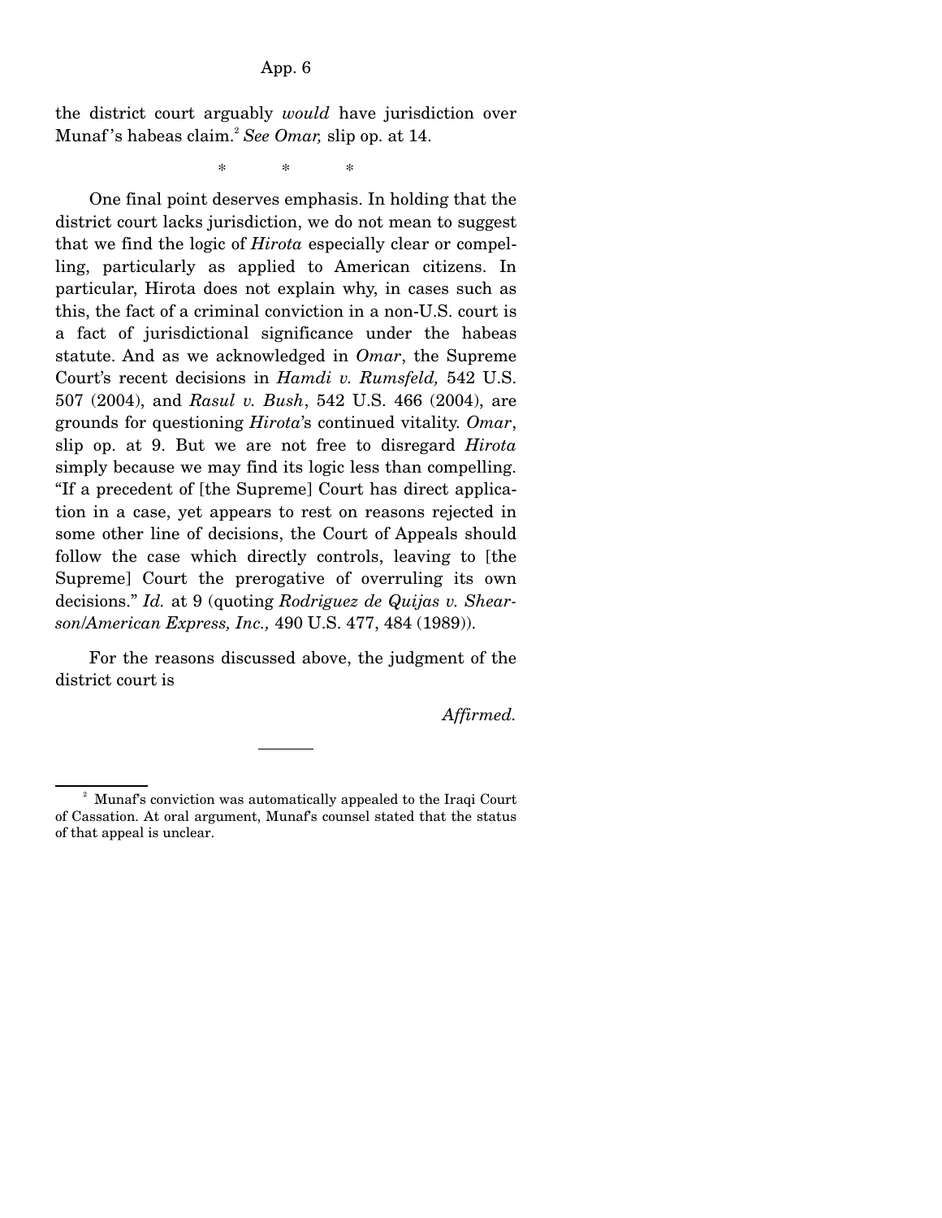the district court arguably *would* have jurisdiction over Munaf's habeas claim.[2] *See Omar,* slip op. at 14.

\* \* \*

One final point deserves emphasis. In holding that the district court lacks jurisdiction, we do not mean to suggest that we find the logic of *Hirota* especially clear or compelling, particularly as applied to American citizens. In particular, Hirota does not explain why, in cases such as this, the fact of a criminal conviction in a non-U.S. court is a fact of jurisdictional significance under the habeas statute. And as we acknowledged in *Omar*, the Supreme Court's recent decisions in *Hamdi v. Rumsfeld,* 542 U.S. 507 (2004), and *Rasul v. Bush*, 542 U.S. 466 (2004), are grounds for questioning *Hirota*'s continued vitality. *Omar*, slip op. at 9. But we are not free to disregard *Hirota* simply because we may find its logic less than compelling. "If a precedent of [the Supreme] Court has direct application in a case, yet appears to rest on reasons rejected in some other line of decisions, the Court of Appeals should follow the case which directly controls, leaving to [the Supreme] Court the prerogative of overruling its own decisions." *Id.* at 9 (quoting *Rodriguez de Quijas v. Shearson/American Express, Inc.,* 490 U.S. 477, 484 (1989)).

For the reasons discussed above, the judgment of the district court is

*Affirmed.*

---

[2] Munaf's conviction was automatically appealed to the Iraqi Court of Cassation. At oral argument, Munaf's counsel stated that the status of that appeal is unclear.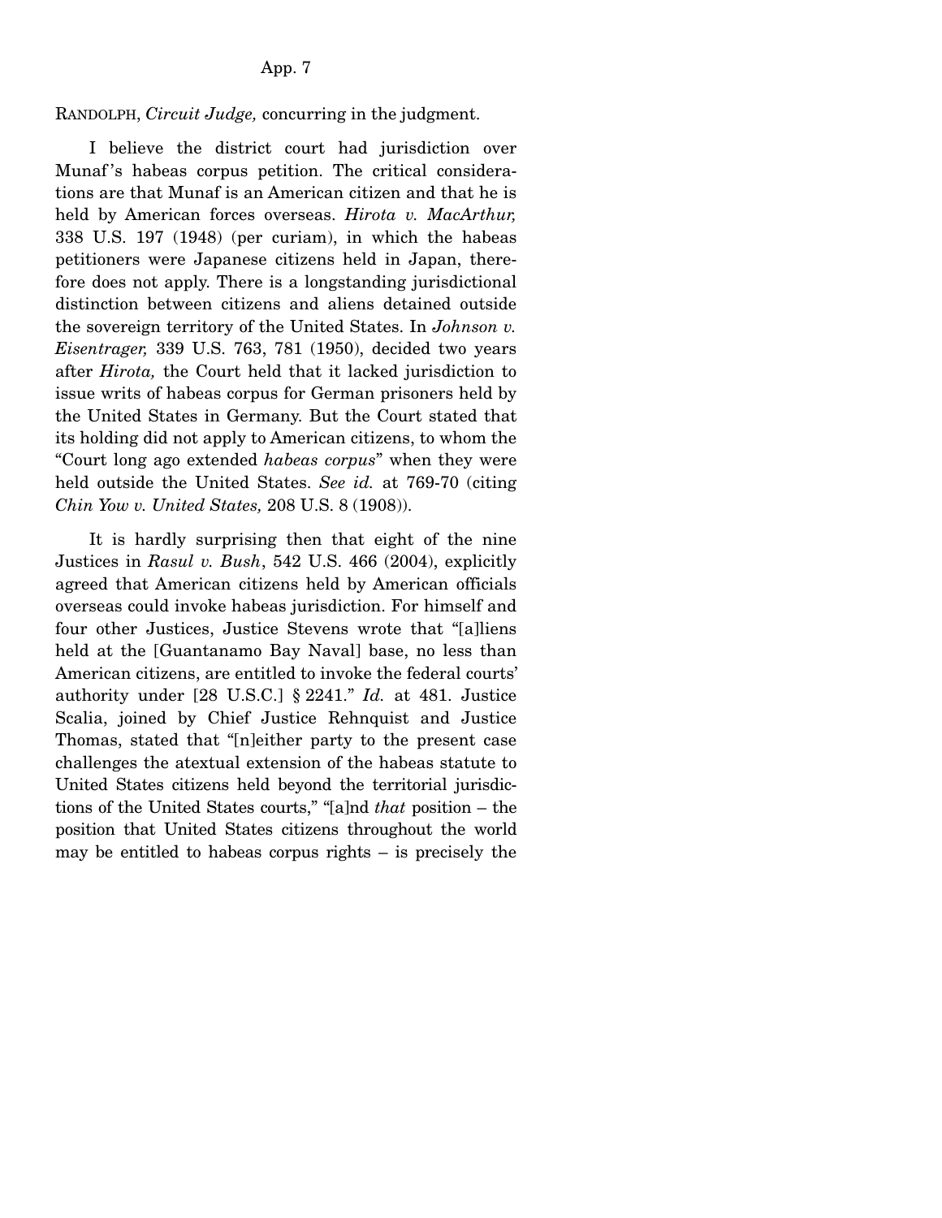RANDOLPH, *Circuit Judge,* concurring in the judgment.

I believe the district court had jurisdiction over Munaf's habeas corpus petition. The critical considerations are that Munaf is an American citizen and that he is held by American forces overseas. *Hirota v. MacArthur,* 338 U.S. 197 (1948) (per curiam), in which the habeas petitioners were Japanese citizens held in Japan, therefore does not apply. There is a longstanding jurisdictional distinction between citizens and aliens detained outside the sovereign territory of the United States. In *Johnson v. Eisentrager,* 339 U.S. 763, 781 (1950), decided two years after *Hirota,* the Court held that it lacked jurisdiction to issue writs of habeas corpus for German prisoners held by the United States in Germany. But the Court stated that its holding did not apply to American citizens, to whom the "Court long ago extended *habeas corpus*" when they were held outside the United States. *See id.* at 769-70 (citing *Chin Yow v. United States,* 208 U.S. 8 (1908)).

It is hardly surprising then that eight of the nine Justices in *Rasul v. Bush*, 542 U.S. 466 (2004), explicitly agreed that American citizens held by American officials overseas could invoke habeas jurisdiction. For himself and four other Justices, Justice Stevens wrote that "[a]liens held at the [Guantanamo Bay Naval] base, no less than American citizens, are entitled to invoke the federal courts' authority under [28 U.S.C.] § 2241." *Id.* at 481. Justice Scalia, joined by Chief Justice Rehnquist and Justice Thomas, stated that "[n]either party to the present case challenges the atextual extension of the habeas statute to United States citizens held beyond the territorial jurisdictions of the United States courts," "[a]nd *that* position – the position that United States citizens throughout the world may be entitled to habeas corpus rights – is precisely the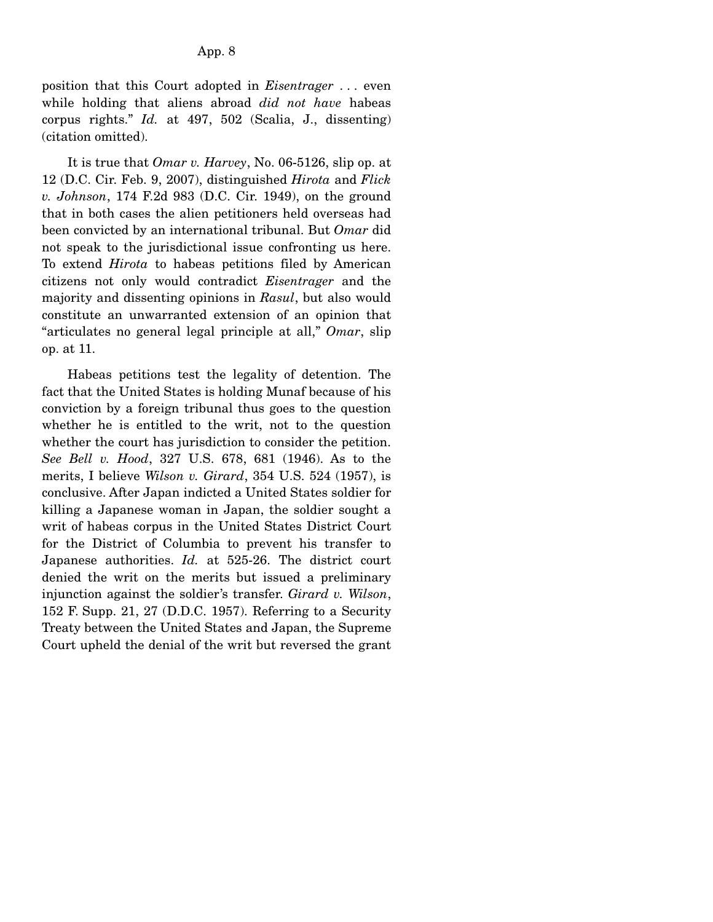position that this Court adopted in *Eisentrager* . . . even while holding that aliens abroad *did not have* habeas corpus rights." *Id.* at 497, 502 (Scalia, J., dissenting) (citation omitted).

It is true that *Omar v. Harvey*, No. 06-5126, slip op. at 12 (D.C. Cir. Feb. 9, 2007), distinguished *Hirota* and *Flick v. Johnson*, 174 F.2d 983 (D.C. Cir. 1949), on the ground that in both cases the alien petitioners held overseas had been convicted by an international tribunal. But *Omar* did not speak to the jurisdictional issue confronting us here. To extend *Hirota* to habeas petitions filed by American citizens not only would contradict *Eisentrager* and the majority and dissenting opinions in *Rasul*, but also would constitute an unwarranted extension of an opinion that "articulates no general legal principle at all," *Omar*, slip op. at 11.

Habeas petitions test the legality of detention. The fact that the United States is holding Munaf because of his conviction by a foreign tribunal thus goes to the question whether he is entitled to the writ, not to the question whether the court has jurisdiction to consider the petition. *See Bell v. Hood*, 327 U.S. 678, 681 (1946). As to the merits, I believe *Wilson v. Girard*, 354 U.S. 524 (1957), is conclusive. After Japan indicted a United States soldier for killing a Japanese woman in Japan, the soldier sought a writ of habeas corpus in the United States District Court for the District of Columbia to prevent his transfer to Japanese authorities. *Id.* at 525-26. The district court denied the writ on the merits but issued a preliminary injunction against the soldier's transfer. *Girard v. Wilson*, 152 F. Supp. 21, 27 (D.D.C. 1957). Referring to a Security Treaty between the United States and Japan, the Supreme Court upheld the denial of the writ but reversed the grant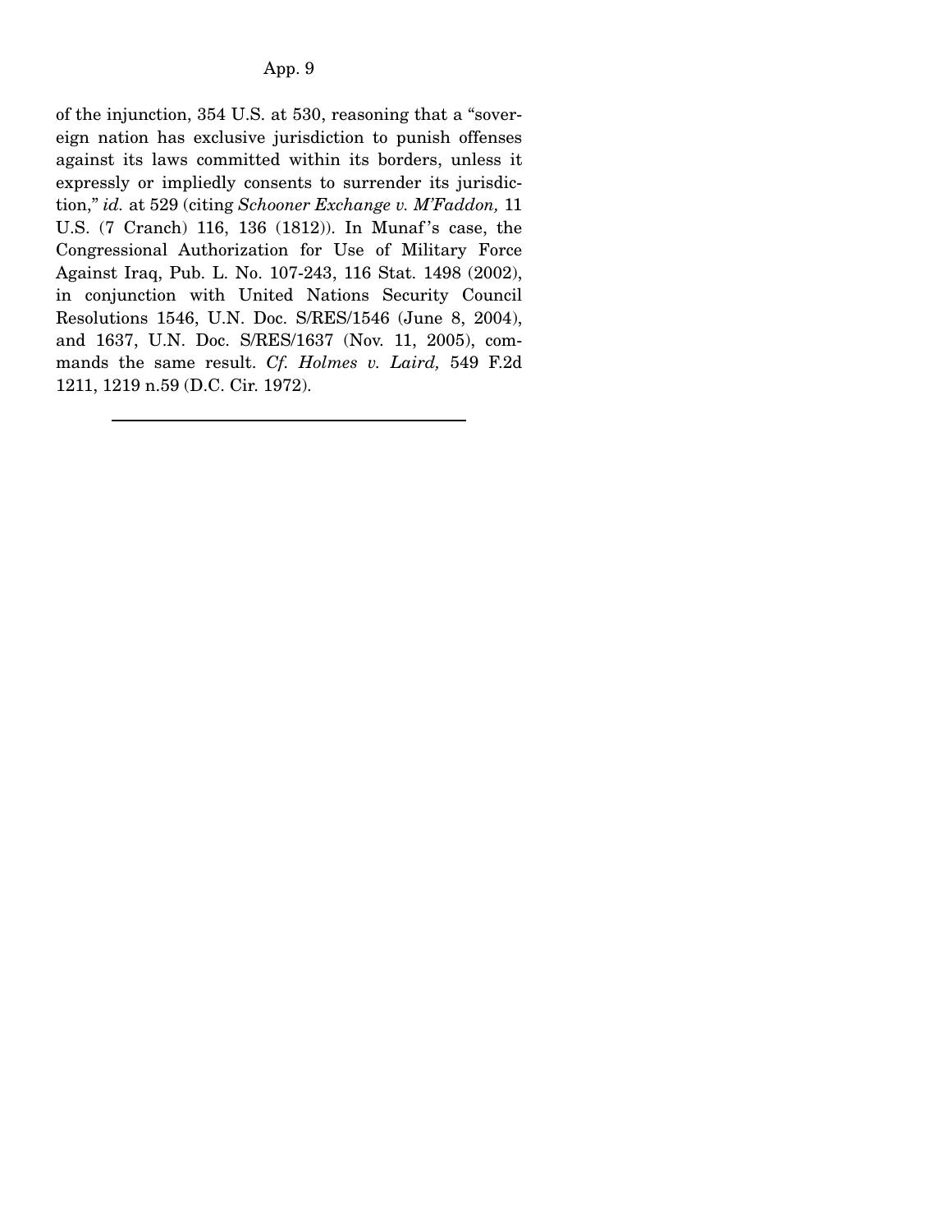of the injunction, 354 U.S. at 530, reasoning that a "sovereign nation has exclusive jurisdiction to punish offenses against its laws committed within its borders, unless it expressly or impliedly consents to surrender its jurisdiction," *id.* at 529 (citing *Schooner Exchange v. M'Faddon,* 11 U.S. (7 Cranch) 116, 136 (1812)). In Munaf's case, the Congressional Authorization for Use of Military Force Against Iraq, Pub. L. No. 107-243, 116 Stat. 1498 (2002), in conjunction with United Nations Security Council Resolutions 1546, U.N. Doc. S/RES/1546 (June 8, 2004), and 1637, U.N. Doc. S/RES/1637 (Nov. 11, 2005), commands the same result. *Cf. Holmes v. Laird,* 549 F.2d 1211, 1219 n.59 (D.C. Cir. 1972).

---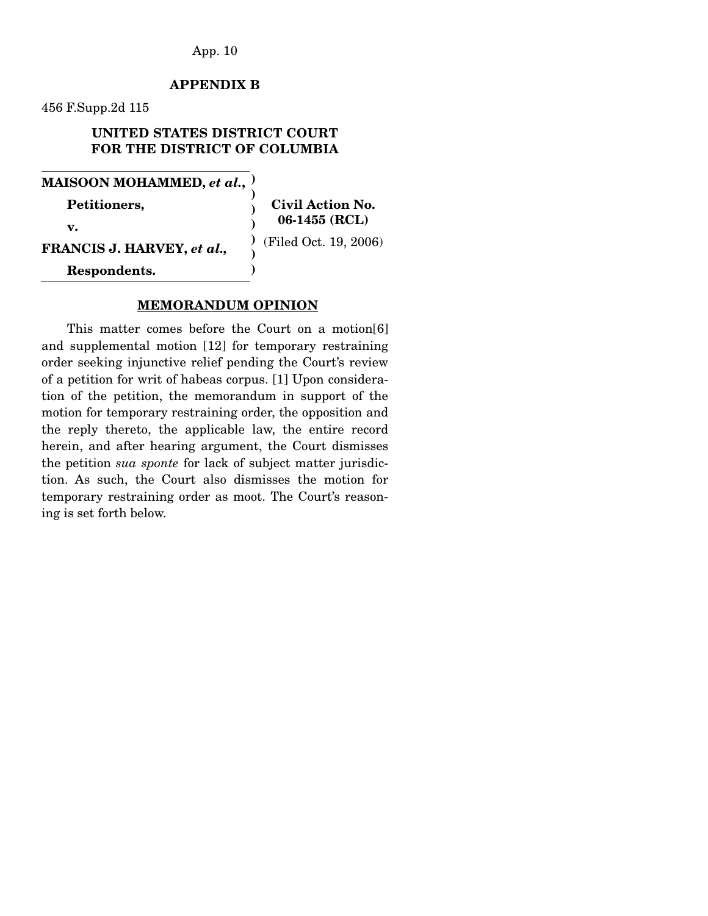**APPENDIX B**

456 F.Supp.2d 115

**UNITED STATES DISTRICT COURT FOR THE DISTRICT OF COLUMBIA**

| | | |
|---|---|---|
| **MAISOON MOHAMMED, *et al.*,** | ) | |
| | ) | |
| **Petitioners,** | ) | **Civil Action No. 06-1455 (RCL)** |
| **v.** | ) | |
| **FRANCIS J. HARVEY, *et al.*,** | ) | (Filed Oct. 19, 2006) |
| | ) | |
| **Respondents.** | ) | |

**MEMORANDUM OPINION**

This matter comes before the Court on a motion[6] and supplemental motion [12] for temporary restraining order seeking injunctive relief pending the Court's review of a petition for writ of habeas corpus. [1] Upon consideration of the petition, the memorandum in support of the motion for temporary restraining order, the opposition and the reply thereto, the applicable law, the entire record herein, and after hearing argument, the Court dismisses the petition *sua sponte* for lack of subject matter jurisdiction. As such, the Court also dismisses the motion for temporary restraining order as moot. The Court's reasoning is set forth below.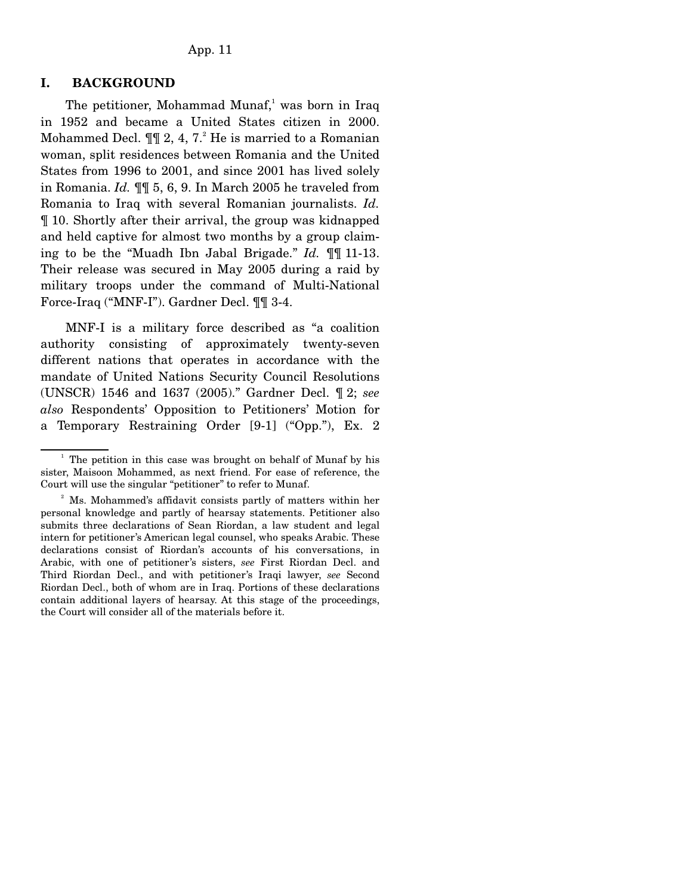## I. BACKGROUND

The petitioner, Mohammad Munaf,[1] was born in Iraq in 1952 and became a United States citizen in 2000. Mohammed Decl. ¶¶ 2, 4, 7.[2] He is married to a Romanian woman, split residences between Romania and the United States from 1996 to 2001, and since 2001 has lived solely in Romania. *Id.* ¶¶ 5, 6, 9. In March 2005 he traveled from Romania to Iraq with several Romanian journalists. *Id.* ¶ 10. Shortly after their arrival, the group was kidnapped and held captive for almost two months by a group claiming to be the "Muadh Ibn Jabal Brigade." *Id.* ¶¶ 11-13. Their release was secured in May 2005 during a raid by military troops under the command of Multi-National Force-Iraq ("MNF-I"). Gardner Decl. ¶¶ 3-4.

MNF-I is a military force described as "a coalition authority consisting of approximately twenty-seven different nations that operates in accordance with the mandate of United Nations Security Council Resolutions (UNSCR) 1546 and 1637 (2005)." Gardner Decl. ¶ 2; *see also* Respondents' Opposition to Petitioners' Motion for a Temporary Restraining Order [9-1] ("Opp."), Ex. 2

---

[1] The petition in this case was brought on behalf of Munaf by his sister, Maisoon Mohammed, as next friend. For ease of reference, the Court will use the singular "petitioner" to refer to Munaf.

[2] Ms. Mohammed's affidavit consists partly of matters within her personal knowledge and partly of hearsay statements. Petitioner also submits three declarations of Sean Riordan, a law student and legal intern for petitioner's American legal counsel, who speaks Arabic. These declarations consist of Riordan's accounts of his conversations, in Arabic, with one of petitioner's sisters, *see* First Riordan Decl. and Third Riordan Decl., and with petitioner's Iraqi lawyer, *see* Second Riordan Decl., both of whom are in Iraq. Portions of these declarations contain additional layers of hearsay. At this stage of the proceedings, the Court will consider all of the materials before it.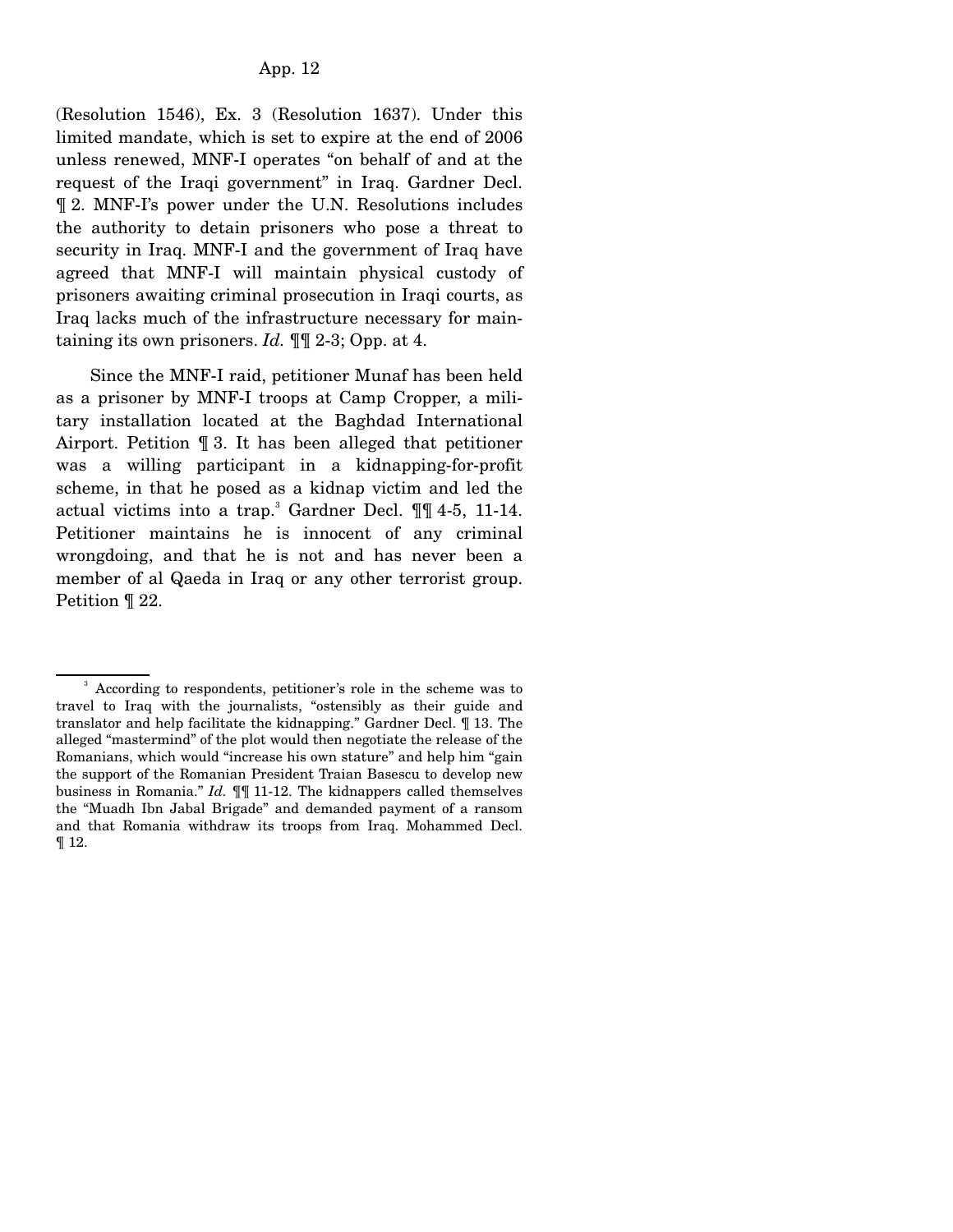(Resolution 1546), Ex. 3 (Resolution 1637). Under this limited mandate, which is set to expire at the end of 2006 unless renewed, MNF-I operates "on behalf of and at the request of the Iraqi government" in Iraq. Gardner Decl. ¶ 2. MNF-I's power under the U.N. Resolutions includes the authority to detain prisoners who pose a threat to security in Iraq. MNF-I and the government of Iraq have agreed that MNF-I will maintain physical custody of prisoners awaiting criminal prosecution in Iraqi courts, as Iraq lacks much of the infrastructure necessary for maintaining its own prisoners. *Id.* ¶¶ 2-3; Opp. at 4.

Since the MNF-I raid, petitioner Munaf has been held as a prisoner by MNF-I troops at Camp Cropper, a military installation located at the Baghdad International Airport. Petition ¶ 3. It has been alleged that petitioner was a willing participant in a kidnapping-for-profit scheme, in that he posed as a kidnap victim and led the actual victims into a trap.[3] Gardner Decl. ¶¶ 4-5, 11-14. Petitioner maintains he is innocent of any criminal wrongdoing, and that he is not and has never been a member of al Qaeda in Iraq or any other terrorist group. Petition ¶ 22.

---

[3] According to respondents, petitioner's role in the scheme was to travel to Iraq with the journalists, "ostensibly as their guide and translator and help facilitate the kidnapping." Gardner Decl. ¶ 13. The alleged "mastermind" of the plot would then negotiate the release of the Romanians, which would "increase his own stature" and help him "gain the support of the Romanian President Traian Basescu to develop new business in Romania." *Id.* ¶¶ 11-12. The kidnappers called themselves the "Muadh Ibn Jabal Brigade" and demanded payment of a ransom and that Romania withdraw its troops from Iraq. Mohammed Decl. ¶ 12.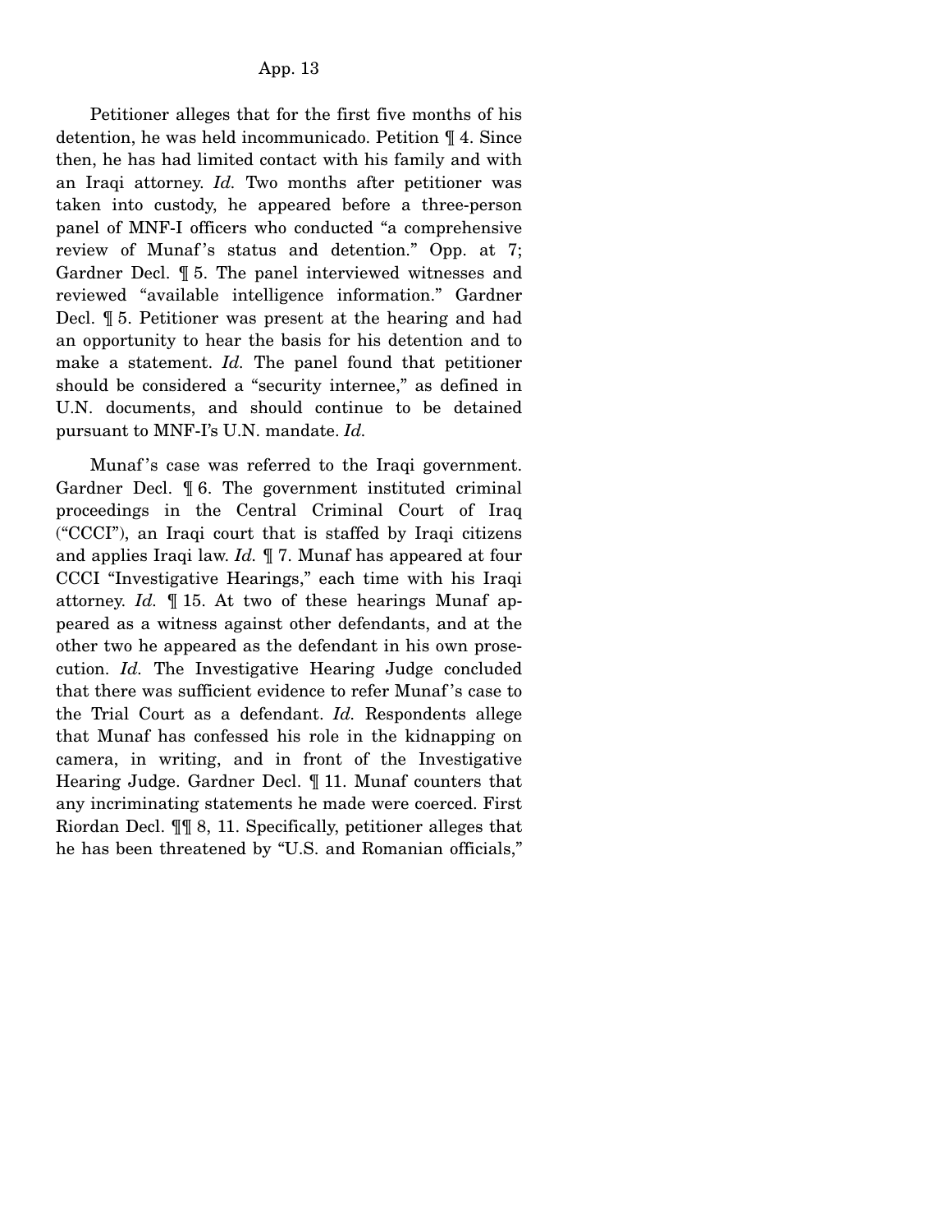Petitioner alleges that for the first five months of his detention, he was held incommunicado. Petition ¶ 4. Since then, he has had limited contact with his family and with an Iraqi attorney. *Id.* Two months after petitioner was taken into custody, he appeared before a three-person panel of MNF-I officers who conducted "a comprehensive review of Munaf's status and detention." Opp. at 7; Gardner Decl. ¶ 5. The panel interviewed witnesses and reviewed "available intelligence information." Gardner Decl. ¶ 5. Petitioner was present at the hearing and had an opportunity to hear the basis for his detention and to make a statement. *Id.* The panel found that petitioner should be considered a "security internee," as defined in U.N. documents, and should continue to be detained pursuant to MNF-I's U.N. mandate. *Id.*

Munaf's case was referred to the Iraqi government. Gardner Decl. ¶ 6. The government instituted criminal proceedings in the Central Criminal Court of Iraq ("CCCI"), an Iraqi court that is staffed by Iraqi citizens and applies Iraqi law. *Id.* ¶ 7. Munaf has appeared at four CCCI "Investigative Hearings," each time with his Iraqi attorney. *Id.* ¶ 15. At two of these hearings Munaf appeared as a witness against other defendants, and at the other two he appeared as the defendant in his own prosecution. *Id.* The Investigative Hearing Judge concluded that there was sufficient evidence to refer Munaf's case to the Trial Court as a defendant. *Id.* Respondents allege that Munaf has confessed his role in the kidnapping on camera, in writing, and in front of the Investigative Hearing Judge. Gardner Decl. ¶ 11. Munaf counters that any incriminating statements he made were coerced. First Riordan Decl. ¶¶ 8, 11. Specifically, petitioner alleges that he has been threatened by "U.S. and Romanian officials,"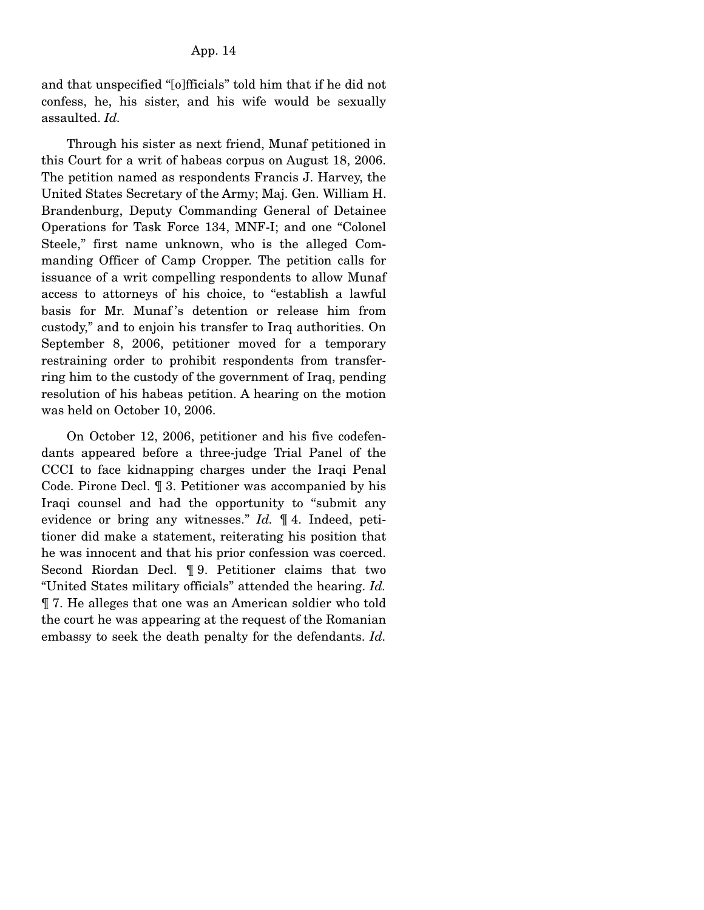and that unspecified "[o]fficials" told him that if he did not confess, he, his sister, and his wife would be sexually assaulted. *Id.*

Through his sister as next friend, Munaf petitioned in this Court for a writ of habeas corpus on August 18, 2006. The petition named as respondents Francis J. Harvey, the United States Secretary of the Army; Maj. Gen. William H. Brandenburg, Deputy Commanding General of Detainee Operations for Task Force 134, MNF-I; and one "Colonel Steele," first name unknown, who is the alleged Commanding Officer of Camp Cropper. The petition calls for issuance of a writ compelling respondents to allow Munaf access to attorneys of his choice, to "establish a lawful basis for Mr. Munaf's detention or release him from custody," and to enjoin his transfer to Iraq authorities. On September 8, 2006, petitioner moved for a temporary restraining order to prohibit respondents from transferring him to the custody of the government of Iraq, pending resolution of his habeas petition. A hearing on the motion was held on October 10, 2006.

On October 12, 2006, petitioner and his five codefendants appeared before a three-judge Trial Panel of the CCCI to face kidnapping charges under the Iraqi Penal Code. Pirone Decl. ¶ 3. Petitioner was accompanied by his Iraqi counsel and had the opportunity to "submit any evidence or bring any witnesses." *Id.* ¶ 4. Indeed, petitioner did make a statement, reiterating his position that he was innocent and that his prior confession was coerced. Second Riordan Decl. ¶ 9. Petitioner claims that two "United States military officials" attended the hearing. *Id.* ¶ 7. He alleges that one was an American soldier who told the court he was appearing at the request of the Romanian embassy to seek the death penalty for the defendants. *Id.*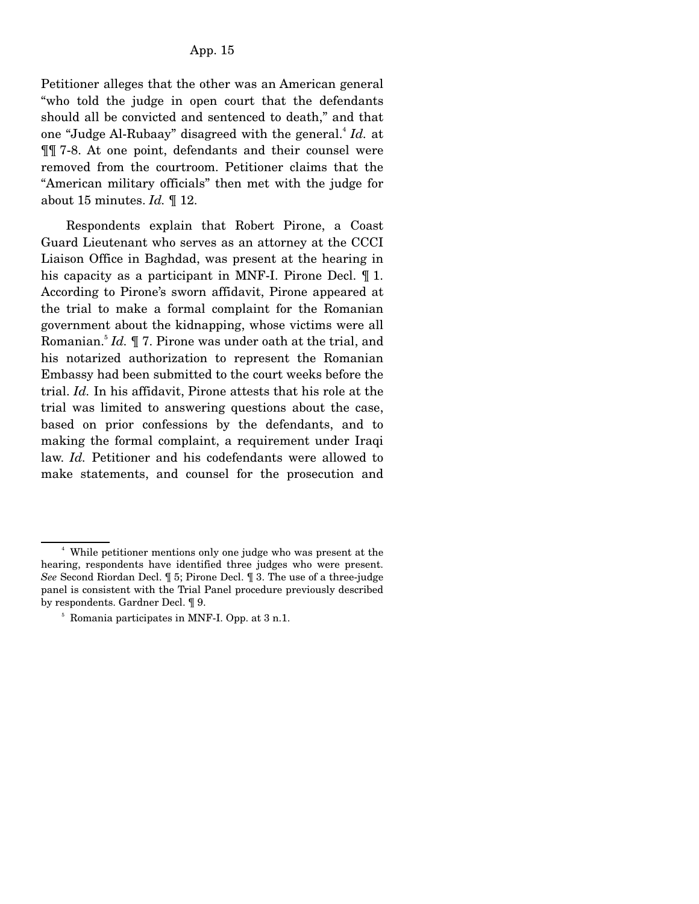Petitioner alleges that the other was an American general "who told the judge in open court that the defendants should all be convicted and sentenced to death," and that one "Judge Al-Rubaay" disagreed with the general.[4] *Id.* at ¶¶ 7-8. At one point, defendants and their counsel were removed from the courtroom. Petitioner claims that the "American military officials" then met with the judge for about 15 minutes. *Id.* ¶ 12.

Respondents explain that Robert Pirone, a Coast Guard Lieutenant who serves as an attorney at the CCCI Liaison Office in Baghdad, was present at the hearing in his capacity as a participant in MNF-I. Pirone Decl. ¶ 1. According to Pirone's sworn affidavit, Pirone appeared at the trial to make a formal complaint for the Romanian government about the kidnapping, whose victims were all Romanian.[5] *Id.* ¶ 7. Pirone was under oath at the trial, and his notarized authorization to represent the Romanian Embassy had been submitted to the court weeks before the trial. *Id.* In his affidavit, Pirone attests that his role at the trial was limited to answering questions about the case, based on prior confessions by the defendants, and to making the formal complaint, a requirement under Iraqi law. *Id.* Petitioner and his codefendants were allowed to make statements, and counsel for the prosecution and

---

[4] While petitioner mentions only one judge who was present at the hearing, respondents have identified three judges who were present. *See* Second Riordan Decl. ¶ 5; Pirone Decl. ¶ 3. The use of a three-judge panel is consistent with the Trial Panel procedure previously described by respondents. Gardner Decl. ¶ 9.

[5] Romania participates in MNF-I. Opp. at 3 n.1.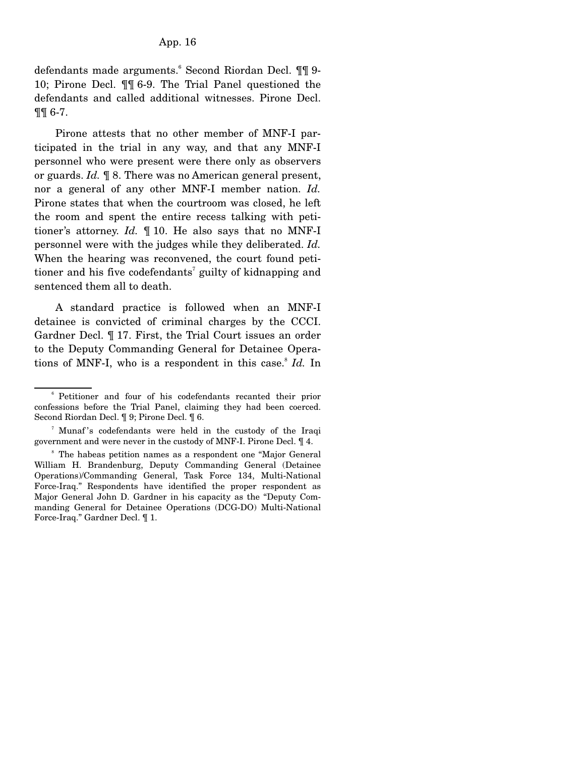defendants made arguments.[6] Second Riordan Decl. ¶¶ 9-10; Pirone Decl. ¶¶ 6-9. The Trial Panel questioned the defendants and called additional witnesses. Pirone Decl. ¶¶ 6-7.

Pirone attests that no other member of MNF-I participated in the trial in any way, and that any MNF-I personnel who were present were there only as observers or guards. *Id.* ¶ 8. There was no American general present, nor a general of any other MNF-I member nation. *Id.* Pirone states that when the courtroom was closed, he left the room and spent the entire recess talking with petitioner's attorney. *Id.* ¶ 10. He also says that no MNF-I personnel were with the judges while they deliberated. *Id.* When the hearing was reconvened, the court found petitioner and his five codefendants[7] guilty of kidnapping and sentenced them all to death.

A standard practice is followed when an MNF-I detainee is convicted of criminal charges by the CCCI. Gardner Decl. ¶ 17. First, the Trial Court issues an order to the Deputy Commanding General for Detainee Operations of MNF-I, who is a respondent in this case.[8] *Id.* In

---

[6] Petitioner and four of his codefendants recanted their prior confessions before the Trial Panel, claiming they had been coerced. Second Riordan Decl. ¶ 9; Pirone Decl. ¶ 6.

[7] Munaf's codefendants were held in the custody of the Iraqi government and were never in the custody of MNF-I. Pirone Decl. ¶ 4.

[8] The habeas petition names as a respondent one "Major General William H. Brandenburg, Deputy Commanding General (Detainee Operations)/Commanding General, Task Force 134, Multi-National Force-Iraq." Respondents have identified the proper respondent as Major General John D. Gardner in his capacity as the "Deputy Commanding General for Detainee Operations (DCG-DO) Multi-National Force-Iraq." Gardner Decl. ¶ 1.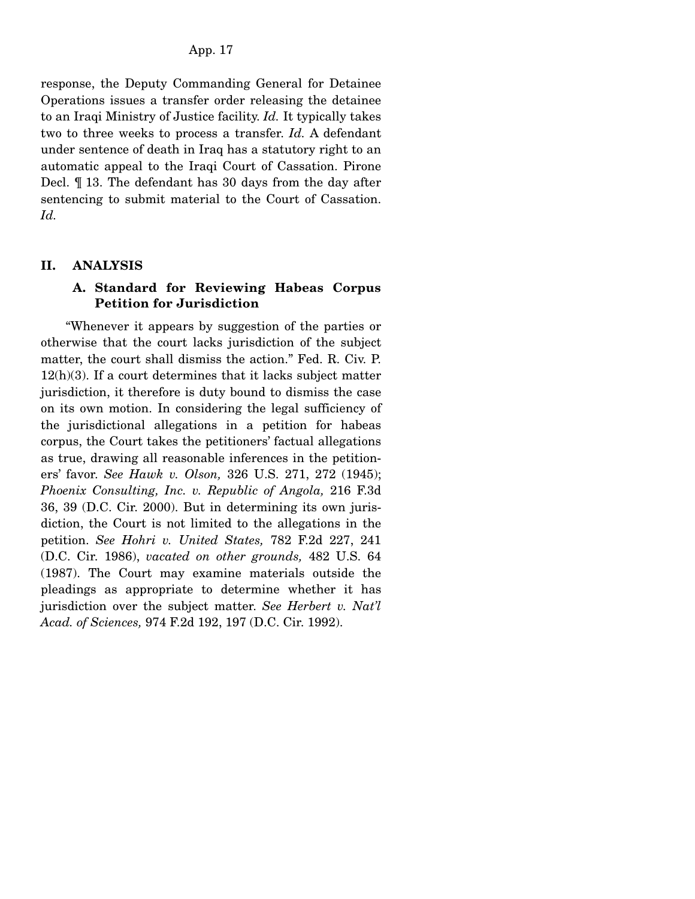response, the Deputy Commanding General for Detainee Operations issues a transfer order releasing the detainee to an Iraqi Ministry of Justice facility. *Id.* It typically takes two to three weeks to process a transfer. *Id.* A defendant under sentence of death in Iraq has a statutory right to an automatic appeal to the Iraqi Court of Cassation. Pirone Decl. ¶ 13. The defendant has 30 days from the day after sentencing to submit material to the Court of Cassation. *Id.*

## II. ANALYSIS

### A. Standard for Reviewing Habeas Corpus Petition for Jurisdiction

"Whenever it appears by suggestion of the parties or otherwise that the court lacks jurisdiction of the subject matter, the court shall dismiss the action." Fed. R. Civ. P. 12(h)(3). If a court determines that it lacks subject matter jurisdiction, it therefore is duty bound to dismiss the case on its own motion. In considering the legal sufficiency of the jurisdictional allegations in a petition for habeas corpus, the Court takes the petitioners' factual allegations as true, drawing all reasonable inferences in the petitioners' favor. *See Hawk v. Olson,* 326 U.S. 271, 272 (1945); *Phoenix Consulting, Inc. v. Republic of Angola,* 216 F.3d 36, 39 (D.C. Cir. 2000). But in determining its own jurisdiction, the Court is not limited to the allegations in the petition. *See Hohri v. United States,* 782 F.2d 227, 241 (D.C. Cir. 1986), *vacated on other grounds,* 482 U.S. 64 (1987). The Court may examine materials outside the pleadings as appropriate to determine whether it has jurisdiction over the subject matter. *See Herbert v. Nat'l Acad. of Sciences,* 974 F.2d 192, 197 (D.C. Cir. 1992).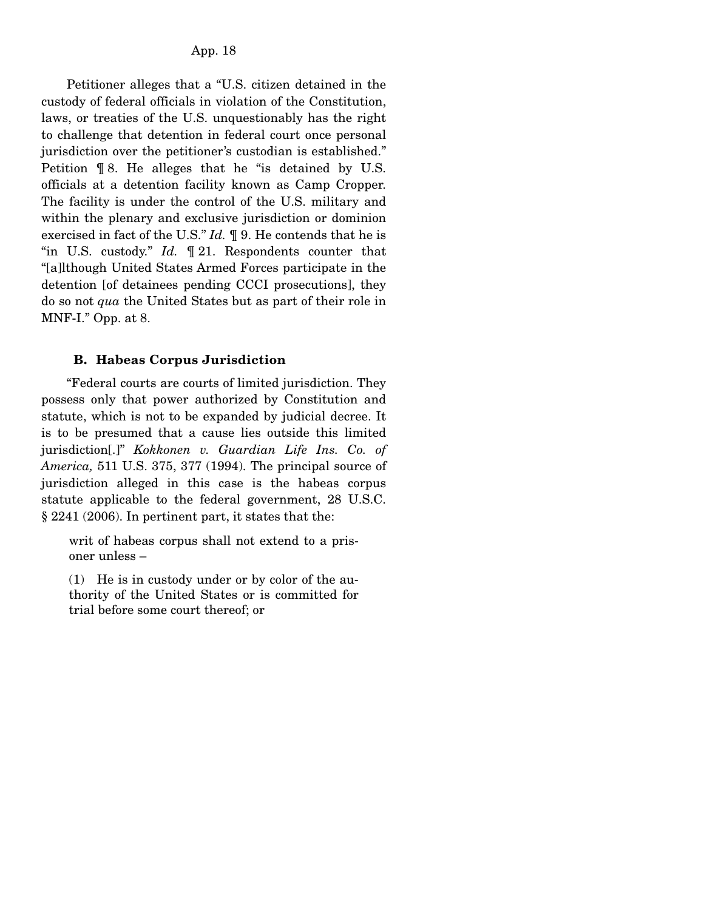Petitioner alleges that a "U.S. citizen detained in the custody of federal officials in violation of the Constitution, laws, or treaties of the U.S. unquestionably has the right to challenge that detention in federal court once personal jurisdiction over the petitioner's custodian is established." Petition ¶ 8. He alleges that he "is detained by U.S. officials at a detention facility known as Camp Cropper. The facility is under the control of the U.S. military and within the plenary and exclusive jurisdiction or dominion exercised in fact of the U.S." *Id.* ¶ 9. He contends that he is "in U.S. custody." *Id.* ¶ 21. Respondents counter that "[a]lthough United States Armed Forces participate in the detention [of detainees pending CCCI prosecutions], they do so not *qua* the United States but as part of their role in MNF-I." Opp. at 8.

### B. Habeas Corpus Jurisdiction

"Federal courts are courts of limited jurisdiction. They possess only that power authorized by Constitution and statute, which is not to be expanded by judicial decree. It is to be presumed that a cause lies outside this limited jurisdiction[.]" *Kokkonen v. Guardian Life Ins. Co. of America,* 511 U.S. 375, 377 (1994). The principal source of jurisdiction alleged in this case is the habeas corpus statute applicable to the federal government, 28 U.S.C. § 2241 (2006). In pertinent part, it states that the:

> writ of habeas corpus shall not extend to a prisoner unless –
>
> (1) He is in custody under or by color of the authority of the United States or is committed for trial before some court thereof; or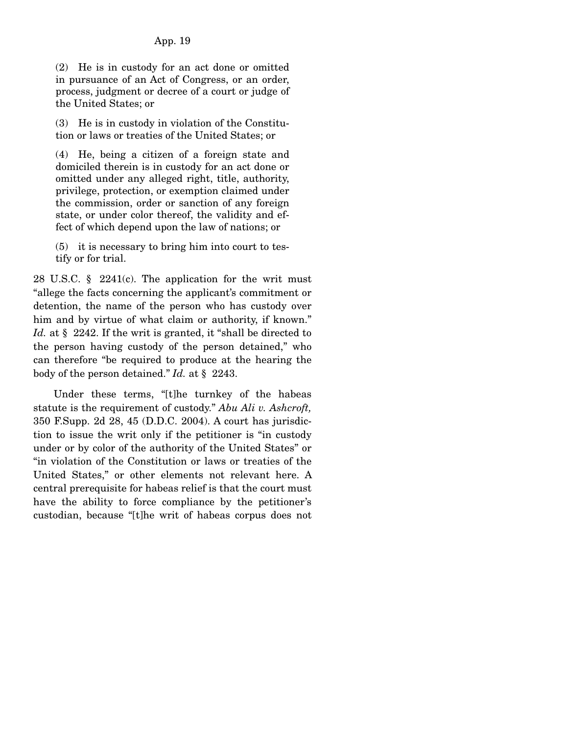(2) He is in custody for an act done or omitted in pursuance of an Act of Congress, or an order, process, judgment or decree of a court or judge of the United States; or

(3) He is in custody in violation of the Constitution or laws or treaties of the United States; or

(4) He, being a citizen of a foreign state and domiciled therein is in custody for an act done or omitted under any alleged right, title, authority, privilege, protection, or exemption claimed under the commission, order or sanction of any foreign state, or under color thereof, the validity and effect of which depend upon the law of nations; or

(5) it is necessary to bring him into court to testify or for trial.

28 U.S.C. § 2241(c). The application for the writ must "allege the facts concerning the applicant's commitment or detention, the name of the person who has custody over him and by virtue of what claim or authority, if known." *Id.* at § 2242. If the writ is granted, it "shall be directed to the person having custody of the person detained," who can therefore "be required to produce at the hearing the body of the person detained." *Id.* at § 2243.

Under these terms, "[t]he turnkey of the habeas statute is the requirement of custody." *Abu Ali v. Ashcroft,* 350 F.Supp. 2d 28, 45 (D.D.C. 2004). A court has jurisdiction to issue the writ only if the petitioner is "in custody under or by color of the authority of the United States" or "in violation of the Constitution or laws or treaties of the United States," or other elements not relevant here. A central prerequisite for habeas relief is that the court must have the ability to force compliance by the petitioner's custodian, because "[t]he writ of habeas corpus does not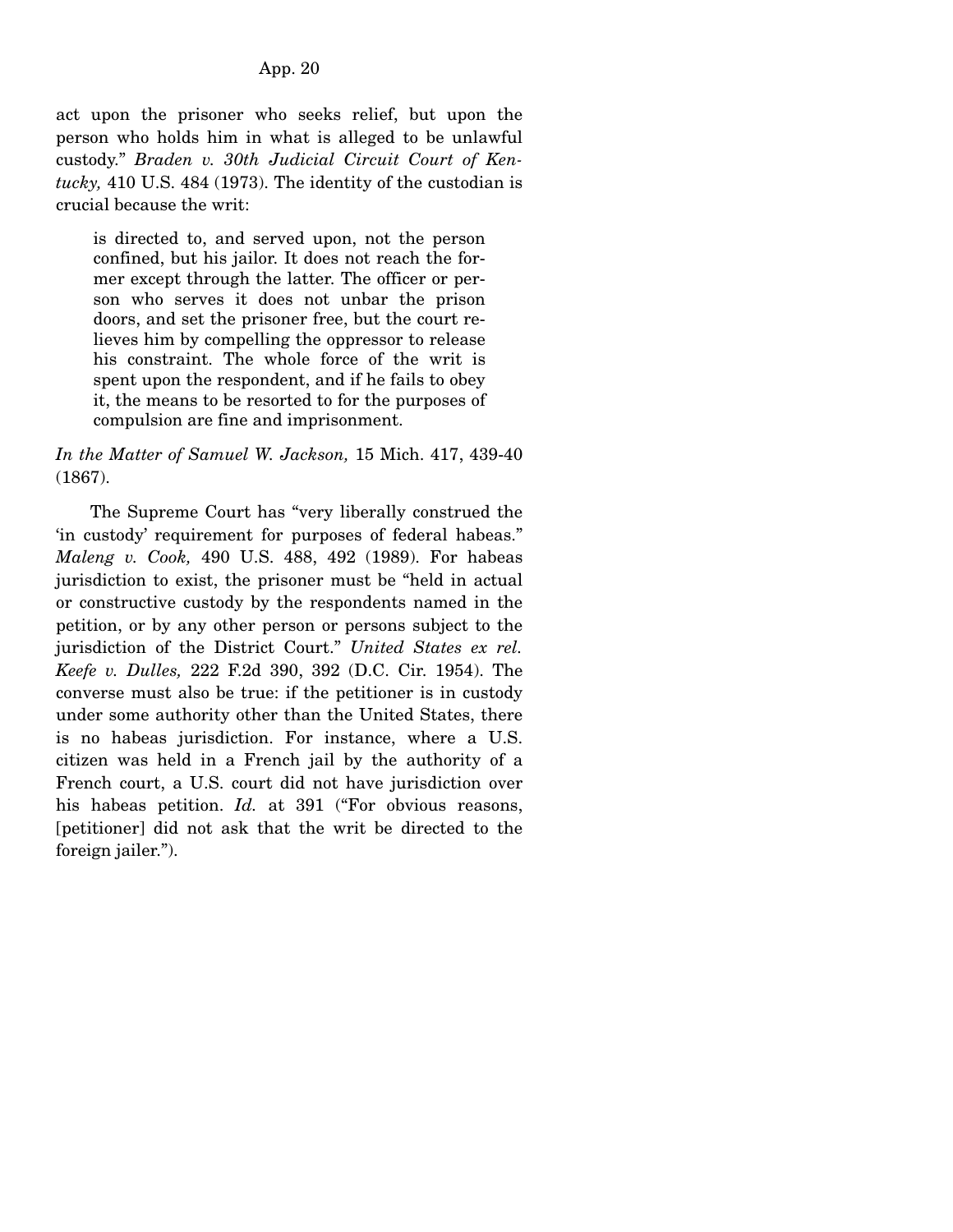act upon the prisoner who seeks relief, but upon the person who holds him in what is alleged to be unlawful custody." *Braden v. 30th Judicial Circuit Court of Kentucky,* 410 U.S. 484 (1973). The identity of the custodian is crucial because the writ:

> is directed to, and served upon, not the person confined, but his jailor. It does not reach the former except through the latter. The officer or person who serves it does not unbar the prison doors, and set the prisoner free, but the court relieves him by compelling the oppressor to release his constraint. The whole force of the writ is spent upon the respondent, and if he fails to obey it, the means to be resorted to for the purposes of compulsion are fine and imprisonment.

*In the Matter of Samuel W. Jackson,* 15 Mich. 417, 439-40 (1867).

The Supreme Court has "very liberally construed the 'in custody' requirement for purposes of federal habeas." *Maleng v. Cook,* 490 U.S. 488, 492 (1989). For habeas jurisdiction to exist, the prisoner must be "held in actual or constructive custody by the respondents named in the petition, or by any other person or persons subject to the jurisdiction of the District Court." *United States ex rel. Keefe v. Dulles,* 222 F.2d 390, 392 (D.C. Cir. 1954). The converse must also be true: if the petitioner is in custody under some authority other than the United States, there is no habeas jurisdiction. For instance, where a U.S. citizen was held in a French jail by the authority of a French court, a U.S. court did not have jurisdiction over his habeas petition. *Id.* at 391 ("For obvious reasons, [petitioner] did not ask that the writ be directed to the foreign jailer.").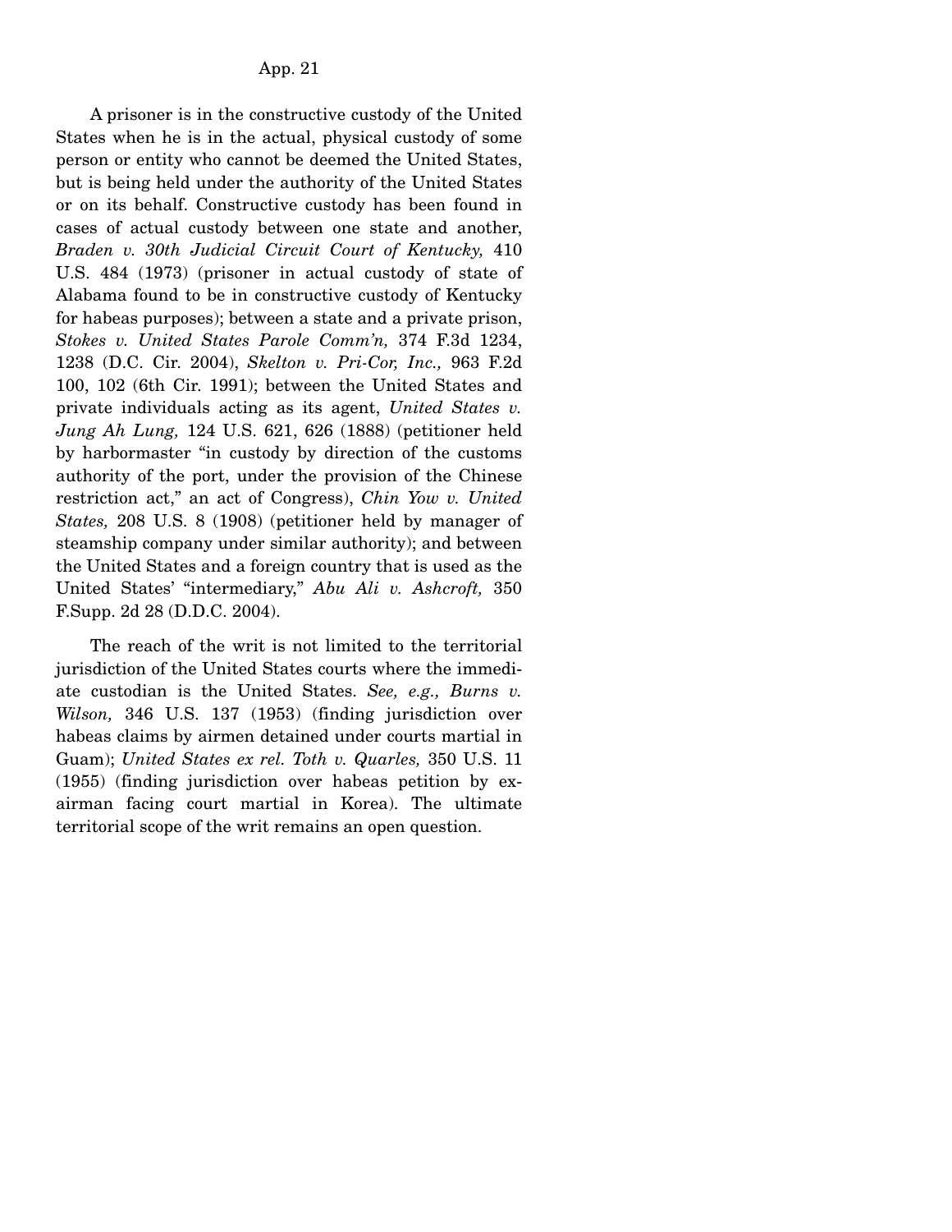A prisoner is in the constructive custody of the United States when he is in the actual, physical custody of some person or entity who cannot be deemed the United States, but is being held under the authority of the United States or on its behalf. Constructive custody has been found in cases of actual custody between one state and another, *Braden v. 30th Judicial Circuit Court of Kentucky,* 410 U.S. 484 (1973) (prisoner in actual custody of state of Alabama found to be in constructive custody of Kentucky for habeas purposes); between a state and a private prison, *Stokes v. United States Parole Comm'n,* 374 F.3d 1234, 1238 (D.C. Cir. 2004), *Skelton v. Pri-Cor, Inc.,* 963 F.2d 100, 102 (6th Cir. 1991); between the United States and private individuals acting as its agent, *United States v. Jung Ah Lung,* 124 U.S. 621, 626 (1888) (petitioner held by harbormaster "in custody by direction of the customs authority of the port, under the provision of the Chinese restriction act," an act of Congress), *Chin Yow v. United States,* 208 U.S. 8 (1908) (petitioner held by manager of steamship company under similar authority); and between the United States and a foreign country that is used as the United States' "intermediary," *Abu Ali v. Ashcroft,* 350 F.Supp. 2d 28 (D.D.C. 2004).

The reach of the writ is not limited to the territorial jurisdiction of the United States courts where the immediate custodian is the United States. *See, e.g., Burns v. Wilson,* 346 U.S. 137 (1953) (finding jurisdiction over habeas claims by airmen detained under courts martial in Guam); *United States ex rel. Toth v. Quarles,* 350 U.S. 11 (1955) (finding jurisdiction over habeas petition by ex-airman facing court martial in Korea). The ultimate territorial scope of the writ remains an open question.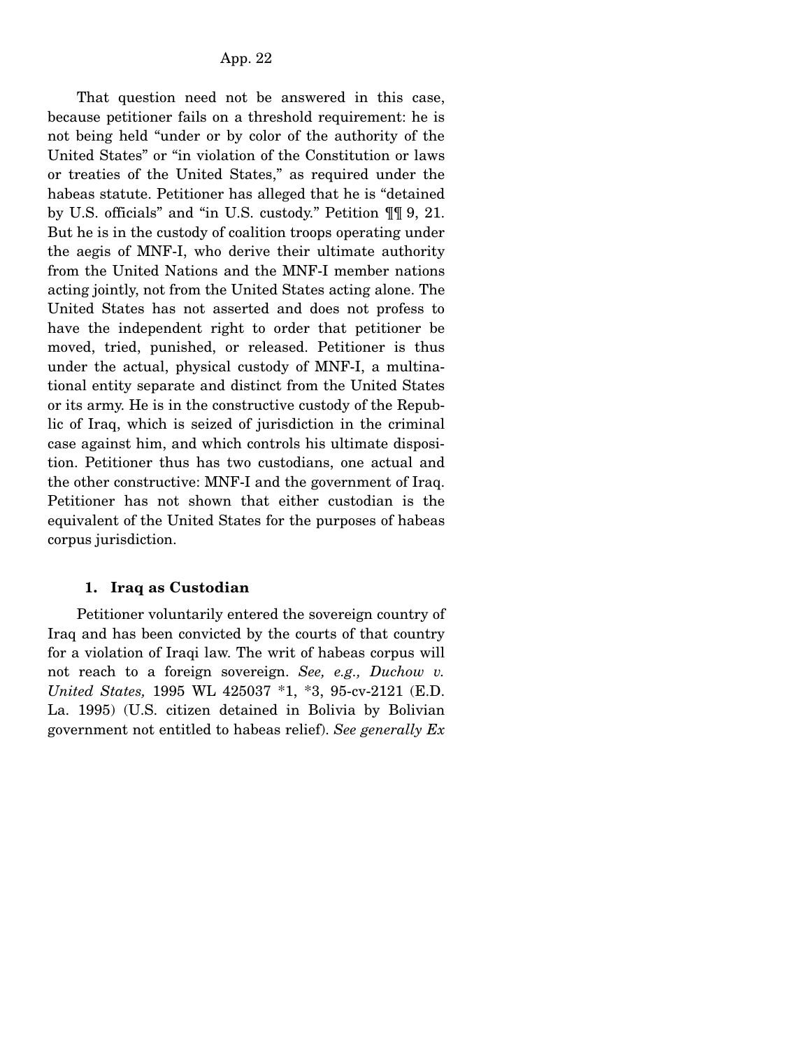That question need not be answered in this case, because petitioner fails on a threshold requirement: he is not being held "under or by color of the authority of the United States" or "in violation of the Constitution or laws or treaties of the United States," as required under the habeas statute. Petitioner has alleged that he is "detained by U.S. officials" and "in U.S. custody." Petition ¶¶ 9, 21. But he is in the custody of coalition troops operating under the aegis of MNF-I, who derive their ultimate authority from the United Nations and the MNF-I member nations acting jointly, not from the United States acting alone. The United States has not asserted and does not profess to have the independent right to order that petitioner be moved, tried, punished, or released. Petitioner is thus under the actual, physical custody of MNF-I, a multinational entity separate and distinct from the United States or its army. He is in the constructive custody of the Republic of Iraq, which is seized of jurisdiction in the criminal case against him, and which controls his ultimate disposition. Petitioner thus has two custodians, one actual and the other constructive: MNF-I and the government of Iraq. Petitioner has not shown that either custodian is the equivalent of the United States for the purposes of habeas corpus jurisdiction.

### 1. Iraq as Custodian

Petitioner voluntarily entered the sovereign country of Iraq and has been convicted by the courts of that country for a violation of Iraqi law. The writ of habeas corpus will not reach to a foreign sovereign. *See, e.g., Duchow v. United States,* 1995 WL 425037 *1, *3, 95-cv-2121 (E.D. La. 1995) (U.S. citizen detained in Bolivia by Bolivian government not entitled to habeas relief). *See generally Ex*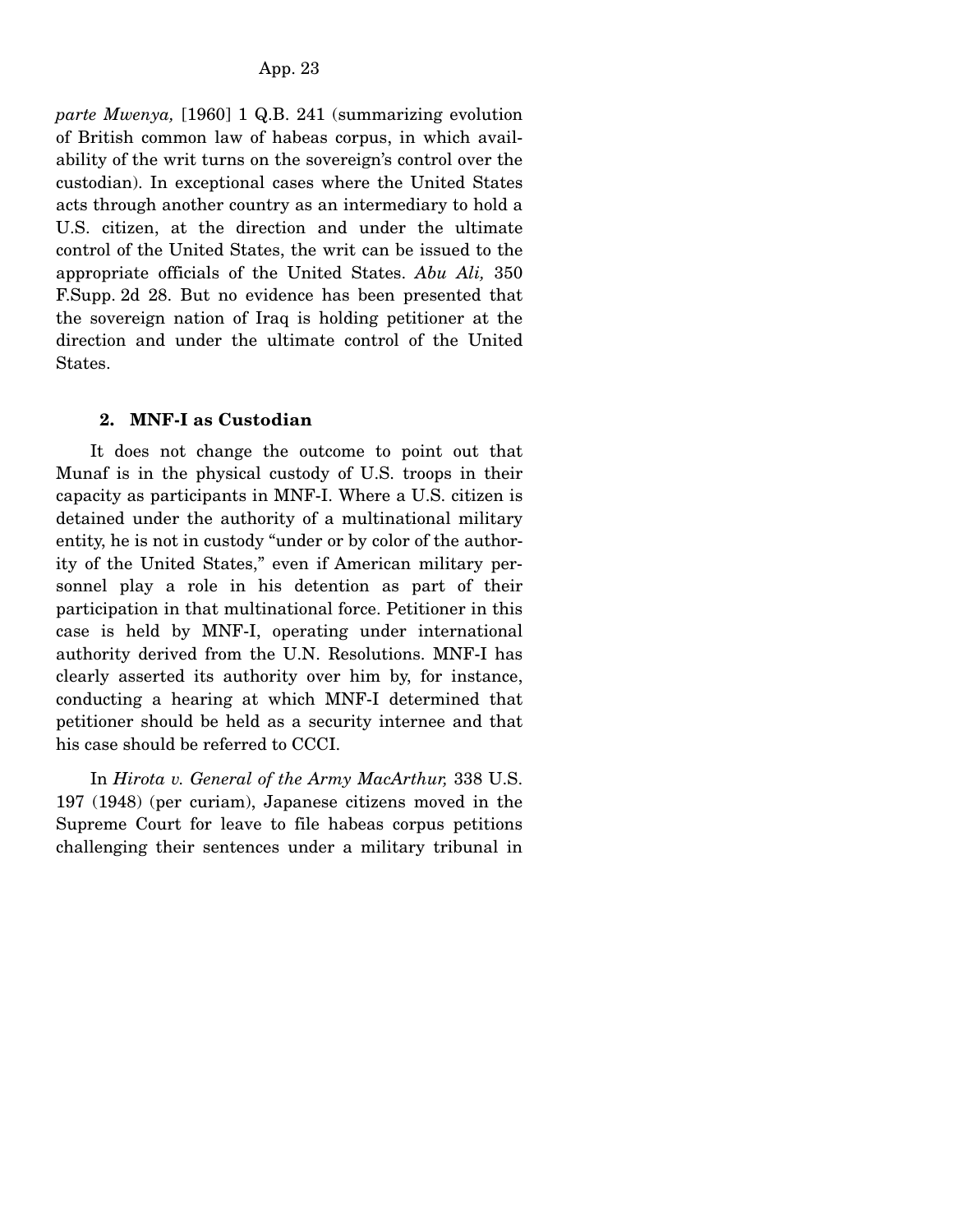*parte Mwenya,* [1960] 1 Q.B. 241 (summarizing evolution of British common law of habeas corpus, in which availability of the writ turns on the sovereign's control over the custodian). In exceptional cases where the United States acts through another country as an intermediary to hold a U.S. citizen, at the direction and under the ultimate control of the United States, the writ can be issued to the appropriate officials of the United States. *Abu Ali,* 350 F.Supp. 2d 28. But no evidence has been presented that the sovereign nation of Iraq is holding petitioner at the direction and under the ultimate control of the United States.

**2. MNF-I as Custodian**

It does not change the outcome to point out that Munaf is in the physical custody of U.S. troops in their capacity as participants in MNF-I. Where a U.S. citizen is detained under the authority of a multinational military entity, he is not in custody "under or by color of the authority of the United States," even if American military personnel play a role in his detention as part of their participation in that multinational force. Petitioner in this case is held by MNF-I, operating under international authority derived from the U.N. Resolutions. MNF-I has clearly asserted its authority over him by, for instance, conducting a hearing at which MNF-I determined that petitioner should be held as a security internee and that his case should be referred to CCCI.

In *Hirota v. General of the Army MacArthur,* 338 U.S. 197 (1948) (per curiam), Japanese citizens moved in the Supreme Court for leave to file habeas corpus petitions challenging their sentences under a military tribunal in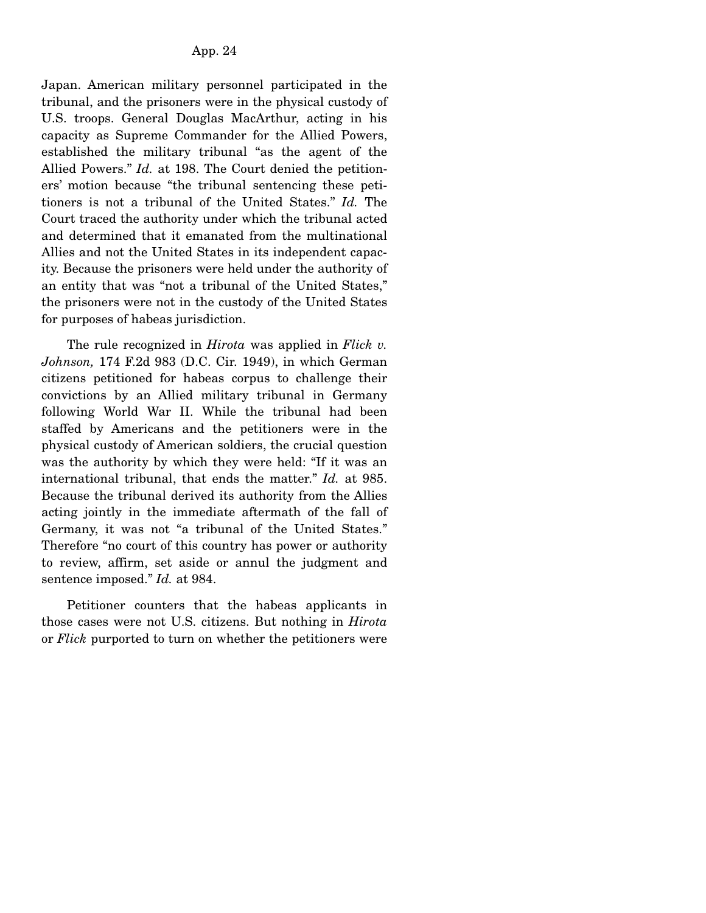Japan. American military personnel participated in the tribunal, and the prisoners were in the physical custody of U.S. troops. General Douglas MacArthur, acting in his capacity as Supreme Commander for the Allied Powers, established the military tribunal "as the agent of the Allied Powers." *Id.* at 198. The Court denied the petitioners' motion because "the tribunal sentencing these petitioners is not a tribunal of the United States." *Id.* The Court traced the authority under which the tribunal acted and determined that it emanated from the multinational Allies and not the United States in its independent capacity. Because the prisoners were held under the authority of an entity that was "not a tribunal of the United States," the prisoners were not in the custody of the United States for purposes of habeas jurisdiction.

The rule recognized in *Hirota* was applied in *Flick v. Johnson,* 174 F.2d 983 (D.C. Cir. 1949), in which German citizens petitioned for habeas corpus to challenge their convictions by an Allied military tribunal in Germany following World War II. While the tribunal had been staffed by Americans and the petitioners were in the physical custody of American soldiers, the crucial question was the authority by which they were held: "If it was an international tribunal, that ends the matter." *Id.* at 985. Because the tribunal derived its authority from the Allies acting jointly in the immediate aftermath of the fall of Germany, it was not "a tribunal of the United States." Therefore "no court of this country has power or authority to review, affirm, set aside or annul the judgment and sentence imposed." *Id.* at 984.

Petitioner counters that the habeas applicants in those cases were not U.S. citizens. But nothing in *Hirota* or *Flick* purported to turn on whether the petitioners were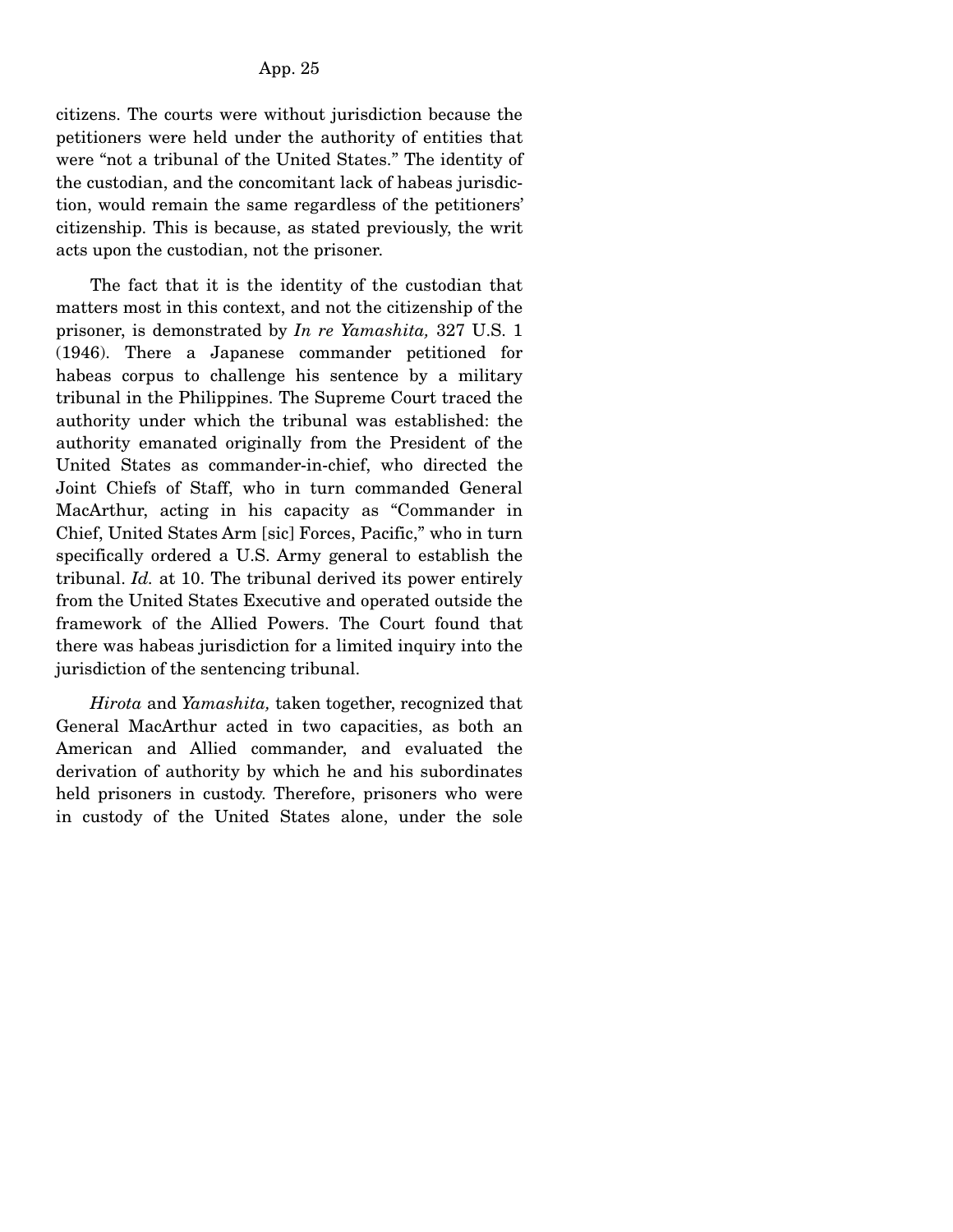citizens. The courts were without jurisdiction because the petitioners were held under the authority of entities that were "not a tribunal of the United States." The identity of the custodian, and the concomitant lack of habeas jurisdiction, would remain the same regardless of the petitioners' citizenship. This is because, as stated previously, the writ acts upon the custodian, not the prisoner.

The fact that it is the identity of the custodian that matters most in this context, and not the citizenship of the prisoner, is demonstrated by *In re Yamashita,* 327 U.S. 1 (1946). There a Japanese commander petitioned for habeas corpus to challenge his sentence by a military tribunal in the Philippines. The Supreme Court traced the authority under which the tribunal was established: the authority emanated originally from the President of the United States as commander-in-chief, who directed the Joint Chiefs of Staff, who in turn commanded General MacArthur, acting in his capacity as "Commander in Chief, United States Arm [sic] Forces, Pacific," who in turn specifically ordered a U.S. Army general to establish the tribunal. *Id.* at 10. The tribunal derived its power entirely from the United States Executive and operated outside the framework of the Allied Powers. The Court found that there was habeas jurisdiction for a limited inquiry into the jurisdiction of the sentencing tribunal.

*Hirota* and *Yamashita,* taken together, recognized that General MacArthur acted in two capacities, as both an American and Allied commander, and evaluated the derivation of authority by which he and his subordinates held prisoners in custody. Therefore, prisoners who were in custody of the United States alone, under the sole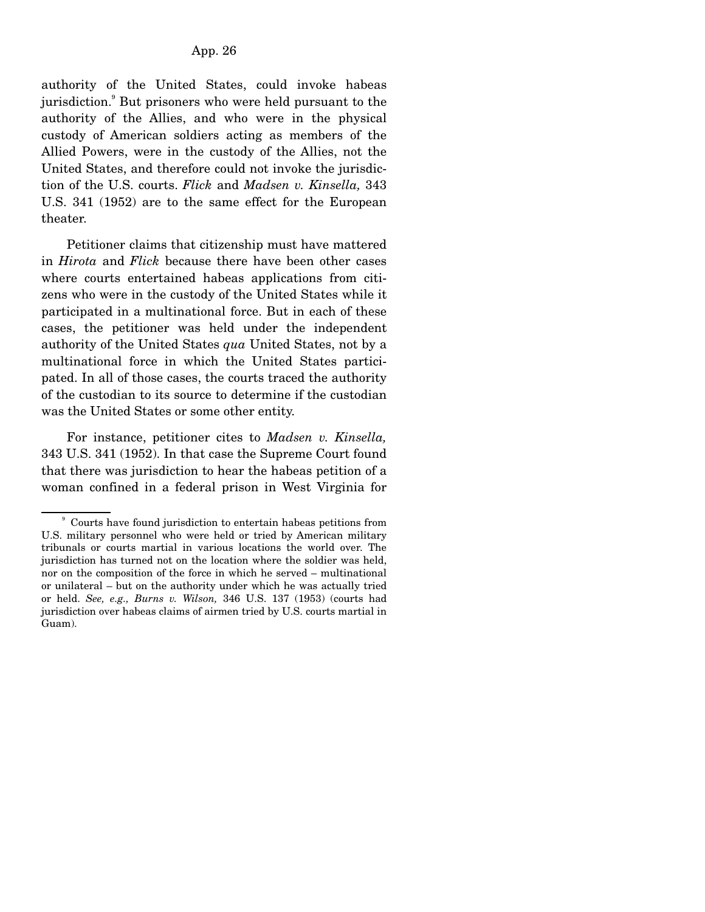authority of the United States, could invoke habeas jurisdiction.[9] But prisoners who were held pursuant to the authority of the Allies, and who were in the physical custody of American soldiers acting as members of the Allied Powers, were in the custody of the Allies, not the United States, and therefore could not invoke the jurisdiction of the U.S. courts. *Flick* and *Madsen v. Kinsella,* 343 U.S. 341 (1952) are to the same effect for the European theater.

Petitioner claims that citizenship must have mattered in *Hirota* and *Flick* because there have been other cases where courts entertained habeas applications from citizens who were in the custody of the United States while it participated in a multinational force. But in each of these cases, the petitioner was held under the independent authority of the United States *qua* United States, not by a multinational force in which the United States participated. In all of those cases, the courts traced the authority of the custodian to its source to determine if the custodian was the United States or some other entity.

For instance, petitioner cites to *Madsen v. Kinsella,* 343 U.S. 341 (1952). In that case the Supreme Court found that there was jurisdiction to hear the habeas petition of a woman confined in a federal prison in West Virginia for

---

[9] Courts have found jurisdiction to entertain habeas petitions from U.S. military personnel who were held or tried by American military tribunals or courts martial in various locations the world over. The jurisdiction has turned not on the location where the soldier was held, nor on the composition of the force in which he served – multinational or unilateral – but on the authority under which he was actually tried or held. *See, e.g., Burns v. Wilson,* 346 U.S. 137 (1953) (courts had jurisdiction over habeas claims of airmen tried by U.S. courts martial in Guam).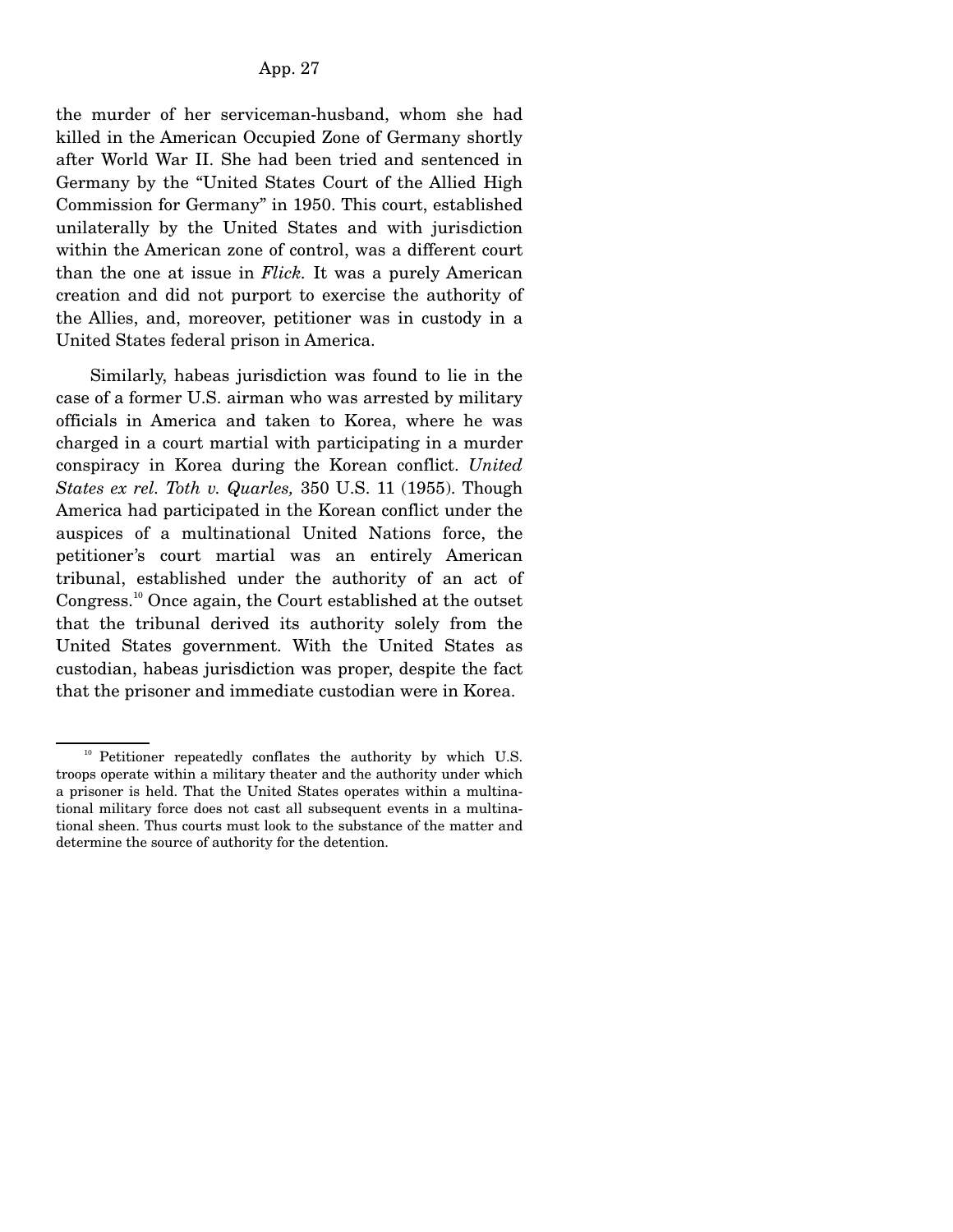the murder of her serviceman-husband, whom she had killed in the American Occupied Zone of Germany shortly after World War II. She had been tried and sentenced in Germany by the "United States Court of the Allied High Commission for Germany" in 1950. This court, established unilaterally by the United States and with jurisdiction within the American zone of control, was a different court than the one at issue in *Flick.* It was a purely American creation and did not purport to exercise the authority of the Allies, and, moreover, petitioner was in custody in a United States federal prison in America.

Similarly, habeas jurisdiction was found to lie in the case of a former U.S. airman who was arrested by military officials in America and taken to Korea, where he was charged in a court martial with participating in a murder conspiracy in Korea during the Korean conflict. *United States ex rel. Toth v. Quarles,* 350 U.S. 11 (1955). Though America had participated in the Korean conflict under the auspices of a multinational United Nations force, the petitioner's court martial was an entirely American tribunal, established under the authority of an act of Congress.[10] Once again, the Court established at the outset that the tribunal derived its authority solely from the United States government. With the United States as custodian, habeas jurisdiction was proper, despite the fact that the prisoner and immediate custodian were in Korea.

---

[10] Petitioner repeatedly conflates the authority by which U.S. troops operate within a military theater and the authority under which a prisoner is held. That the United States operates within a multinational military force does not cast all subsequent events in a multinational sheen. Thus courts must look to the substance of the matter and determine the source of authority for the detention.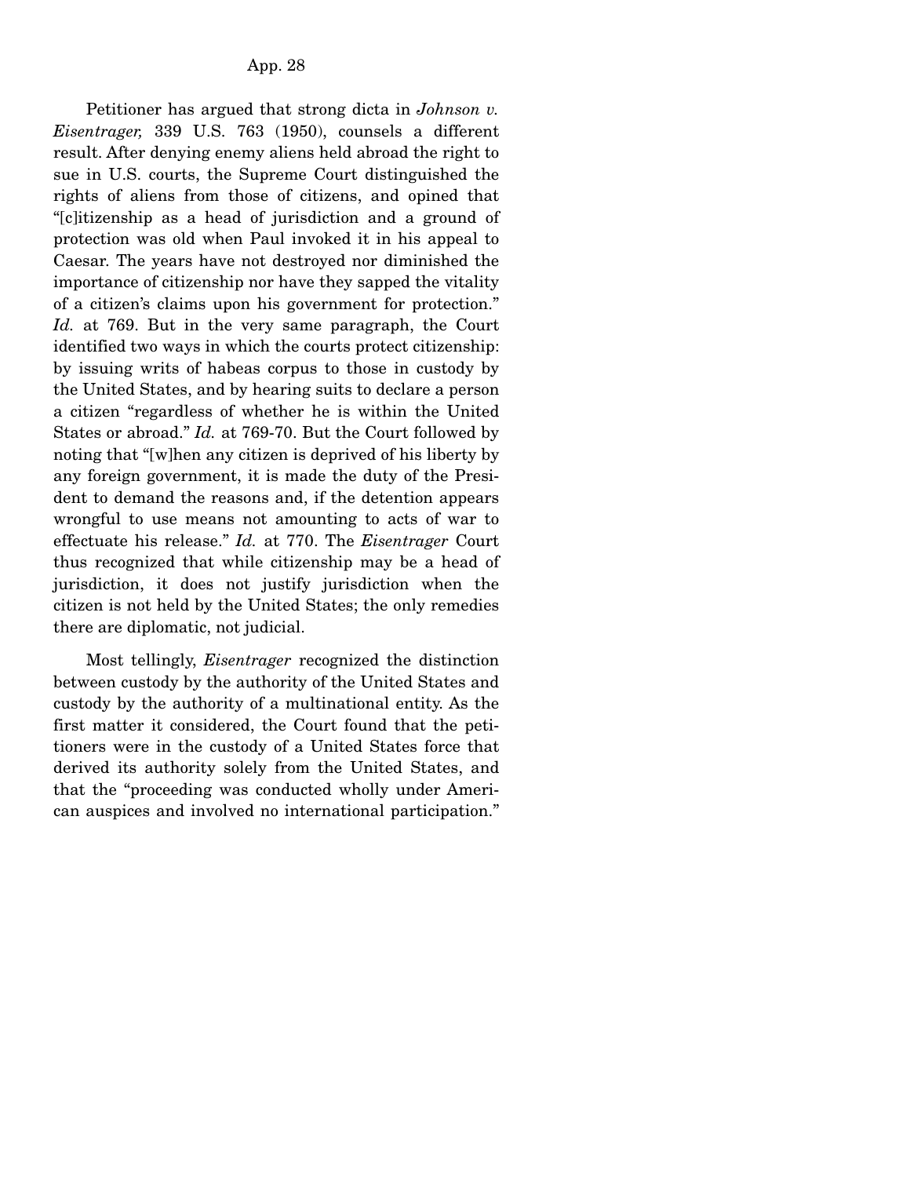Petitioner has argued that strong dicta in *Johnson v. Eisentrager,* 339 U.S. 763 (1950), counsels a different result. After denying enemy aliens held abroad the right to sue in U.S. courts, the Supreme Court distinguished the rights of aliens from those of citizens, and opined that "[c]itizenship as a head of jurisdiction and a ground of protection was old when Paul invoked it in his appeal to Caesar. The years have not destroyed nor diminished the importance of citizenship nor have they sapped the vitality of a citizen's claims upon his government for protection." *Id.* at 769. But in the very same paragraph, the Court identified two ways in which the courts protect citizenship: by issuing writs of habeas corpus to those in custody by the United States, and by hearing suits to declare a person a citizen "regardless of whether he is within the United States or abroad." *Id.* at 769-70. But the Court followed by noting that "[w]hen any citizen is deprived of his liberty by any foreign government, it is made the duty of the President to demand the reasons and, if the detention appears wrongful to use means not amounting to acts of war to effectuate his release." *Id.* at 770. The *Eisentrager* Court thus recognized that while citizenship may be a head of jurisdiction, it does not justify jurisdiction when the citizen is not held by the United States; the only remedies there are diplomatic, not judicial.

Most tellingly, *Eisentrager* recognized the distinction between custody by the authority of the United States and custody by the authority of a multinational entity. As the first matter it considered, the Court found that the petitioners were in the custody of a United States force that derived its authority solely from the United States, and that the "proceeding was conducted wholly under American auspices and involved no international participation."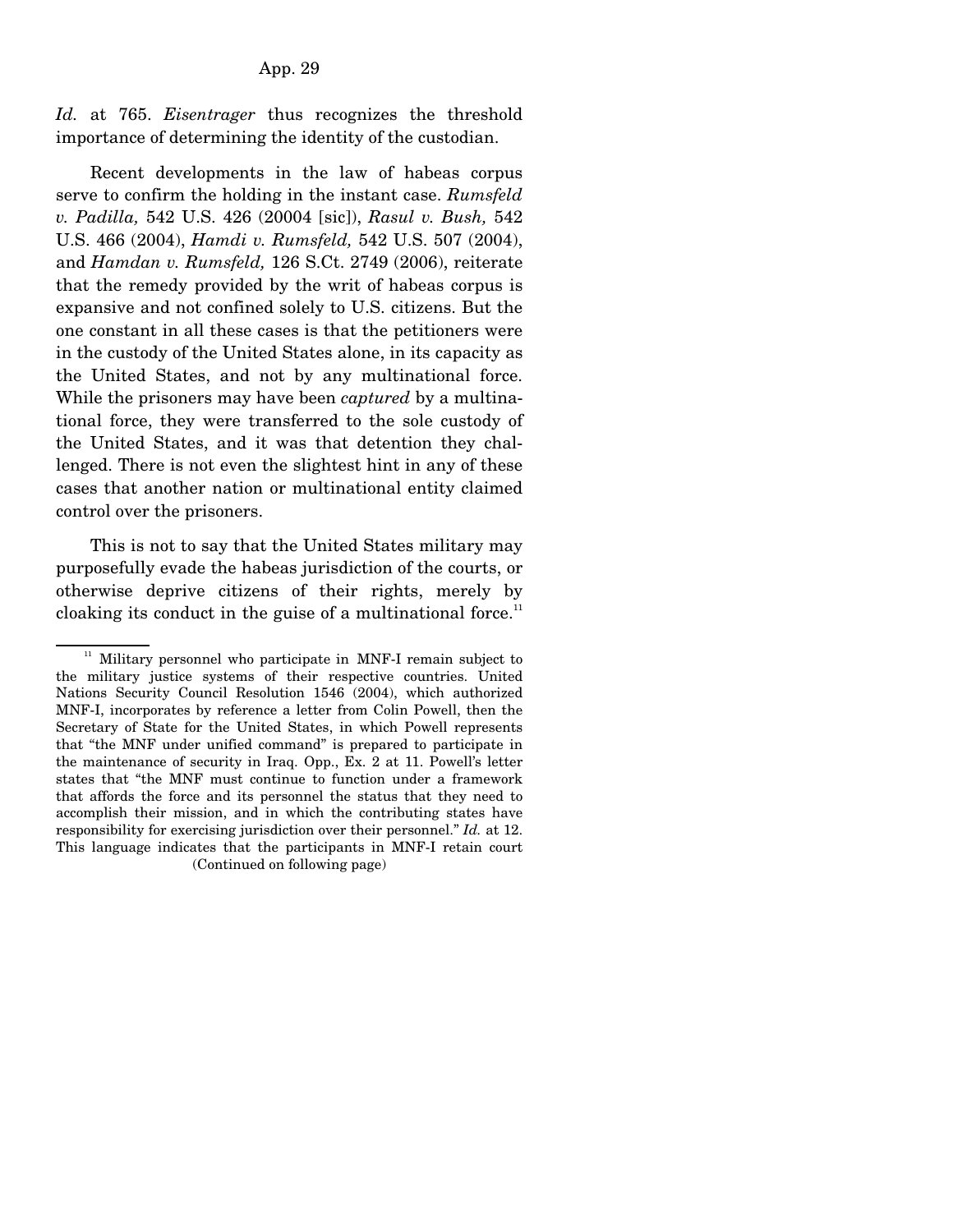*Id.* at 765. *Eisentrager* thus recognizes the threshold importance of determining the identity of the custodian.

Recent developments in the law of habeas corpus serve to confirm the holding in the instant case. *Rumsfeld v. Padilla,* 542 U.S. 426 (20004 [sic]), *Rasul v. Bush,* 542 U.S. 466 (2004), *Hamdi v. Rumsfeld,* 542 U.S. 507 (2004), and *Hamdan v. Rumsfeld,* 126 S.Ct. 2749 (2006), reiterate that the remedy provided by the writ of habeas corpus is expansive and not confined solely to U.S. citizens. But the one constant in all these cases is that the petitioners were in the custody of the United States alone, in its capacity as the United States, and not by any multinational force. While the prisoners may have been *captured* by a multinational force, they were transferred to the sole custody of the United States, and it was that detention they challenged. There is not even the slightest hint in any of these cases that another nation or multinational entity claimed control over the prisoners.

This is not to say that the United States military may purposefully evade the habeas jurisdiction of the courts, or otherwise deprive citizens of their rights, merely by cloaking its conduct in the guise of a multinational force.[11]

---

[11] Military personnel who participate in MNF-I remain subject to the military justice systems of their respective countries. United Nations Security Council Resolution 1546 (2004), which authorized MNF-I, incorporates by reference a letter from Colin Powell, then the Secretary of State for the United States, in which Powell represents that "the MNF under unified command" is prepared to participate in the maintenance of security in Iraq. Opp., Ex. 2 at 11. Powell's letter states that "the MNF must continue to function under a framework that affords the force and its personnel the status that they need to accomplish their mission, and in which the contributing states have responsibility for exercising jurisdiction over their personnel." *Id.* at 12. This language indicates that the participants in MNF-I retain court

(Continued on following page)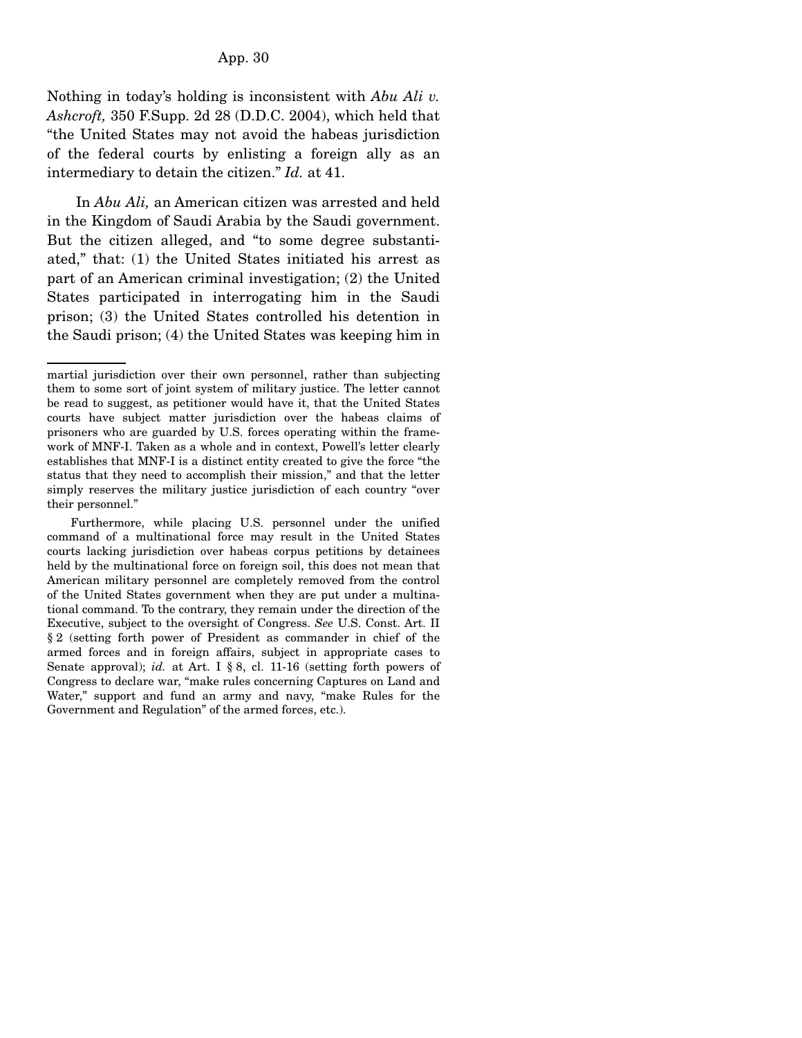Nothing in today's holding is inconsistent with *Abu Ali v. Ashcroft,* 350 F.Supp. 2d 28 (D.D.C. 2004), which held that "the United States may not avoid the habeas jurisdiction of the federal courts by enlisting a foreign ally as an intermediary to detain the citizen." *Id.* at 41.

In *Abu Ali,* an American citizen was arrested and held in the Kingdom of Saudi Arabia by the Saudi government. But the citizen alleged, and "to some degree substantiated," that: (1) the United States initiated his arrest as part of an American criminal investigation; (2) the United States participated in interrogating him in the Saudi prison; (3) the United States controlled his detention in the Saudi prison; (4) the United States was keeping him in

---

martial jurisdiction over their own personnel, rather than subjecting them to some sort of joint system of military justice. The letter cannot be read to suggest, as petitioner would have it, that the United States courts have subject matter jurisdiction over the habeas claims of prisoners who are guarded by U.S. forces operating within the framework of MNF-I. Taken as a whole and in context, Powell's letter clearly establishes that MNF-I is a distinct entity created to give the force "the status that they need to accomplish their mission," and that the letter simply reserves the military justice jurisdiction of each country "over their personnel."

Furthermore, while placing U.S. personnel under the unified command of a multinational force may result in the United States courts lacking jurisdiction over habeas corpus petitions by detainees held by the multinational force on foreign soil, this does not mean that American military personnel are completely removed from the control of the United States government when they are put under a multinational command. To the contrary, they remain under the direction of the Executive, subject to the oversight of Congress. *See* U.S. Const. Art. II § 2 (setting forth power of President as commander in chief of the armed forces and in foreign affairs, subject in appropriate cases to Senate approval); *id.* at Art. I § 8, cl. 11-16 (setting forth powers of Congress to declare war, "make rules concerning Captures on Land and Water," support and fund an army and navy, "make Rules for the Government and Regulation" of the armed forces, etc.).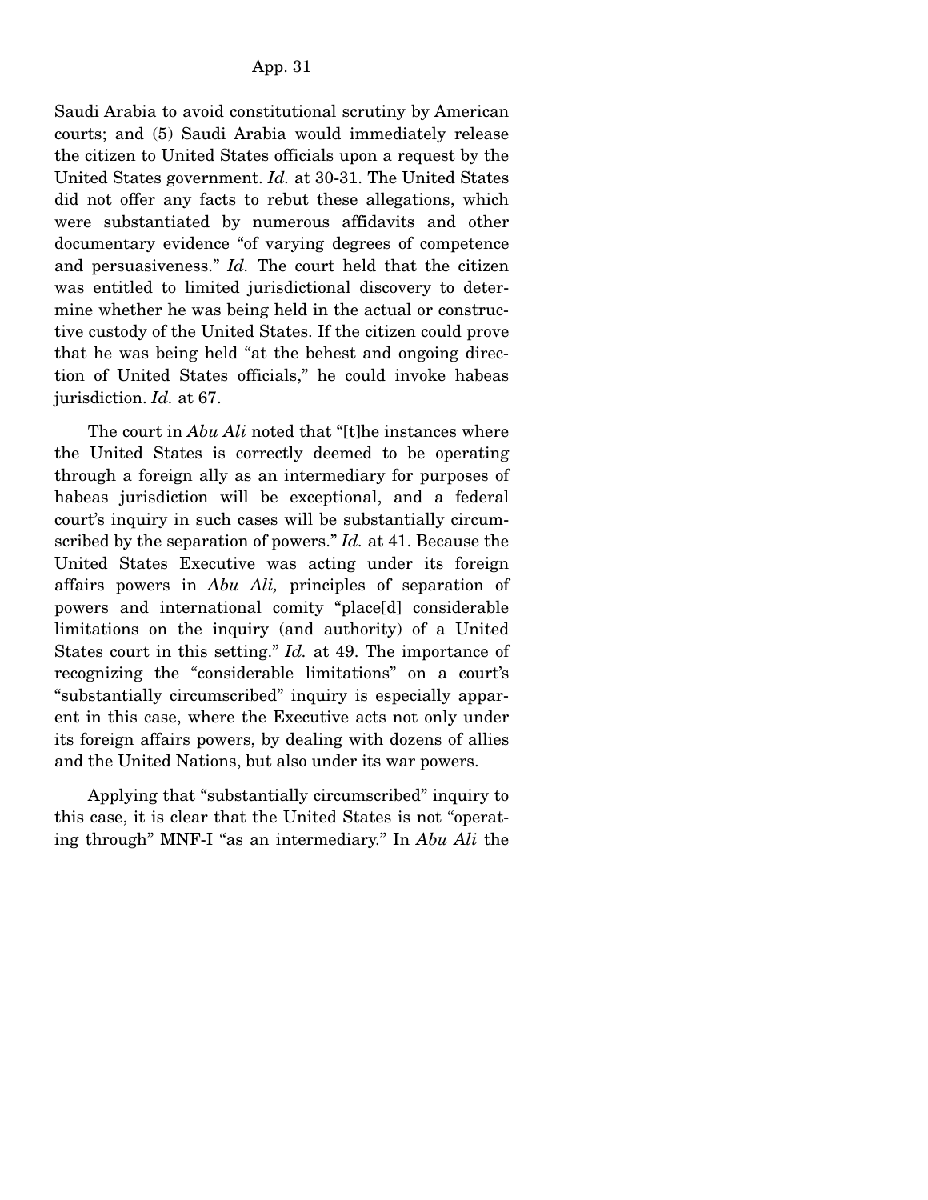Saudi Arabia to avoid constitutional scrutiny by American courts; and (5) Saudi Arabia would immediately release the citizen to United States officials upon a request by the United States government. *Id.* at 30-31. The United States did not offer any facts to rebut these allegations, which were substantiated by numerous affidavits and other documentary evidence "of varying degrees of competence and persuasiveness." *Id.* The court held that the citizen was entitled to limited jurisdictional discovery to determine whether he was being held in the actual or constructive custody of the United States. If the citizen could prove that he was being held "at the behest and ongoing direction of United States officials," he could invoke habeas jurisdiction. *Id.* at 67.

The court in *Abu Ali* noted that "[t]he instances where the United States is correctly deemed to be operating through a foreign ally as an intermediary for purposes of habeas jurisdiction will be exceptional, and a federal court's inquiry in such cases will be substantially circumscribed by the separation of powers." *Id.* at 41. Because the United States Executive was acting under its foreign affairs powers in *Abu Ali,* principles of separation of powers and international comity "place[d] considerable limitations on the inquiry (and authority) of a United States court in this setting." *Id.* at 49. The importance of recognizing the "considerable limitations" on a court's "substantially circumscribed" inquiry is especially apparent in this case, where the Executive acts not only under its foreign affairs powers, by dealing with dozens of allies and the United Nations, but also under its war powers.

Applying that "substantially circumscribed" inquiry to this case, it is clear that the United States is not "operating through" MNF-I "as an intermediary." In *Abu Ali* the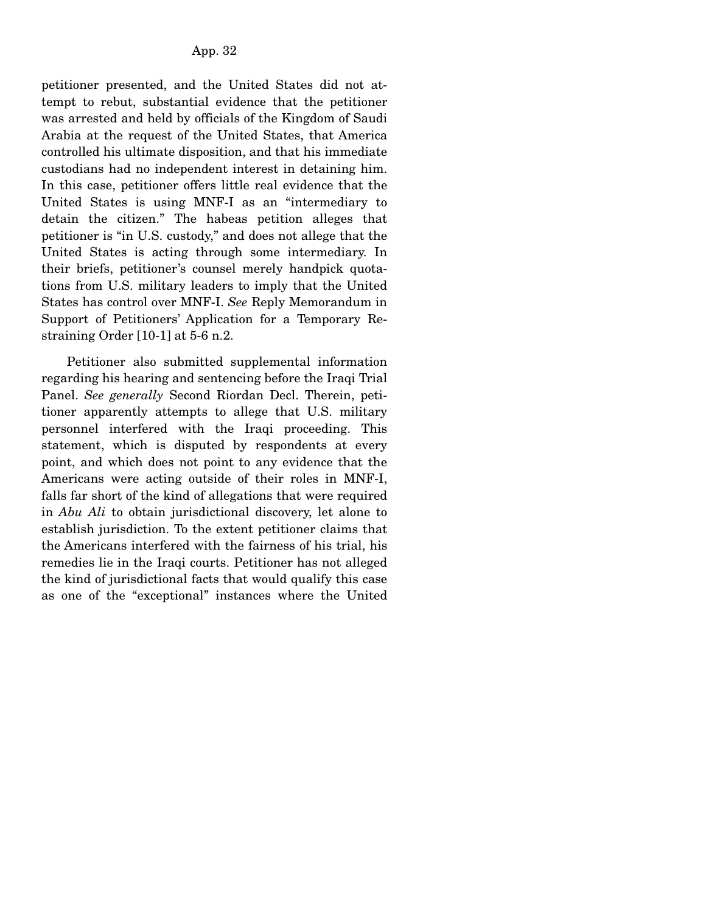petitioner presented, and the United States did not attempt to rebut, substantial evidence that the petitioner was arrested and held by officials of the Kingdom of Saudi Arabia at the request of the United States, that America controlled his ultimate disposition, and that his immediate custodians had no independent interest in detaining him. In this case, petitioner offers little real evidence that the United States is using MNF-I as an "intermediary to detain the citizen." The habeas petition alleges that petitioner is "in U.S. custody," and does not allege that the United States is acting through some intermediary. In their briefs, petitioner's counsel merely handpick quotations from U.S. military leaders to imply that the United States has control over MNF-I. *See* Reply Memorandum in Support of Petitioners' Application for a Temporary Restraining Order [10-1] at 5-6 n.2.

Petitioner also submitted supplemental information regarding his hearing and sentencing before the Iraqi Trial Panel. *See generally* Second Riordan Decl. Therein, petitioner apparently attempts to allege that U.S. military personnel interfered with the Iraqi proceeding. This statement, which is disputed by respondents at every point, and which does not point to any evidence that the Americans were acting outside of their roles in MNF-I, falls far short of the kind of allegations that were required in *Abu Ali* to obtain jurisdictional discovery, let alone to establish jurisdiction. To the extent petitioner claims that the Americans interfered with the fairness of his trial, his remedies lie in the Iraqi courts. Petitioner has not alleged the kind of jurisdictional facts that would qualify this case as one of the "exceptional" instances where the United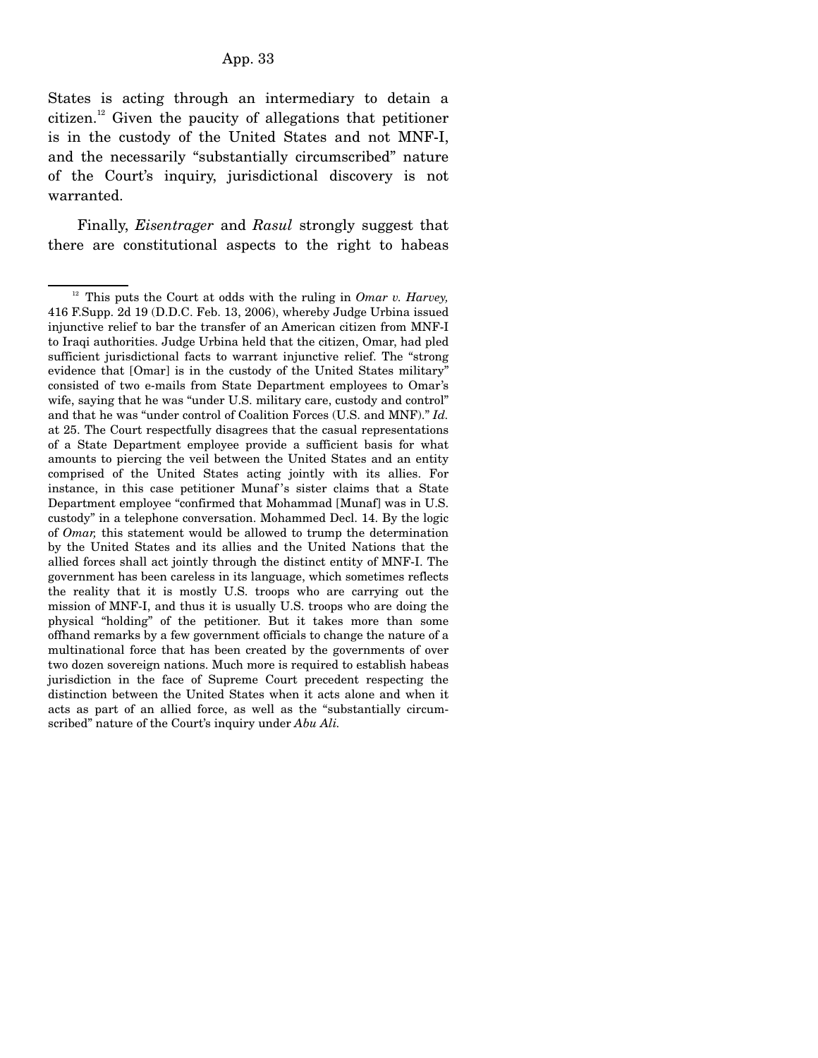States is acting through an intermediary to detain a citizen.[12] Given the paucity of allegations that petitioner is in the custody of the United States and not MNF-I, and the necessarily "substantially circumscribed" nature of the Court's inquiry, jurisdictional discovery is not warranted.

Finally, *Eisentrager* and *Rasul* strongly suggest that there are constitutional aspects to the right to habeas

---

[12] This puts the Court at odds with the ruling in *Omar v. Harvey,* 416 F.Supp. 2d 19 (D.D.C. Feb. 13, 2006), whereby Judge Urbina issued injunctive relief to bar the transfer of an American citizen from MNF-I to Iraqi authorities. Judge Urbina held that the citizen, Omar, had pled sufficient jurisdictional facts to warrant injunctive relief. The "strong evidence that [Omar] is in the custody of the United States military" consisted of two e-mails from State Department employees to Omar's wife, saying that he was "under U.S. military care, custody and control" and that he was "under control of Coalition Forces (U.S. and MNF)." *Id.* at 25. The Court respectfully disagrees that the casual representations of a State Department employee provide a sufficient basis for what amounts to piercing the veil between the United States and an entity comprised of the United States acting jointly with its allies. For instance, in this case petitioner Munaf's sister claims that a State Department employee "confirmed that Mohammad [Munaf] was in U.S. custody" in a telephone conversation. Mohammed Decl. 14. By the logic of *Omar,* this statement would be allowed to trump the determination by the United States and its allies and the United Nations that the allied forces shall act jointly through the distinct entity of MNF-I. The government has been careless in its language, which sometimes reflects the reality that it is mostly U.S. troops who are carrying out the mission of MNF-I, and thus it is usually U.S. troops who are doing the physical "holding" of the petitioner. But it takes more than some offhand remarks by a few government officials to change the nature of a multinational force that has been created by the governments of over two dozen sovereign nations. Much more is required to establish habeas jurisdiction in the face of Supreme Court precedent respecting the distinction between the United States when it acts alone and when it acts as part of an allied force, as well as the "substantially circumscribed" nature of the Court's inquiry under *Abu Ali.*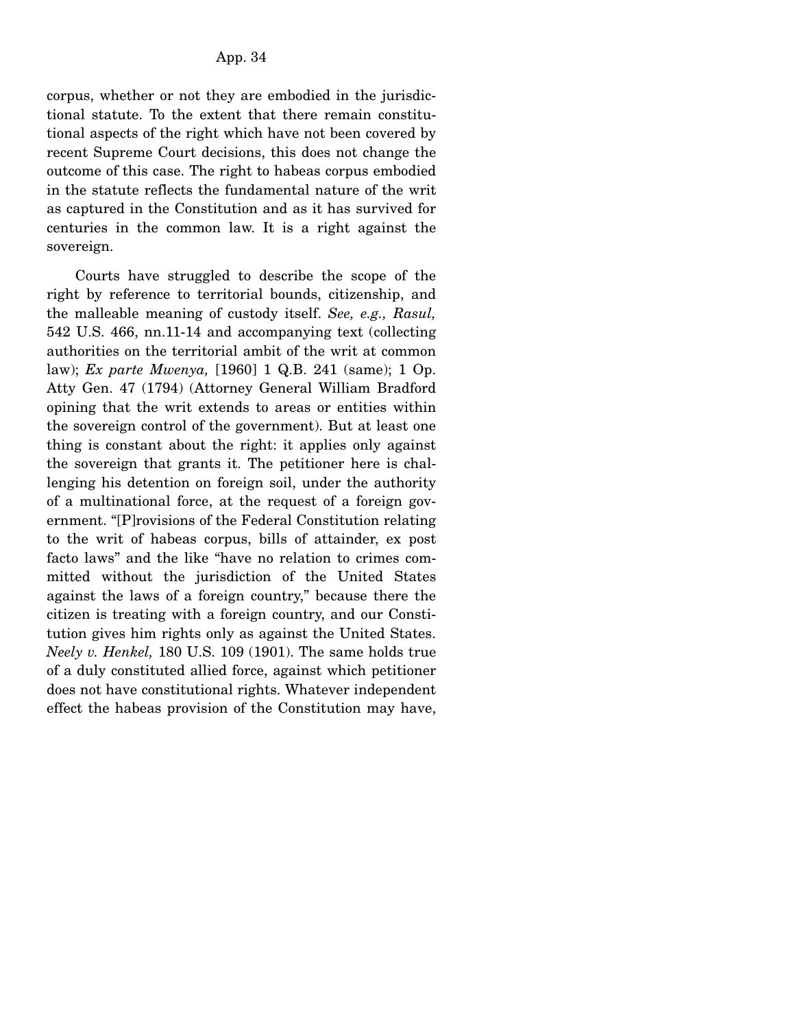corpus, whether or not they are embodied in the jurisdictional statute. To the extent that there remain constitutional aspects of the right which have not been covered by recent Supreme Court decisions, this does not change the outcome of this case. The right to habeas corpus embodied in the statute reflects the fundamental nature of the writ as captured in the Constitution and as it has survived for centuries in the common law. It is a right against the sovereign.

Courts have struggled to describe the scope of the right by reference to territorial bounds, citizenship, and the malleable meaning of custody itself. *See, e.g., Rasul,* 542 U.S. 466, nn.11-14 and accompanying text (collecting authorities on the territorial ambit of the writ at common law); *Ex parte Mwenya,* [1960] 1 Q.B. 241 (same); 1 Op. Atty Gen. 47 (1794) (Attorney General William Bradford opining that the writ extends to areas or entities within the sovereign control of the government). But at least one thing is constant about the right: it applies only against the sovereign that grants it. The petitioner here is challenging his detention on foreign soil, under the authority of a multinational force, at the request of a foreign government. "[P]rovisions of the Federal Constitution relating to the writ of habeas corpus, bills of attainder, ex post facto laws" and the like "have no relation to crimes committed without the jurisdiction of the United States against the laws of a foreign country," because there the citizen is treating with a foreign country, and our Constitution gives him rights only as against the United States. *Neely v. Henkel,* 180 U.S. 109 (1901). The same holds true of a duly constituted allied force, against which petitioner does not have constitutional rights. Whatever independent effect the habeas provision of the Constitution may have,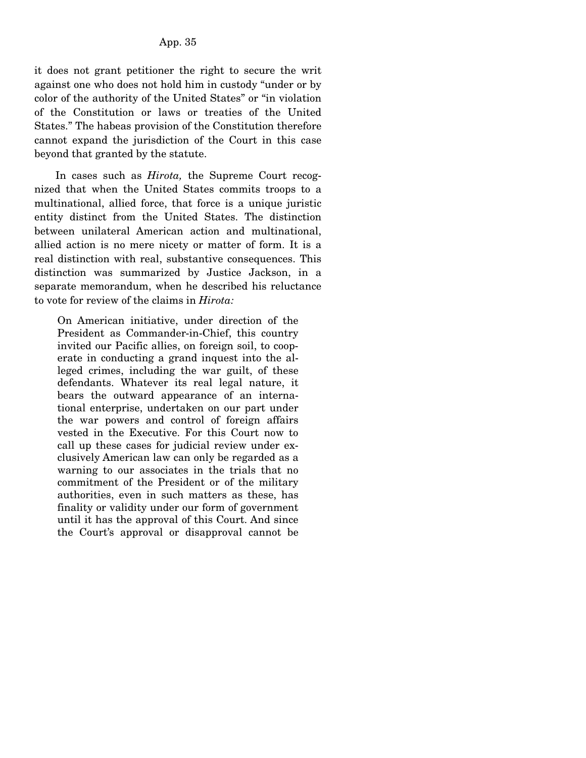it does not grant petitioner the right to secure the writ against one who does not hold him in custody "under or by color of the authority of the United States" or "in violation of the Constitution or laws or treaties of the United States." The habeas provision of the Constitution therefore cannot expand the jurisdiction of the Court in this case beyond that granted by the statute.

In cases such as *Hirota,* the Supreme Court recognized that when the United States commits troops to a multinational, allied force, that force is a unique juristic entity distinct from the United States. The distinction between unilateral American action and multinational, allied action is no mere nicety or matter of form. It is a real distinction with real, substantive consequences. This distinction was summarized by Justice Jackson, in a separate memorandum, when he described his reluctance to vote for review of the claims in *Hirota:*

> On American initiative, under direction of the President as Commander-in-Chief, this country invited our Pacific allies, on foreign soil, to cooperate in conducting a grand inquest into the alleged crimes, including the war guilt, of these defendants. Whatever its real legal nature, it bears the outward appearance of an international enterprise, undertaken on our part under the war powers and control of foreign affairs vested in the Executive. For this Court now to call up these cases for judicial review under exclusively American law can only be regarded as a warning to our associates in the trials that no commitment of the President or of the military authorities, even in such matters as these, has finality or validity under our form of government until it has the approval of this Court. And since the Court's approval or disapproval cannot be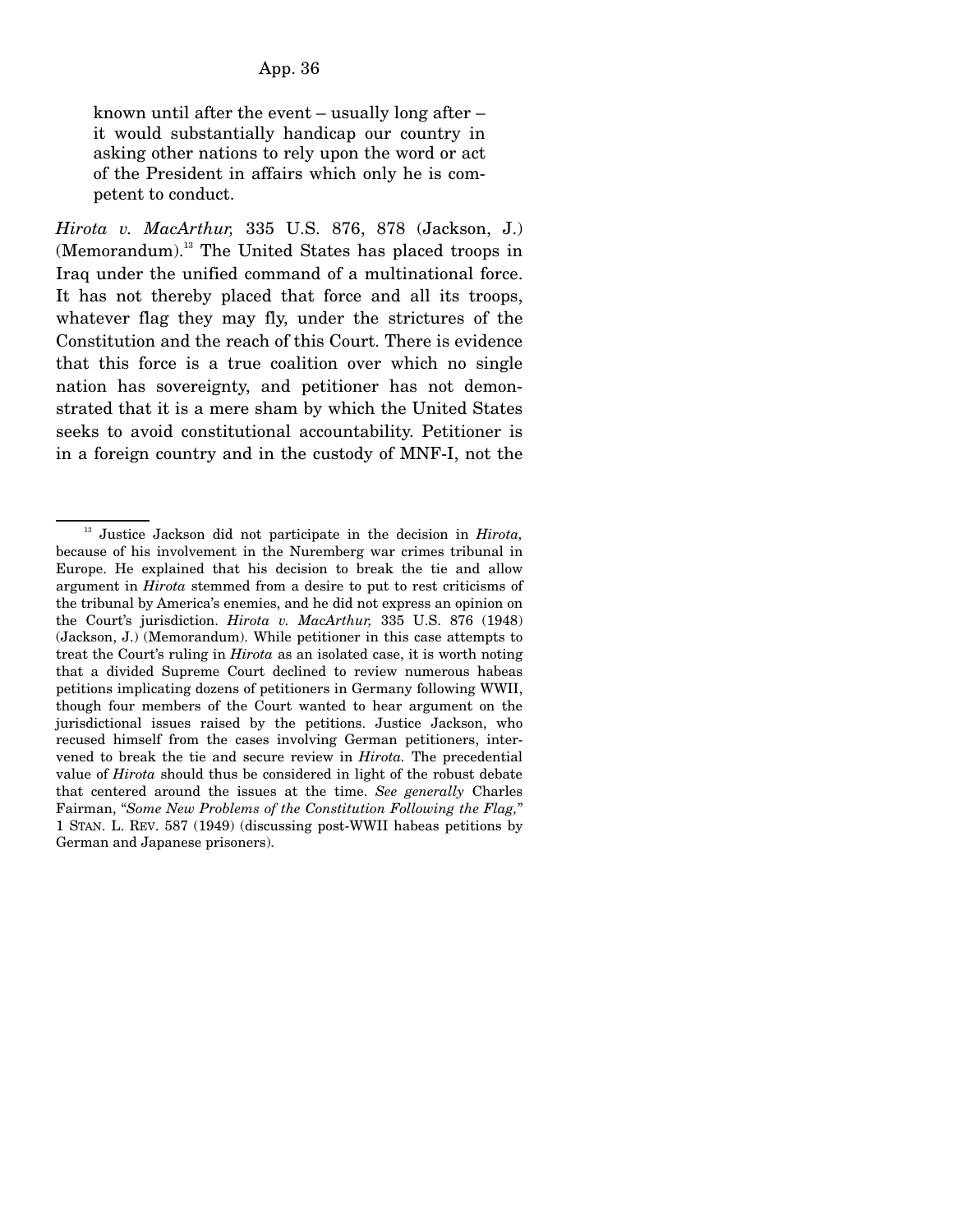> known until after the event – usually long after – it would substantially handicap our country in asking other nations to rely upon the word or act of the President in affairs which only he is competent to conduct.

*Hirota v. MacArthur,* 335 U.S. 876, 878 (Jackson, J.) (Memorandum).[13] The United States has placed troops in Iraq under the unified command of a multinational force. It has not thereby placed that force and all its troops, whatever flag they may fly, under the strictures of the Constitution and the reach of this Court. There is evidence that this force is a true coalition over which no single nation has sovereignty, and petitioner has not demonstrated that it is a mere sham by which the United States seeks to avoid constitutional accountability. Petitioner is in a foreign country and in the custody of MNF-I, not the

---

[13] Justice Jackson did not participate in the decision in *Hirota,* because of his involvement in the Nuremberg war crimes tribunal in Europe. He explained that his decision to break the tie and allow argument in *Hirota* stemmed from a desire to put to rest criticisms of the tribunal by America's enemies, and he did not express an opinion on the Court's jurisdiction. *Hirota v. MacArthur,* 335 U.S. 876 (1948) (Jackson, J.) (Memorandum). While petitioner in this case attempts to treat the Court's ruling in *Hirota* as an isolated case, it is worth noting that a divided Supreme Court declined to review numerous habeas petitions implicating dozens of petitioners in Germany following WWII, though four members of the Court wanted to hear argument on the jurisdictional issues raised by the petitions. Justice Jackson, who recused himself from the cases involving German petitioners, intervened to break the tie and secure review in *Hirota.* The precedential value of *Hirota* should thus be considered in light of the robust debate that centered around the issues at the time. *See generally* Charles Fairman, *"Some New Problems of the Constitution Following the Flag,"* 1 STAN. L. REV. 587 (1949) (discussing post-WWII habeas petitions by German and Japanese prisoners).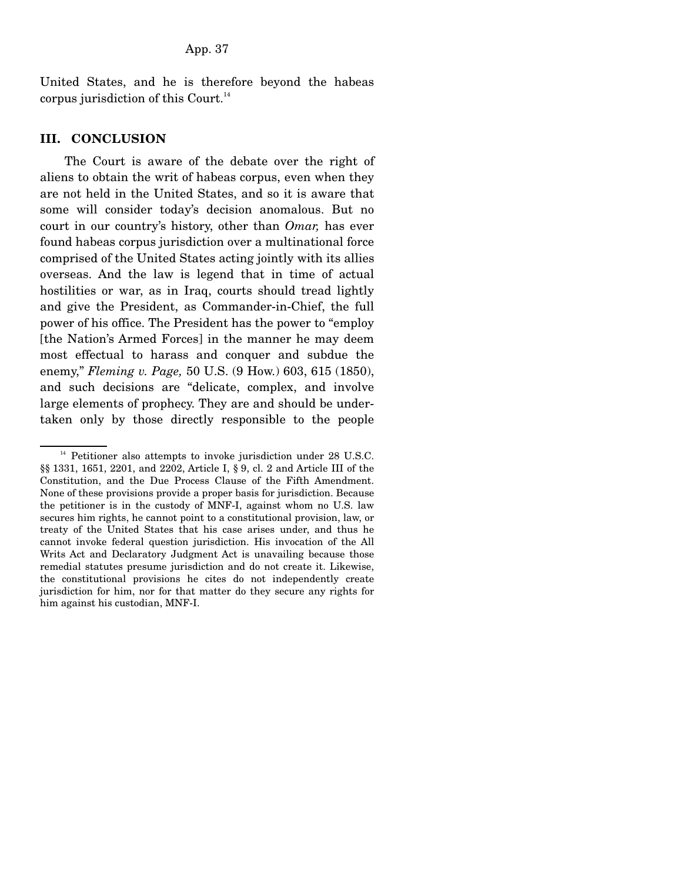United States, and he is therefore beyond the habeas corpus jurisdiction of this Court.[14]

## III. CONCLUSION

The Court is aware of the debate over the right of aliens to obtain the writ of habeas corpus, even when they are not held in the United States, and so it is aware that some will consider today's decision anomalous. But no court in our country's history, other than *Omar,* has ever found habeas corpus jurisdiction over a multinational force comprised of the United States acting jointly with its allies overseas. And the law is legend that in time of actual hostilities or war, as in Iraq, courts should tread lightly and give the President, as Commander-in-Chief, the full power of his office. The President has the power to "employ [the Nation's Armed Forces] in the manner he may deem most effectual to harass and conquer and subdue the enemy," *Fleming v. Page,* 50 U.S. (9 How.) 603, 615 (1850), and such decisions are "delicate, complex, and involve large elements of prophecy. They are and should be undertaken only by those directly responsible to the people

---

[14] Petitioner also attempts to invoke jurisdiction under 28 U.S.C. §§ 1331, 1651, 2201, and 2202, Article I, § 9, cl. 2 and Article III of the Constitution, and the Due Process Clause of the Fifth Amendment. None of these provisions provide a proper basis for jurisdiction. Because the petitioner is in the custody of MNF-I, against whom no U.S. law secures him rights, he cannot point to a constitutional provision, law, or treaty of the United States that his case arises under, and thus he cannot invoke federal question jurisdiction. His invocation of the All Writs Act and Declaratory Judgment Act is unavailing because those remedial statutes presume jurisdiction and do not create it. Likewise, the constitutional provisions he cites do not independently create jurisdiction for him, nor for that matter do they secure any rights for him against his custodian, MNF-I.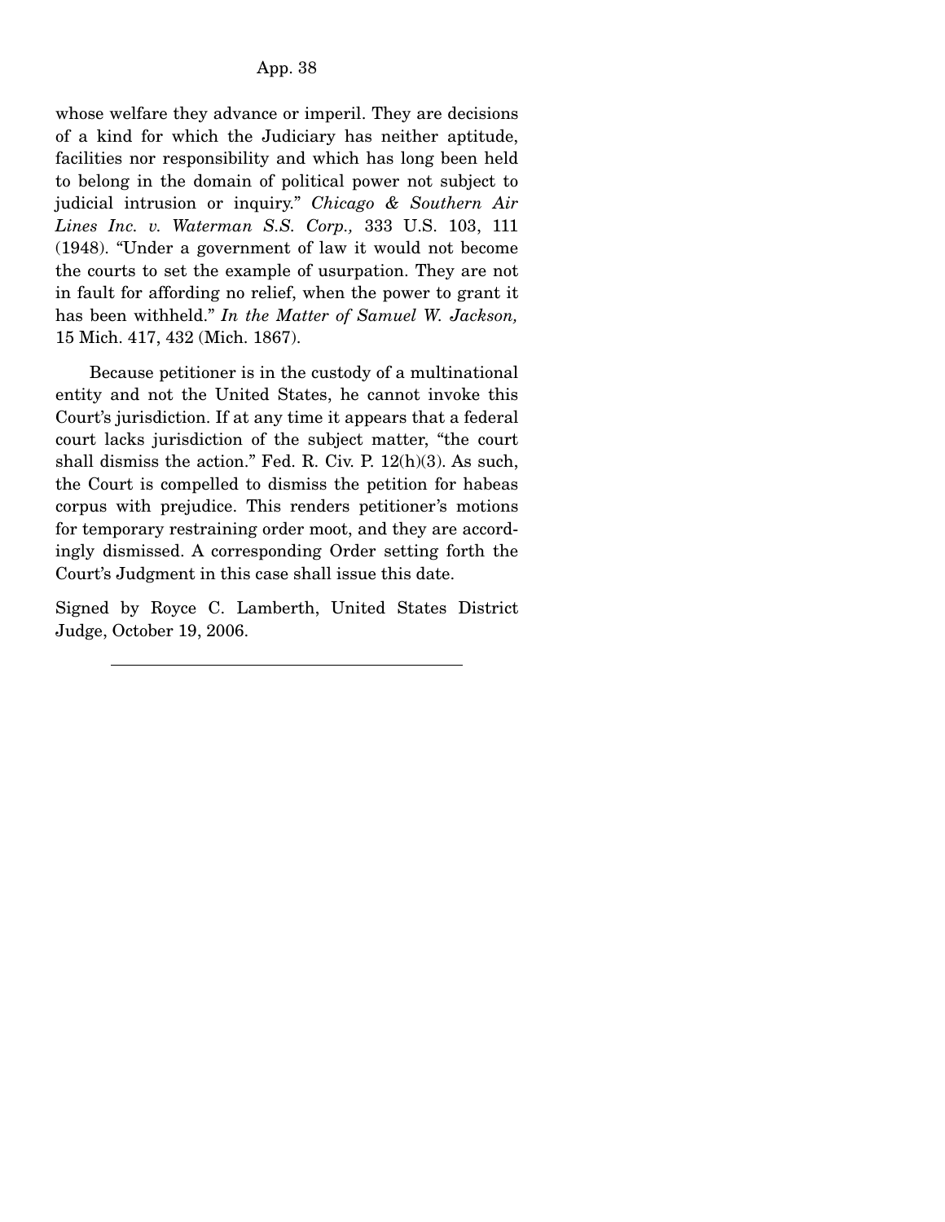whose welfare they advance or imperil. They are decisions of a kind for which the Judiciary has neither aptitude, facilities nor responsibility and which has long been held to belong in the domain of political power not subject to judicial intrusion or inquiry." *Chicago & Southern Air Lines Inc. v. Waterman S.S. Corp.,* 333 U.S. 103, 111 (1948). "Under a government of law it would not become the courts to set the example of usurpation. They are not in fault for affording no relief, when the power to grant it has been withheld." *In the Matter of Samuel W. Jackson,* 15 Mich. 417, 432 (Mich. 1867).

Because petitioner is in the custody of a multinational entity and not the United States, he cannot invoke this Court's jurisdiction. If at any time it appears that a federal court lacks jurisdiction of the subject matter, "the court shall dismiss the action." Fed. R. Civ. P. 12(h)(3). As such, the Court is compelled to dismiss the petition for habeas corpus with prejudice. This renders petitioner's motions for temporary restraining order moot, and they are accordingly dismissed. A corresponding Order setting forth the Court's Judgment in this case shall issue this date.

Signed by Royce C. Lamberth, United States District Judge, October 19, 2006.

---